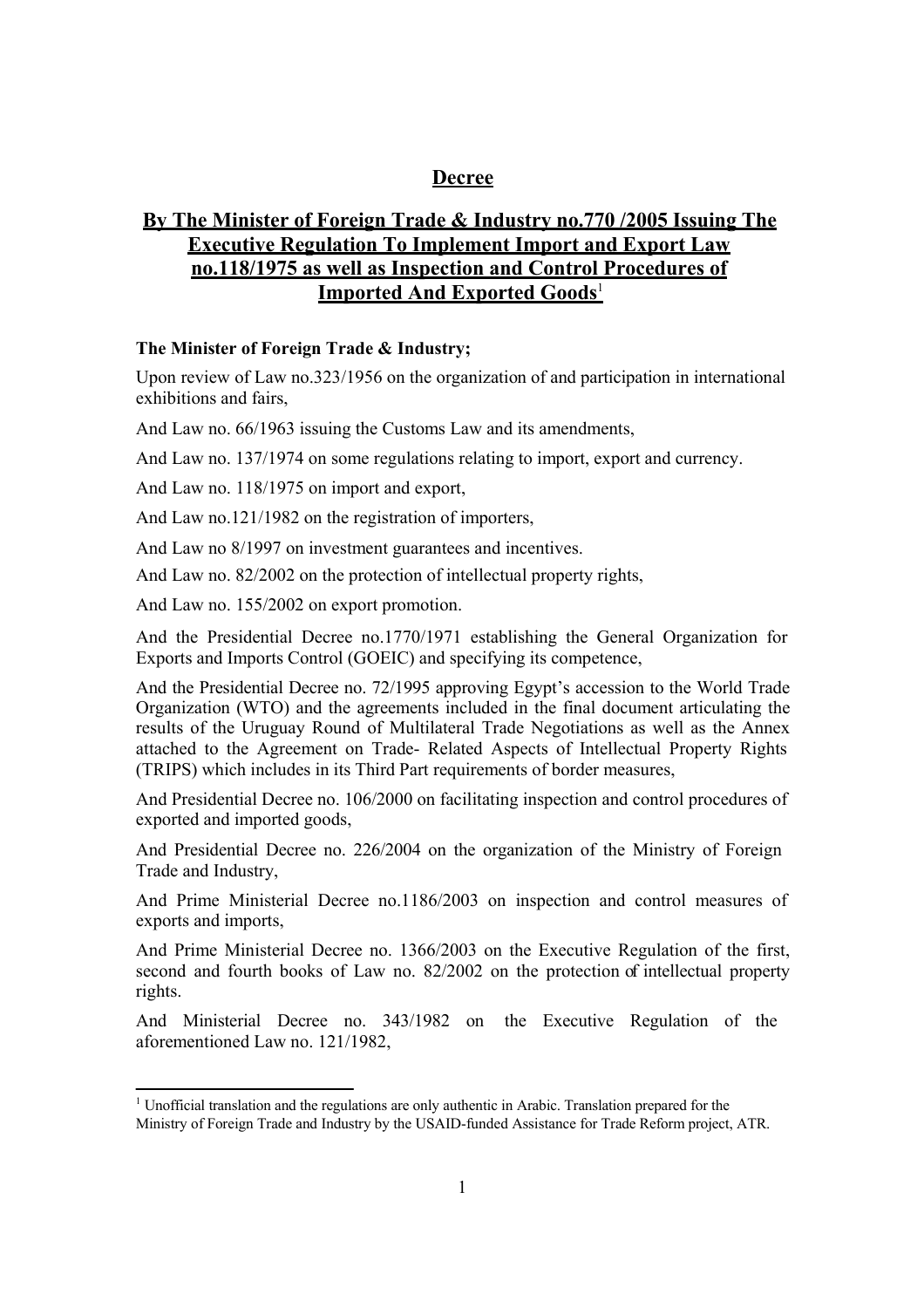# Decree

## By The Minister of Foreign Trade & Industry no.770 /2005 Issuing The Executive Regulation To Implement Import and Export Law no.118/1975 as well as Inspection and Control Procedures of Imported And Exported Goods[1]

**The Minister of Foreign Trade & Industry;**

Upon review of Law no.323/1956 on the organization of and participation in international exhibitions and fairs,

And Law no. 66/1963 issuing the Customs Law and its amendments,

And Law no. 137/1974 on some regulations relating to import, export and currency.

And Law no. 118/1975 on import and export,

And Law no.121/1982 on the registration of importers,

And Law no 8/1997 on investment guarantees and incentives.

And Law no. 82/2002 on the protection of intellectual property rights,

And Law no. 155/2002 on export promotion.

And the Presidential Decree no.1770/1971 establishing the General Organization for Exports and Imports Control (GOEIC) and specifying its competence,

And the Presidential Decree no. 72/1995 approving Egypt's accession to the World Trade Organization (WTO) and the agreements included in the final document articulating the results of the Uruguay Round of Multilateral Trade Negotiations as well as the Annex attached to the Agreement on Trade- Related Aspects of Intellectual Property Rights (TRIPS) which includes in its Third Part requirements of border measures,

And Presidential Decree no. 106/2000 on facilitating inspection and control procedures of exported and imported goods,

And Presidential Decree no. 226/2004 on the organization of the Ministry of Foreign Trade and Industry,

And Prime Ministerial Decree no.1186/2003 on inspection and control measures of exports and imports,

And Prime Ministerial Decree no. 1366/2003 on the Executive Regulation of the first, second and fourth books of Law no. 82/2002 on the protection of intellectual property rights.

And Ministerial Decree no. 343/1982 on the Executive Regulation of the aforementioned Law no. 121/1982,

---

[1] Unofficial translation and the regulations are only authentic in Arabic. Translation prepared for the Ministry of Foreign Trade and Industry by the USAID-funded Assistance for Trade Reform project, ATR.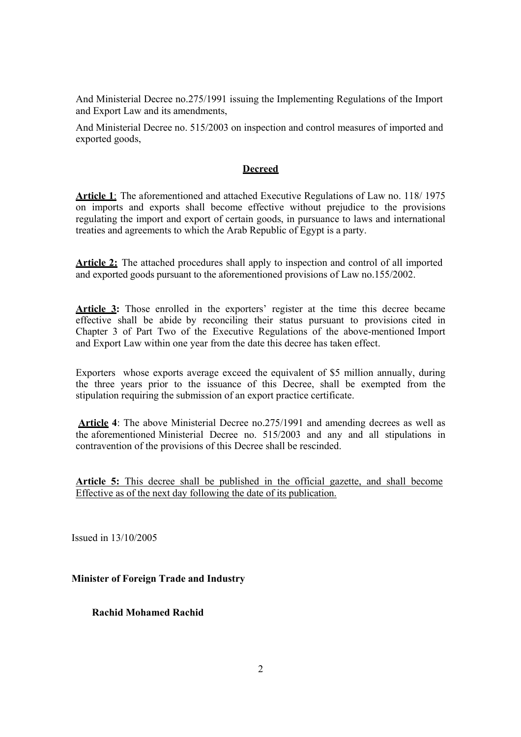And Ministerial Decree no.275/1991 issuing the Implementing Regulations of the Import and Export Law and its amendments,

And Ministerial Decree no. 515/2003 on inspection and control measures of imported and exported goods,

## Decreed

**Article 1**: The aforementioned and attached Executive Regulations of Law no. 118/ 1975 on imports and exports shall become effective without prejudice to the provisions regulating the import and export of certain goods, in pursuance to laws and international treaties and agreements to which the Arab Republic of Egypt is a party.

**Article 2:** The attached procedures shall apply to inspection and control of all imported and exported goods pursuant to the aforementioned provisions of Law no.155/2002.

**Article 3:** Those enrolled in the exporters' register at the time this decree became effective shall be abide by reconciling their status pursuant to provisions cited in Chapter 3 of Part Two of the Executive Regulations of the above-mentioned Import and Export Law within one year from the date this decree has taken effect.

Exporters whose exports average exceed the equivalent of $5 million annually, during the three years prior to the issuance of this Decree, shall be exempted from the stipulation requiring the submission of an export practice certificate.

**Article 4**: The above Ministerial Decree no.275/1991 and amending decrees as well as the aforementioned Ministerial Decree no. 515/2003 and any and all stipulations in contravention of the provisions of this Decree shall be rescinded.

**Article 5:** This decree shall be published in the official gazette, and shall become Effective as of the next day following the date of its publication.

Issued in 13/10/2005

**Minister of Foreign Trade and Industry**

**Rachid Mohamed Rachid**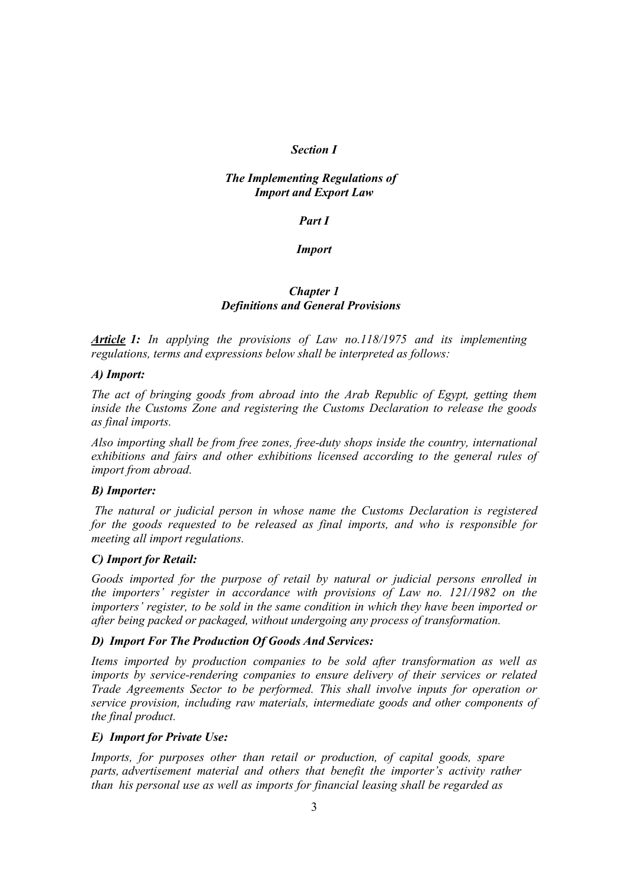# *Section I*

## *The Implementing Regulations of Import and Export Law*

## *Part I*

## *Import*

### *Chapter 1*
### *Definitions and General Provisions*

***Article 1:*** *In applying the provisions of Law no.118/1975 and its implementing regulations, terms and expressions below shall be interpreted as follows:*

***A) Import:***

*The act of bringing goods from abroad into the Arab Republic of Egypt, getting them inside the Customs Zone and registering the Customs Declaration to release the goods as final imports.*

*Also importing shall be from free zones, free-duty shops inside the country, international exhibitions and fairs and other exhibitions licensed according to the general rules of import from abroad.*

***B) Importer:***

*The natural or judicial person in whose name the Customs Declaration is registered for the goods requested to be released as final imports, and who is responsible for meeting all import regulations.*

***C) Import for Retail:***

*Goods imported for the purpose of retail by natural or judicial persons enrolled in the importers' register in accordance with provisions of Law no. 121/1982 on the importers' register, to be sold in the same condition in which they have been imported or after being packed or packaged, without undergoing any process of transformation.*

***D) Import For The Production Of Goods And Services:***

*Items imported by production companies to be sold after transformation as well as imports by service-rendering companies to ensure delivery of their services or related Trade Agreements Sector to be performed. This shall involve inputs for operation or service provision, including raw materials, intermediate goods and other components of the final product.*

***E) Import for Private Use:***

*Imports, for purposes other than retail or production, of capital goods, spare parts, advertisement material and others that benefit the importer's activity rather than his personal use as well as imports for financial leasing shall be regarded as*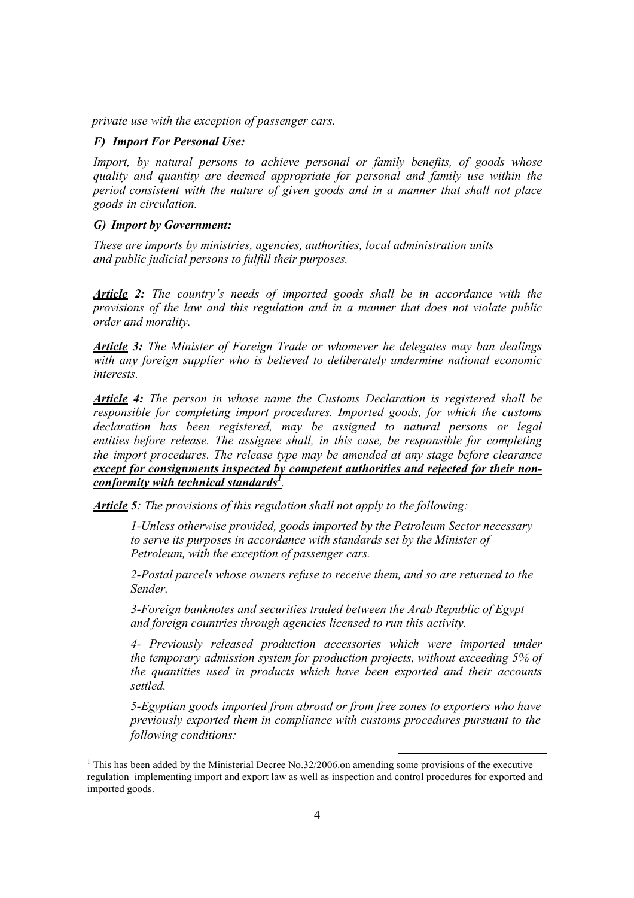*private use with the exception of passenger cars.*

***F) Import For Personal Use:***

*Import, by natural persons to achieve personal or family benefits, of goods whose quality and quantity are deemed appropriate for personal and family use within the period consistent with the nature of given goods and in a manner that shall not place goods in circulation.*

***G) Import by Government:***

*These are imports by ministries, agencies, authorities, local administration units and public judicial persons to fulfill their purposes.*

***Article 2:*** *The country's needs of imported goods shall be in accordance with the provisions of the law and this regulation and in a manner that does not violate public order and morality.*

***Article 3:*** *The Minister of Foreign Trade or whomever he delegates may ban dealings with any foreign supplier who is believed to deliberately undermine national economic interests.*

***Article 4:*** *The person in whose name the Customs Declaration is registered shall be responsible for completing import procedures. Imported goods, for which the customs declaration has been registered, may be assigned to natural persons or legal entities before release. The assignee shall, in this case, be responsible for completing the import procedures. The release type may be amended at any stage before clearance* ***except for consignments inspected by competent authorities and rejected for their non-conformity with technical standards***[1].

***Article 5****: The provisions of this regulation shall not apply to the following:*

*1-Unless otherwise provided, goods imported by the Petroleum Sector necessary to serve its purposes in accordance with standards set by the Minister of Petroleum, with the exception of passenger cars.*

*2-Postal parcels whose owners refuse to receive them, and so are returned to the Sender.*

*3-Foreign banknotes and securities traded between the Arab Republic of Egypt and foreign countries through agencies licensed to run this activity.*

*4- Previously released production accessories which were imported under the temporary admission system for production projects, without exceeding 5% of the quantities used in products which have been exported and their accounts settled.*

*5-Egyptian goods imported from abroad or from free zones to exporters who have previously exported them in compliance with customs procedures pursuant to the following conditions:*

---

[1] This has been added by the Ministerial Decree No.32/2006.on amending some provisions of the executive regulation implementing import and export law as well as inspection and control procedures for exported and imported goods.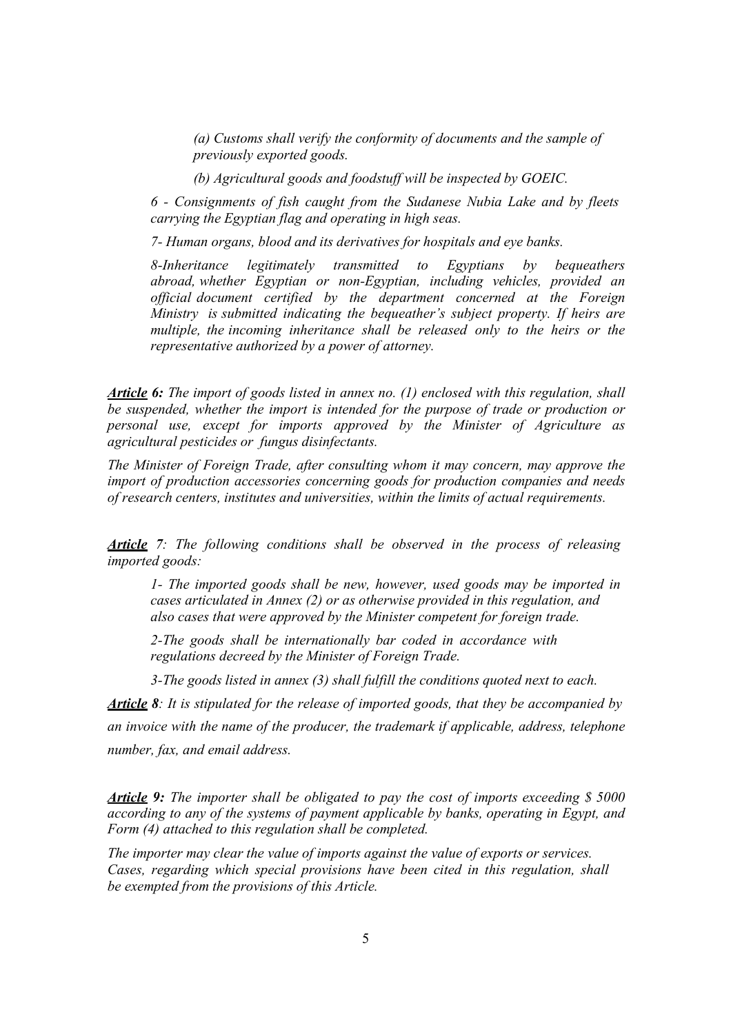*(a) Customs shall verify the conformity of documents and the sample of previously exported goods.*

*(b) Agricultural goods and foodstuff will be inspected by GOEIC.*

*6 - Consignments of fish caught from the Sudanese Nubia Lake and by fleets carrying the Egyptian flag and operating in high seas.*

*7- Human organs, blood and its derivatives for hospitals and eye banks.*

*8-Inheritance legitimately transmitted to Egyptians by bequeathers abroad, whether Egyptian or non-Egyptian, including vehicles, provided an official document certified by the department concerned at the Foreign Ministry is submitted indicating the bequeather's subject property. If heirs are multiple, the incoming inheritance shall be released only to the heirs or the representative authorized by a power of attorney.*

***Article 6:*** *The import of goods listed in annex no. (1) enclosed with this regulation, shall be suspended, whether the import is intended for the purpose of trade or production or personal use, except for imports approved by the Minister of Agriculture as agricultural pesticides or fungus disinfectants.*

*The Minister of Foreign Trade, after consulting whom it may concern, may approve the import of production accessories concerning goods for production companies and needs of research centers, institutes and universities, within the limits of actual requirements.*

***Article 7:*** *The following conditions shall be observed in the process of releasing imported goods:*

*1- The imported goods shall be new, however, used goods may be imported in cases articulated in Annex (2) or as otherwise provided in this regulation, and also cases that were approved by the Minister competent for foreign trade.*

*2-The goods shall be internationally bar coded in accordance with regulations decreed by the Minister of Foreign Trade.*

*3-The goods listed in annex (3) shall fulfill the conditions quoted next to each.*

***Article 8:*** *It is stipulated for the release of imported goods, that they be accompanied by an invoice with the name of the producer, the trademark if applicable, address, telephone number, fax, and email address.*

***Article 9:*** *The importer shall be obligated to pay the cost of imports exceeding $ 5000 according to any of the systems of payment applicable by banks, operating in Egypt, and Form (4) attached to this regulation shall be completed.*

*The importer may clear the value of imports against the value of exports or services. Cases, regarding which special provisions have been cited in this regulation, shall be exempted from the provisions of this Article.*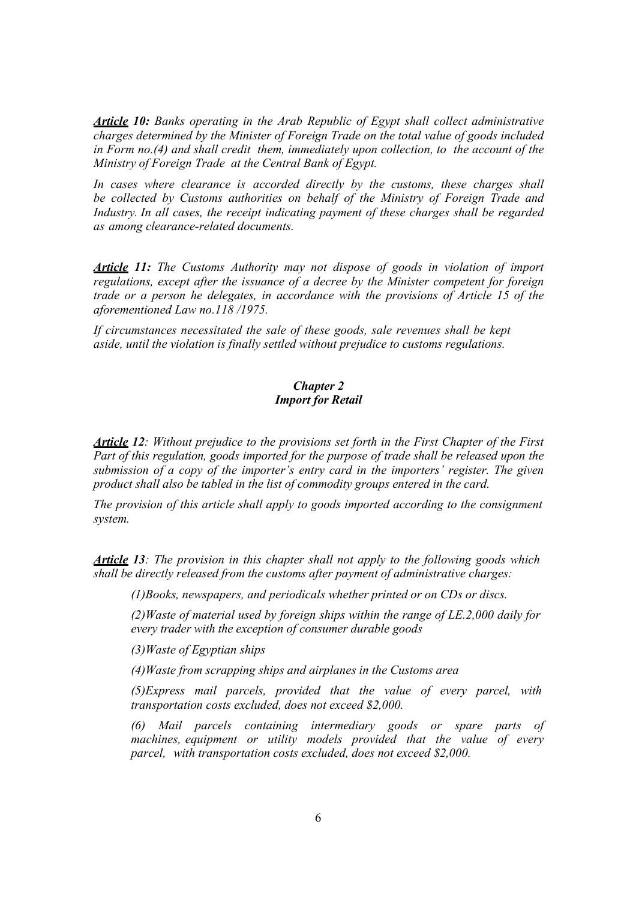***Article* 10:** *Banks operating in the Arab Republic of Egypt shall collect administrative charges determined by the Minister of Foreign Trade on the total value of goods included in Form no.(4) and shall credit them, immediately upon collection, to the account of the Ministry of Foreign Trade at the Central Bank of Egypt.*

*In cases where clearance is accorded directly by the customs, these charges shall be collected by Customs authorities on behalf of the Ministry of Foreign Trade and Industry. In all cases, the receipt indicating payment of these charges shall be regarded as among clearance-related documents.*

***Article* 11:** *The Customs Authority may not dispose of goods in violation of import regulations, except after the issuance of a decree by the Minister competent for foreign trade or a person he delegates, in accordance with the provisions of Article 15 of the aforementioned Law no.118 /1975.*

*If circumstances necessitated the sale of these goods, sale revenues shall be kept aside, until the violation is finally settled without prejudice to customs regulations.*

### *Chapter 2*
### *Import for Retail*

***Article* 12**: *Without prejudice to the provisions set forth in the First Chapter of the First Part of this regulation, goods imported for the purpose of trade shall be released upon the submission of a copy of the importer's entry card in the importers' register. The given product shall also be tabled in the list of commodity groups entered in the card.*

*The provision of this article shall apply to goods imported according to the consignment system.*

***Article* 13**: *The provision in this chapter shall not apply to the following goods which shall be directly released from the customs after payment of administrative charges:*

> *(1)Books, newspapers, and periodicals whether printed or on CDs or discs.*
>
> *(2)Waste of material used by foreign ships within the range of LE.2,000 daily for every trader with the exception of consumer durable goods*
>
> *(3)Waste of Egyptian ships*
>
> *(4)Waste from scrapping ships and airplanes in the Customs area*
>
> *(5)Express mail parcels, provided that the value of every parcel, with transportation costs excluded, does not exceed $2,000.*
>
> *(6) Mail parcels containing intermediary goods or spare parts of machines, equipment or utility models provided that the value of every parcel, with transportation costs excluded, does not exceed $2,000.*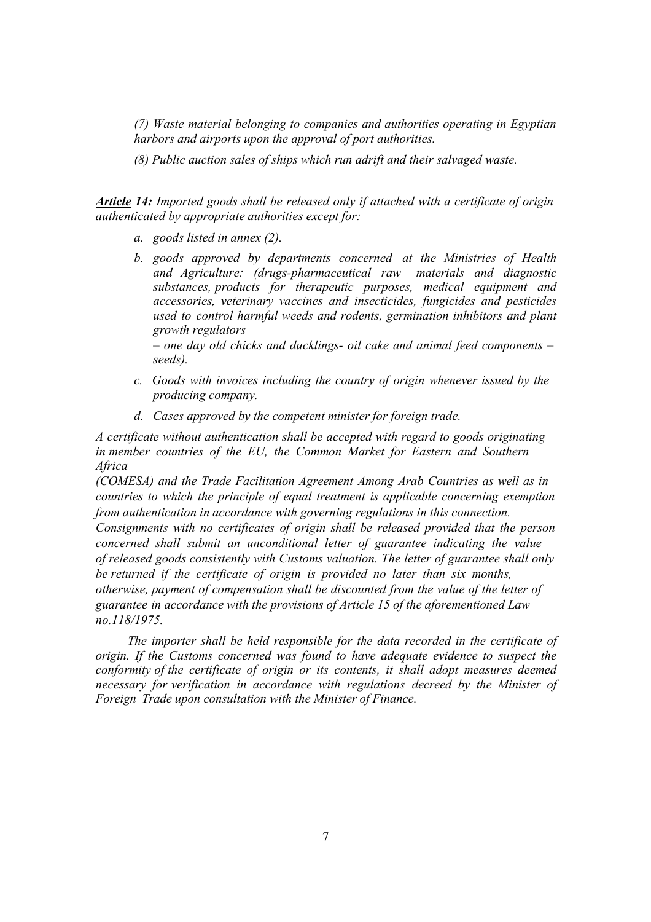*(7) Waste material belonging to companies and authorities operating in Egyptian harbors and airports upon the approval of port authorities.*

*(8) Public auction sales of ships which run adrift and their salvaged waste.*

***Article 14:*** *Imported goods shall be released only if attached with a certificate of origin authenticated by appropriate authorities except for:*

- *a. goods listed in annex (2).*
- *b. goods approved by departments concerned at the Ministries of Health and Agriculture: (drugs-pharmaceutical raw materials and diagnostic substances, products for therapeutic purposes, medical equipment and accessories, veterinary vaccines and insecticides, fungicides and pesticides used to control harmful weeds and rodents, germination inhibitors and plant growth regulators – one day old chicks and ducklings- oil cake and animal feed components – seeds).*
- *c. Goods with invoices including the country of origin whenever issued by the producing company.*
- *d. Cases approved by the competent minister for foreign trade.*

*A certificate without authentication shall be accepted with regard to goods originating in member countries of the EU, the Common Market for Eastern and Southern Africa (COMESA) and the Trade Facilitation Agreement Among Arab Countries as well as in countries to which the principle of equal treatment is applicable concerning exemption from authentication in accordance with governing regulations in this connection. Consignments with no certificates of origin shall be released provided that the person concerned shall submit an unconditional letter of guarantee indicating the value of released goods consistently with Customs valuation. The letter of guarantee shall only be returned if the certificate of origin is provided no later than six months, otherwise, payment of compensation shall be discounted from the value of the letter of guarantee in accordance with the provisions of Article 15 of the aforementioned Law no.118/1975.*

*The importer shall be held responsible for the data recorded in the certificate of origin. If the Customs concerned was found to have adequate evidence to suspect the conformity of the certificate of origin or its contents, it shall adopt measures deemed necessary for verification in accordance with regulations decreed by the Minister of Foreign Trade upon consultation with the Minister of Finance.*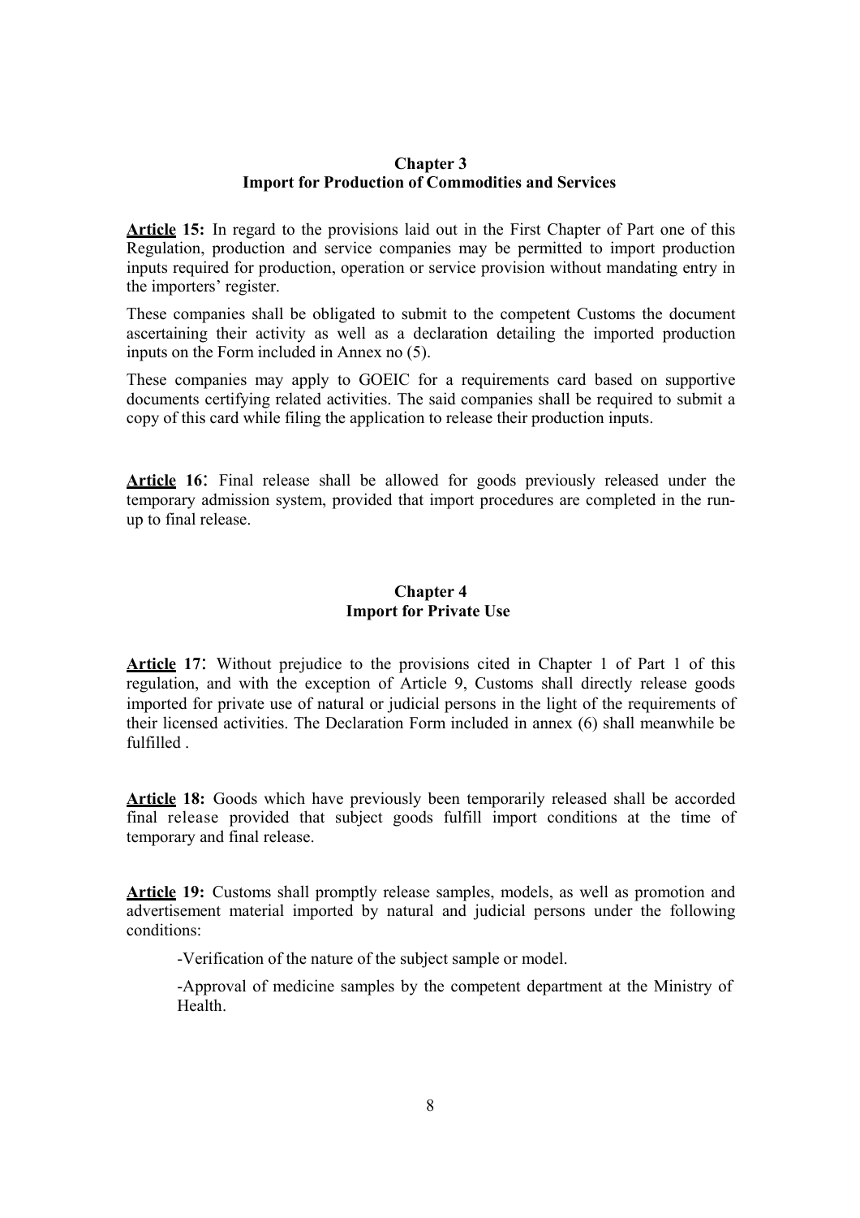## Chapter 3
## Import for Production of Commodities and Services

**Article 15:** In regard to the provisions laid out in the First Chapter of Part one of this Regulation, production and service companies may be permitted to import production inputs required for production, operation or service provision without mandating entry in the importers' register.

These companies shall be obligated to submit to the competent Customs the document ascertaining their activity as well as a declaration detailing the imported production inputs on the Form included in Annex no (5).

These companies may apply to GOEIC for a requirements card based on supportive documents certifying related activities. The said companies shall be required to submit a copy of this card while filing the application to release their production inputs.

**Article 16**: Final release shall be allowed for goods previously released under the temporary admission system, provided that import procedures are completed in the run-up to final release.

## Chapter 4
## Import for Private Use

**Article 17**: Without prejudice to the provisions cited in Chapter 1 of Part 1 of this regulation, and with the exception of Article 9, Customs shall directly release goods imported for private use of natural or judicial persons in the light of the requirements of their licensed activities. The Declaration Form included in annex (6) shall meanwhile be fulfilled .

**Article 18:** Goods which have previously been temporarily released shall be accorded final release provided that subject goods fulfill import conditions at the time of temporary and final release.

**Article 19:** Customs shall promptly release samples, models, as well as promotion and advertisement material imported by natural and judicial persons under the following conditions:

-Verification of the nature of the subject sample or model.

-Approval of medicine samples by the competent department at the Ministry of Health.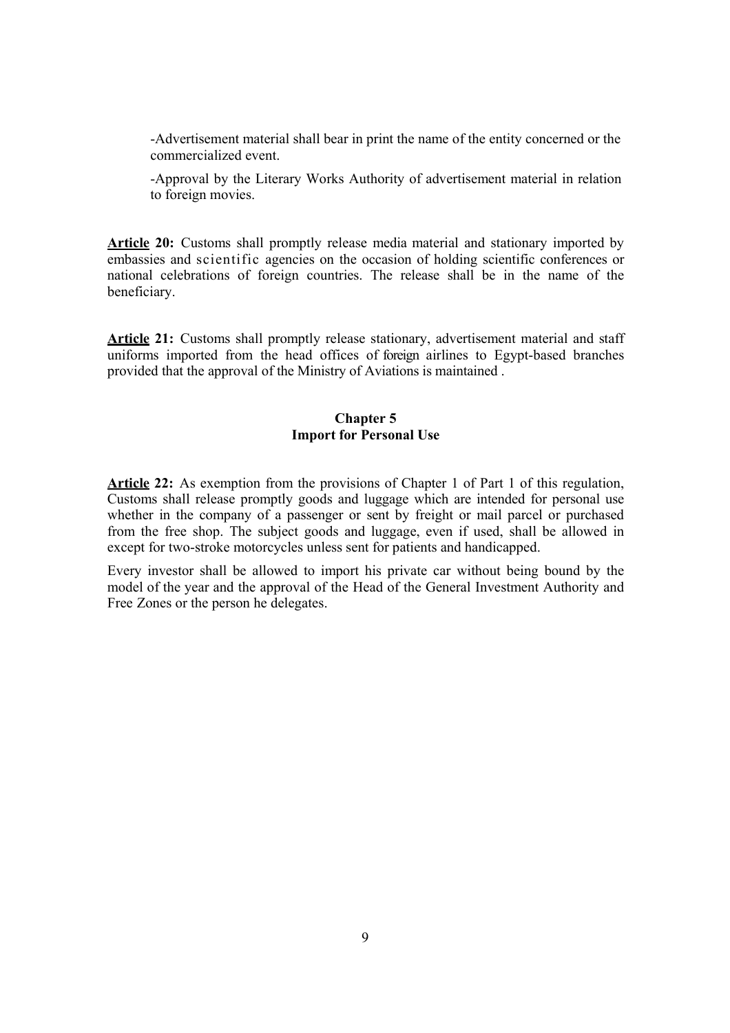-Advertisement material shall bear in print the name of the entity concerned or the commercialized event.

-Approval by the Literary Works Authority of advertisement material in relation to foreign movies.

**Article 20:** Customs shall promptly release media material and stationary imported by embassies and scientific agencies on the occasion of holding scientific conferences or national celebrations of foreign countries. The release shall be in the name of the beneficiary.

**Article 21:** Customs shall promptly release stationary, advertisement material and staff uniforms imported from the head offices of foreign airlines to Egypt-based branches provided that the approval of the Ministry of Aviations is maintained .

## Chapter 5
## Import for Personal Use

**Article 22:** As exemption from the provisions of Chapter 1 of Part 1 of this regulation, Customs shall release promptly goods and luggage which are intended for personal use whether in the company of a passenger or sent by freight or mail parcel or purchased from the free shop. The subject goods and luggage, even if used, shall be allowed in except for two-stroke motorcycles unless sent for patients and handicapped.

Every investor shall be allowed to import his private car without being bound by the model of the year and the approval of the Head of the General Investment Authority and Free Zones or the person he delegates.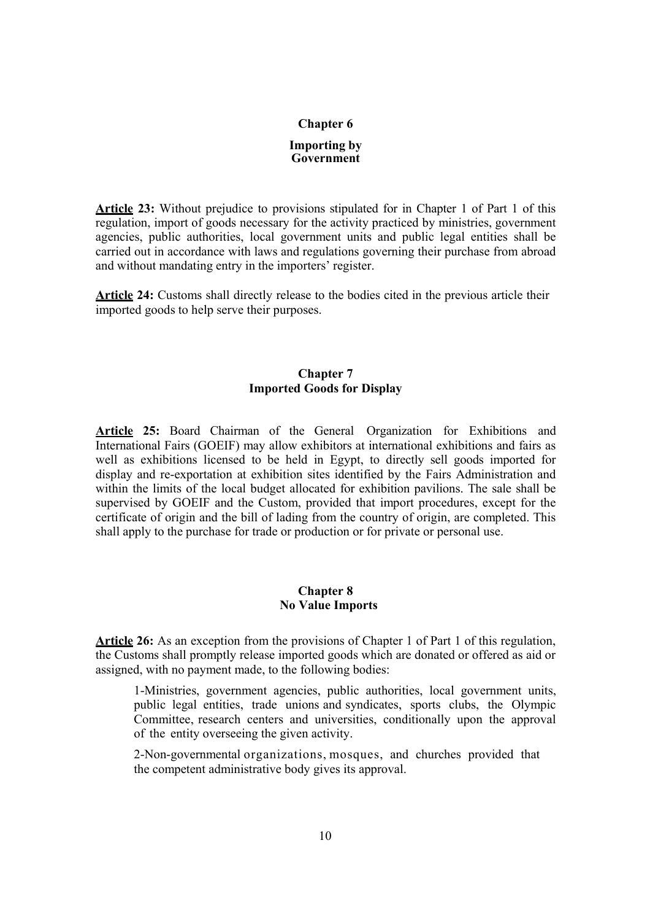## Chapter 6

### Importing by Government

**Article 23:** Without prejudice to provisions stipulated for in Chapter 1 of Part 1 of this regulation, import of goods necessary for the activity practiced by ministries, government agencies, public authorities, local government units and public legal entities shall be carried out in accordance with laws and regulations governing their purchase from abroad and without mandating entry in the importers' register.

**Article 24:** Customs shall directly release to the bodies cited in the previous article their imported goods to help serve their purposes.

## Chapter 7

### Imported Goods for Display

**Article 25:** Board Chairman of the General Organization for Exhibitions and International Fairs (GOEIF) may allow exhibitors at international exhibitions and fairs as well as exhibitions licensed to be held in Egypt, to directly sell goods imported for display and re-exportation at exhibition sites identified by the Fairs Administration and within the limits of the local budget allocated for exhibition pavilions. The sale shall be supervised by GOEIF and the Custom, provided that import procedures, except for the certificate of origin and the bill of lading from the country of origin, are completed. This shall apply to the purchase for trade or production or for private or personal use.

## Chapter 8

### No Value Imports

**Article 26:** As an exception from the provisions of Chapter 1 of Part 1 of this regulation, the Customs shall promptly release imported goods which are donated or offered as aid or assigned, with no payment made, to the following bodies:

1-Ministries, government agencies, public authorities, local government units, public legal entities, trade unions and syndicates, sports clubs, the Olympic Committee, research centers and universities, conditionally upon the approval of the entity overseeing the given activity.

2-Non-governmental organizations, mosques, and churches provided that the competent administrative body gives its approval.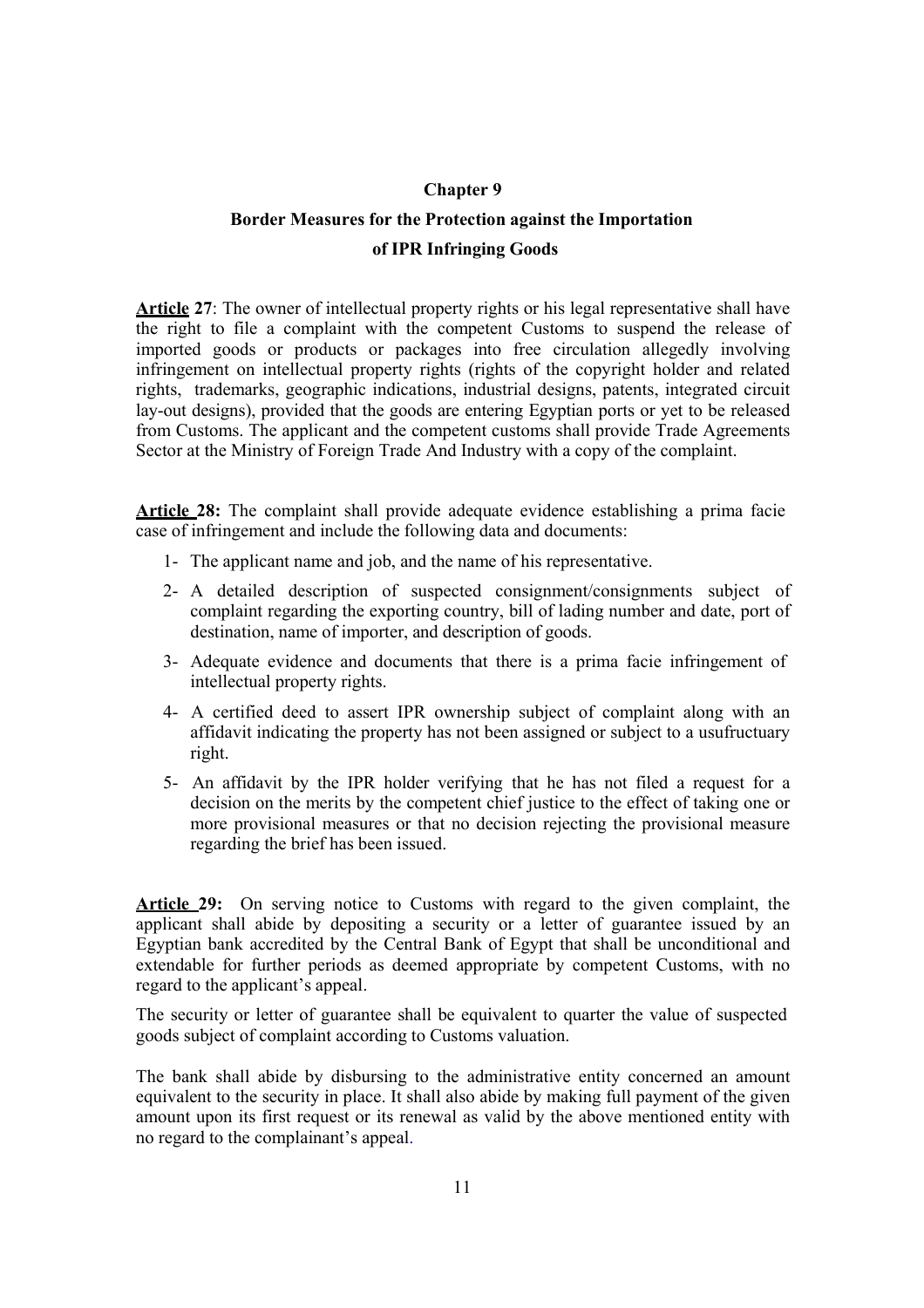## Chapter 9

## Border Measures for the Protection against the Importation of IPR Infringing Goods

**Article 27**: The owner of intellectual property rights or his legal representative shall have the right to file a complaint with the competent Customs to suspend the release of imported goods or products or packages into free circulation allegedly involving infringement on intellectual property rights (rights of the copyright holder and related rights, trademarks, geographic indications, industrial designs, patents, integrated circuit lay-out designs), provided that the goods are entering Egyptian ports or yet to be released from Customs. The applicant and the competent customs shall provide Trade Agreements Sector at the Ministry of Foreign Trade And Industry with a copy of the complaint.

**Article 28:** The complaint shall provide adequate evidence establishing a prima facie case of infringement and include the following data and documents:

1- The applicant name and job, and the name of his representative.

2- A detailed description of suspected consignment/consignments subject of complaint regarding the exporting country, bill of lading number and date, port of destination, name of importer, and description of goods.

3- Adequate evidence and documents that there is a prima facie infringement of intellectual property rights.

4- A certified deed to assert IPR ownership subject of complaint along with an affidavit indicating the property has not been assigned or subject to a usufructuary right.

5- An affidavit by the IPR holder verifying that he has not filed a request for a decision on the merits by the competent chief justice to the effect of taking one or more provisional measures or that no decision rejecting the provisional measure regarding the brief has been issued.

**Article 29:** On serving notice to Customs with regard to the given complaint, the applicant shall abide by depositing a security or a letter of guarantee issued by an Egyptian bank accredited by the Central Bank of Egypt that shall be unconditional and extendable for further periods as deemed appropriate by competent Customs, with no regard to the applicant's appeal.

The security or letter of guarantee shall be equivalent to quarter the value of suspected goods subject of complaint according to Customs valuation.

The bank shall abide by disbursing to the administrative entity concerned an amount equivalent to the security in place. It shall also abide by making full payment of the given amount upon its first request or its renewal as valid by the above mentioned entity with no regard to the complainant's appeal.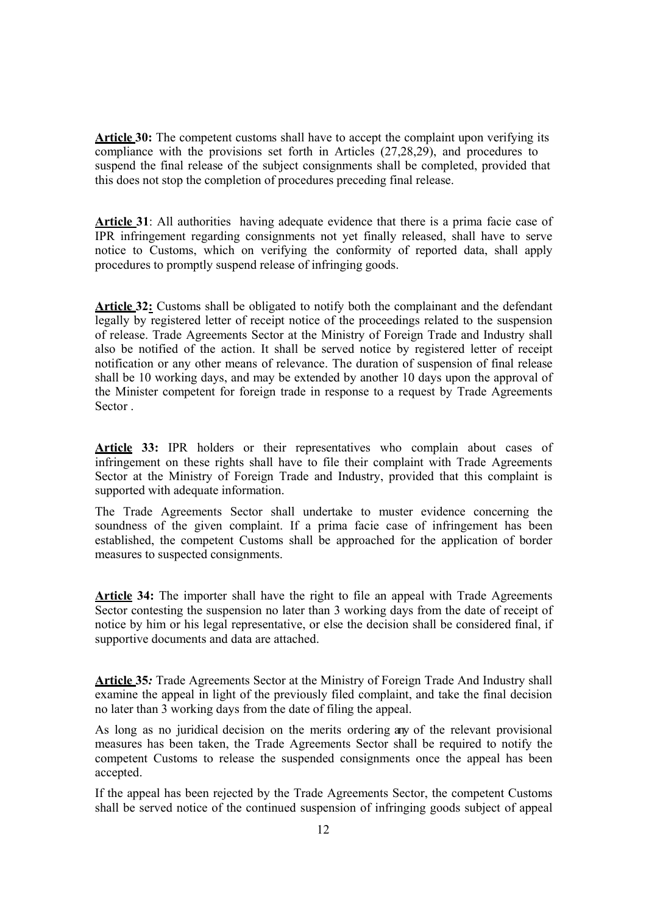**Article 30:** The competent customs shall have to accept the complaint upon verifying its compliance with the provisions set forth in Articles (27,28,29), and procedures to suspend the final release of the subject consignments shall be completed, provided that this does not stop the completion of procedures preceding final release.

**Article 31**: All authorities having adequate evidence that there is a prima facie case of IPR infringement regarding consignments not yet finally released, shall have to serve notice to Customs, which on verifying the conformity of reported data, shall apply procedures to promptly suspend release of infringing goods.

**Article 32:** Customs shall be obligated to notify both the complainant and the defendant legally by registered letter of receipt notice of the proceedings related to the suspension of release. Trade Agreements Sector at the Ministry of Foreign Trade and Industry shall also be notified of the action. It shall be served notice by registered letter of receipt notification or any other means of relevance. The duration of suspension of final release shall be 10 working days, and may be extended by another 10 days upon the approval of the Minister competent for foreign trade in response to a request by Trade Agreements Sector .

**Article 33:** IPR holders or their representatives who complain about cases of infringement on these rights shall have to file their complaint with Trade Agreements Sector at the Ministry of Foreign Trade and Industry, provided that this complaint is supported with adequate information.

The Trade Agreements Sector shall undertake to muster evidence concerning the soundness of the given complaint. If a prima facie case of infringement has been established, the competent Customs shall be approached for the application of border measures to suspected consignments.

**Article 34:** The importer shall have the right to file an appeal with Trade Agreements Sector contesting the suspension no later than 3 working days from the date of receipt of notice by him or his legal representative, or else the decision shall be considered final, if supportive documents and data are attached.

**Article 35***:* Trade Agreements Sector at the Ministry of Foreign Trade And Industry shall examine the appeal in light of the previously filed complaint, and take the final decision no later than 3 working days from the date of filing the appeal.

As long as no juridical decision on the merits ordering any of the relevant provisional measures has been taken, the Trade Agreements Sector shall be required to notify the competent Customs to release the suspended consignments once the appeal has been accepted.

If the appeal has been rejected by the Trade Agreements Sector, the competent Customs shall be served notice of the continued suspension of infringing goods subject of appeal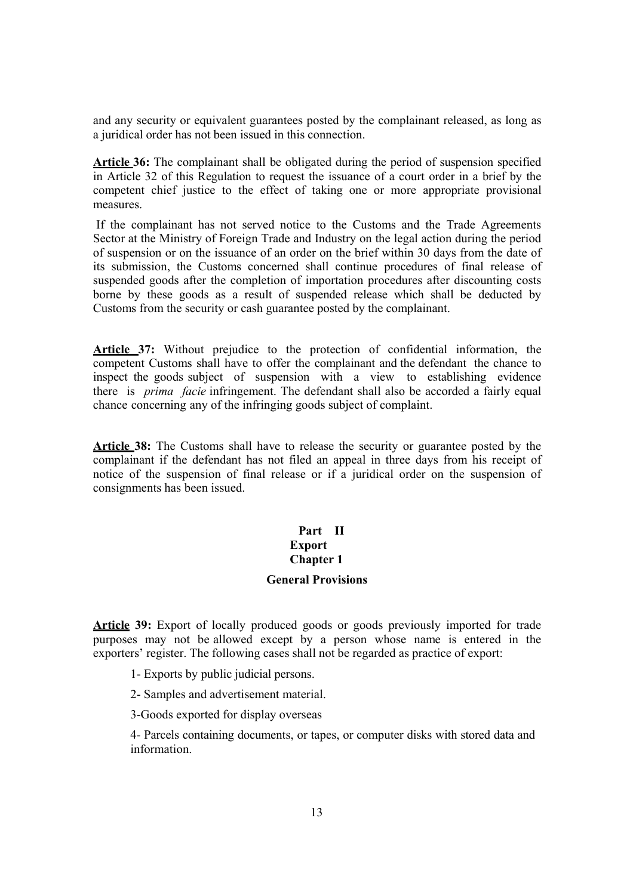and any security or equivalent guarantees posted by the complainant released, as long as a juridical order has not been issued in this connection.

**Article 36:** The complainant shall be obligated during the period of suspension specified in Article 32 of this Regulation to request the issuance of a court order in a brief by the competent chief justice to the effect of taking one or more appropriate provisional measures.

If the complainant has not served notice to the Customs and the Trade Agreements Sector at the Ministry of Foreign Trade and Industry on the legal action during the period of suspension or on the issuance of an order on the brief within 30 days from the date of its submission, the Customs concerned shall continue procedures of final release of suspended goods after the completion of importation procedures after discounting costs borne by these goods as a result of suspended release which shall be deducted by Customs from the security or cash guarantee posted by the complainant.

**Article 37:** Without prejudice to the protection of confidential information, the competent Customs shall have to offer the complainant and the defendant the chance to inspect the goods subject of suspension with a view to establishing evidence there is *prima facie* infringement. The defendant shall also be accorded a fairly equal chance concerning any of the infringing goods subject of complaint.

**Article 38:** The Customs shall have to release the security or guarantee posted by the complainant if the defendant has not filed an appeal in three days from his receipt of notice of the suspension of final release or if a juridical order on the suspension of consignments has been issued.

# Part II

# Export

## Chapter 1

### General Provisions

**Article 39:** Export of locally produced goods or goods previously imported for trade purposes may not be allowed except by a person whose name is entered in the exporters' register. The following cases shall not be regarded as practice of export:

1- Exports by public judicial persons.

2- Samples and advertisement material.

3-Goods exported for display overseas

4- Parcels containing documents, or tapes, or computer disks with stored data and information.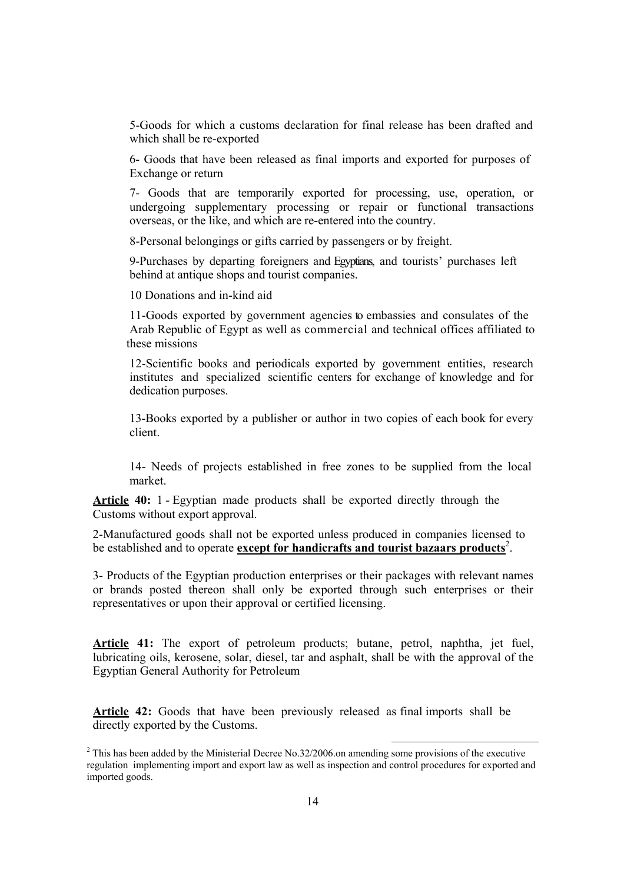5-Goods for which a customs declaration for final release has been drafted and which shall be re-exported

6- Goods that have been released as final imports and exported for purposes of Exchange or return

7- Goods that are temporarily exported for processing, use, operation, or undergoing supplementary processing or repair or functional transactions overseas, or the like, and which are re-entered into the country.

8-Personal belongings or gifts carried by passengers or by freight.

9-Purchases by departing foreigners and Egyptians, and tourists' purchases left behind at antique shops and tourist companies.

10 Donations and in-kind aid

11-Goods exported by government agencies to embassies and consulates of the Arab Republic of Egypt as well as commercial and technical offices affiliated to these missions

12-Scientific books and periodicals exported by government entities, research institutes and specialized scientific centers for exchange of knowledge and for dedication purposes.

13-Books exported by a publisher or author in two copies of each book for every client.

14- Needs of projects established in free zones to be supplied from the local market.

**Article 40:** 1 - Egyptian made products shall be exported directly through the Customs without export approval.

2-Manufactured goods shall not be exported unless produced in companies licensed to be established and to operate **except for handicrafts and tourist bazaars products**[2].

3- Products of the Egyptian production enterprises or their packages with relevant names or brands posted thereon shall only be exported through such enterprises or their representatives or upon their approval or certified licensing.

**Article 41:** The export of petroleum products; butane, petrol, naphtha, jet fuel, lubricating oils, kerosene, solar, diesel, tar and asphalt, shall be with the approval of the Egyptian General Authority for Petroleum

**Article 42:** Goods that have been previously released as final imports shall be directly exported by the Customs.

[2] This has been added by the Ministerial Decree No.32/2006.on amending some provisions of the executive regulation implementing import and export law as well as inspection and control procedures for exported and imported goods.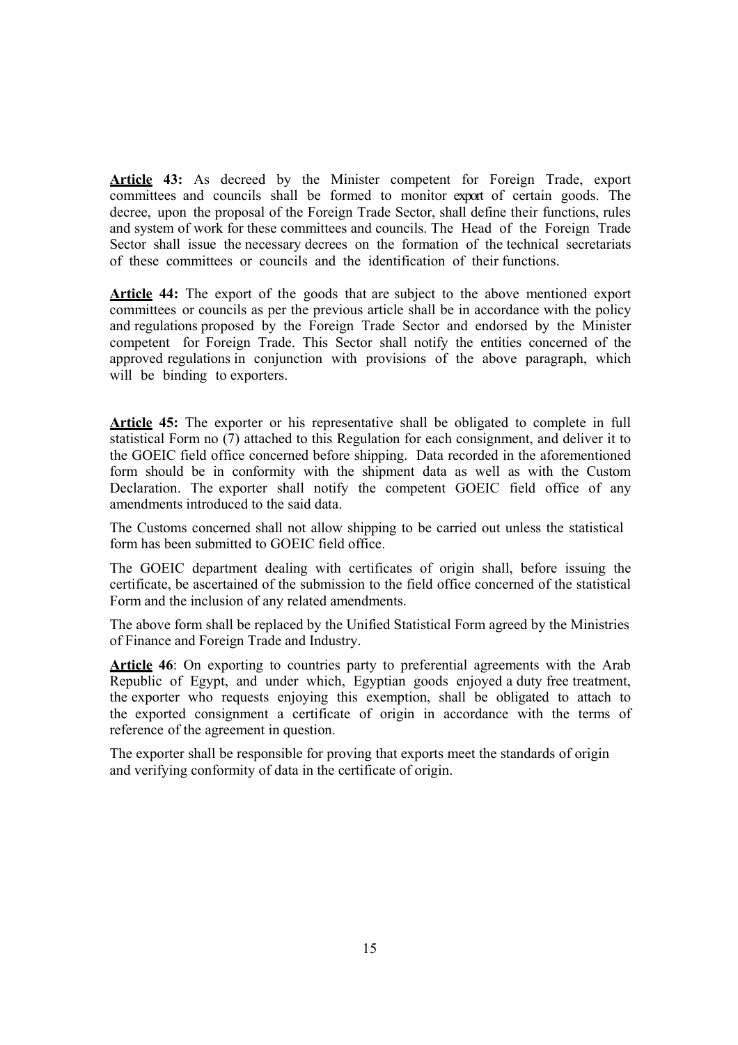**Article 43:** As decreed by the Minister competent for Foreign Trade, export committees and councils shall be formed to monitor export of certain goods. The decree, upon the proposal of the Foreign Trade Sector, shall define their functions, rules and system of work for these committees and councils. The Head of the Foreign Trade Sector shall issue the necessary decrees on the formation of the technical secretariats of these committees or councils and the identification of their functions.

**Article 44:** The export of the goods that are subject to the above mentioned export committees or councils as per the previous article shall be in accordance with the policy and regulations proposed by the Foreign Trade Sector and endorsed by the Minister competent for Foreign Trade. This Sector shall notify the entities concerned of the approved regulations in conjunction with provisions of the above paragraph, which will be binding to exporters.

**Article 45:** The exporter or his representative shall be obligated to complete in full statistical Form no (7) attached to this Regulation for each consignment, and deliver it to the GOEIC field office concerned before shipping. Data recorded in the aforementioned form should be in conformity with the shipment data as well as with the Custom Declaration. The exporter shall notify the competent GOEIC field office of any amendments introduced to the said data.

The Customs concerned shall not allow shipping to be carried out unless the statistical form has been submitted to GOEIC field office.

The GOEIC department dealing with certificates of origin shall, before issuing the certificate, be ascertained of the submission to the field office concerned of the statistical Form and the inclusion of any related amendments.

The above form shall be replaced by the Unified Statistical Form agreed by the Ministries of Finance and Foreign Trade and Industry.

**Article 46**: On exporting to countries party to preferential agreements with the Arab Republic of Egypt, and under which, Egyptian goods enjoyed a duty free treatment, the exporter who requests enjoying this exemption, shall be obligated to attach to the exported consignment a certificate of origin in accordance with the terms of reference of the agreement in question.

The exporter shall be responsible for proving that exports meet the standards of origin and verifying conformity of data in the certificate of origin.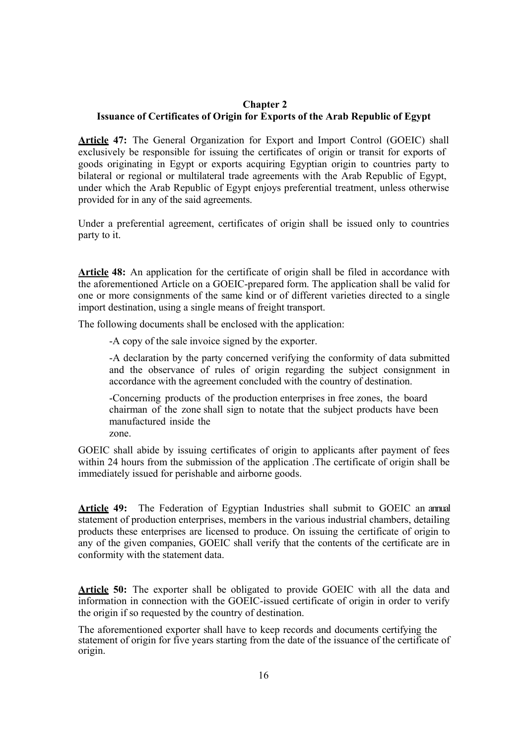## Chapter 2
## Issuance of Certificates of Origin for Exports of the Arab Republic of Egypt

**Article 47:** The General Organization for Export and Import Control (GOEIC) shall exclusively be responsible for issuing the certificates of origin or transit for exports of goods originating in Egypt or exports acquiring Egyptian origin to countries party to bilateral or regional or multilateral trade agreements with the Arab Republic of Egypt, under which the Arab Republic of Egypt enjoys preferential treatment, unless otherwise provided for in any of the said agreements.

Under a preferential agreement, certificates of origin shall be issued only to countries party to it.

**Article 48:** An application for the certificate of origin shall be filed in accordance with the aforementioned Article on a GOEIC-prepared form. The application shall be valid for one or more consignments of the same kind or of different varieties directed to a single import destination, using a single means of freight transport.

The following documents shall be enclosed with the application:

-A copy of the sale invoice signed by the exporter.

-A declaration by the party concerned verifying the conformity of data submitted and the observance of rules of origin regarding the subject consignment in accordance with the agreement concluded with the country of destination.

-Concerning products of the production enterprises in free zones, the board chairman of the zone shall sign to notate that the subject products have been manufactured inside the zone.

GOEIC shall abide by issuing certificates of origin to applicants after payment of fees within 24 hours from the submission of the application .The certificate of origin shall be immediately issued for perishable and airborne goods.

**Article 49:** The Federation of Egyptian Industries shall submit to GOEIC an annual statement of production enterprises, members in the various industrial chambers, detailing products these enterprises are licensed to produce. On issuing the certificate of origin to any of the given companies, GOEIC shall verify that the contents of the certificate are in conformity with the statement data.

**Article 50:** The exporter shall be obligated to provide GOEIC with all the data and information in connection with the GOEIC-issued certificate of origin in order to verify the origin if so requested by the country of destination.

The aforementioned exporter shall have to keep records and documents certifying the statement of origin for five years starting from the date of the issuance of the certificate of origin.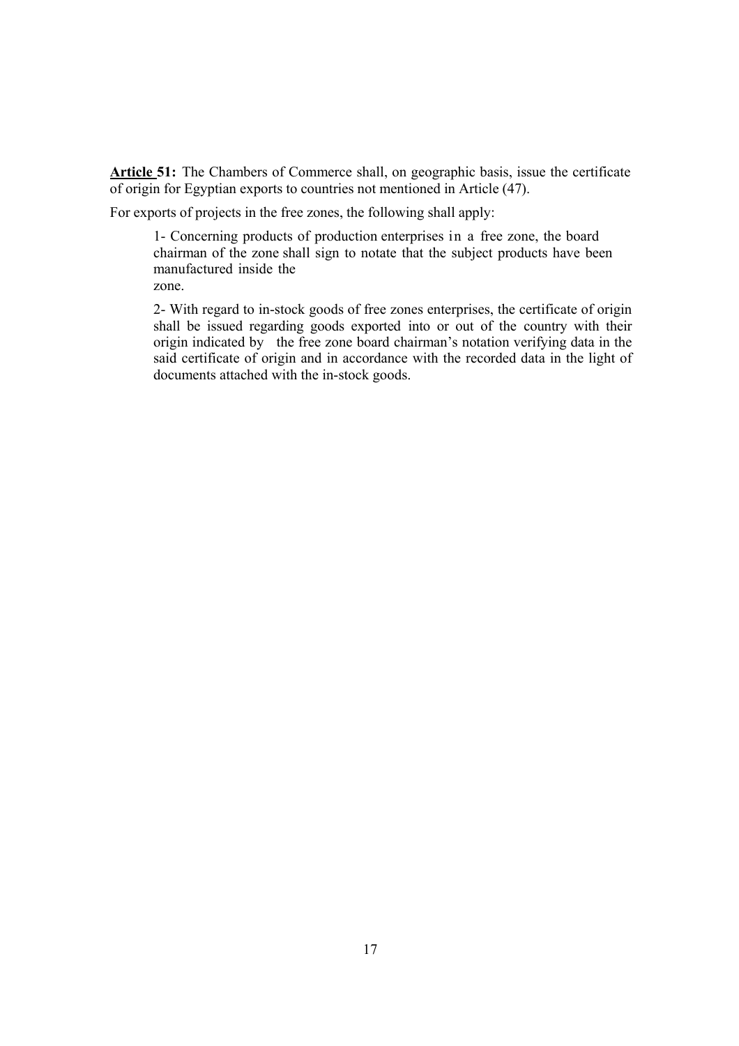**Article 51:** The Chambers of Commerce shall, on geographic basis, issue the certificate of origin for Egyptian exports to countries not mentioned in Article (47).

For exports of projects in the free zones, the following shall apply:

1- Concerning products of production enterprises in a free zone, the board chairman of the zone shall sign to notate that the subject products have been manufactured inside the zone.

2- With regard to in-stock goods of free zones enterprises, the certificate of origin shall be issued regarding goods exported into or out of the country with their origin indicated by the free zone board chairman's notation verifying data in the said certificate of origin and in accordance with the recorded data in the light of documents attached with the in-stock goods.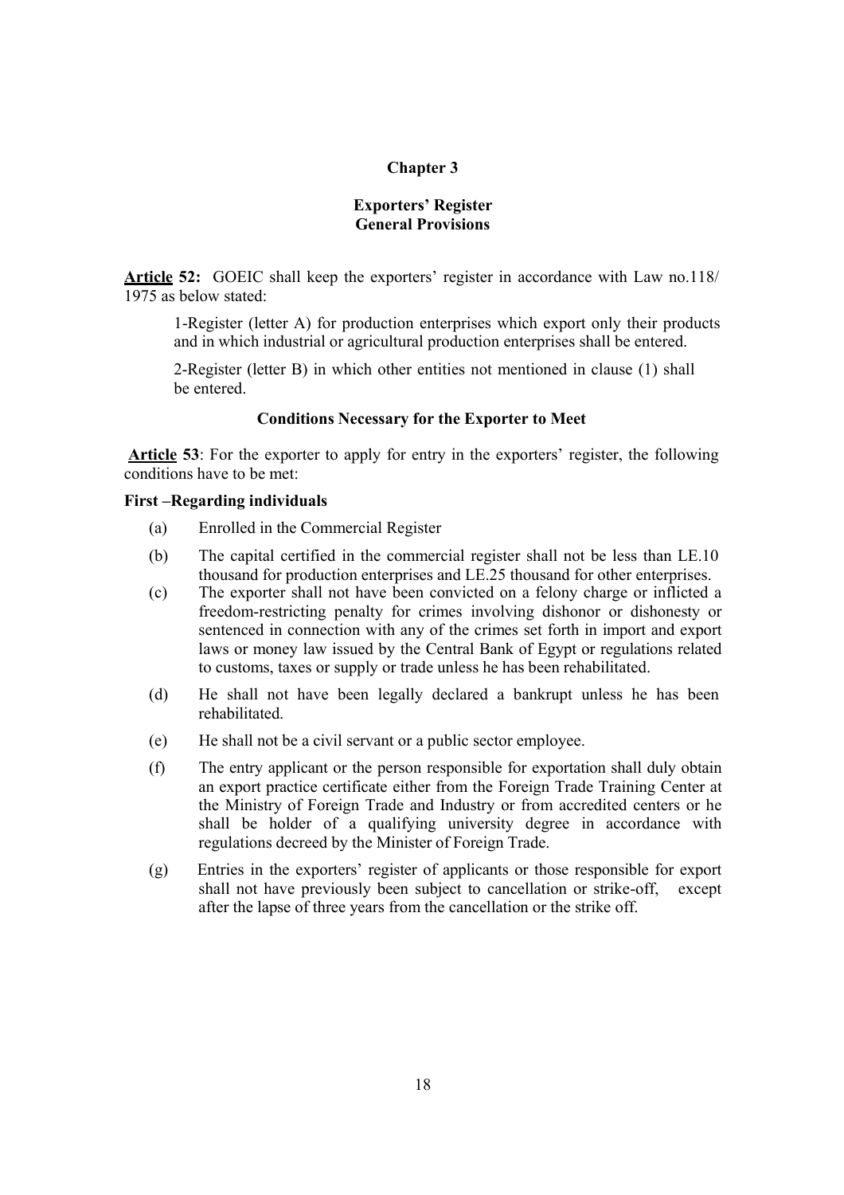## Chapter 3

### Exporters' Register
### General Provisions

**Article 52:** GOEIC shall keep the exporters' register in accordance with Law no.118/ 1975 as below stated:

1-Register (letter A) for production enterprises which export only their products and in which industrial or agricultural production enterprises shall be entered.

2-Register (letter B) in which other entities not mentioned in clause (1) shall be entered.

### Conditions Necessary for the Exporter to Meet

**Article 53**: For the exporter to apply for entry in the exporters' register, the following conditions have to be met:

**First –Regarding individuals**

(a) Enrolled in the Commercial Register

(b) The capital certified in the commercial register shall not be less than LE.10 thousand for production enterprises and LE.25 thousand for other enterprises.

(c) The exporter shall not have been convicted on a felony charge or inflicted a freedom-restricting penalty for crimes involving dishonor or dishonesty or sentenced in connection with any of the crimes set forth in import and export laws or money law issued by the Central Bank of Egypt or regulations related to customs, taxes or supply or trade unless he has been rehabilitated.

(d) He shall not have been legally declared a bankrupt unless he has been rehabilitated.

(e) He shall not be a civil servant or a public sector employee.

(f) The entry applicant or the person responsible for exportation shall duly obtain an export practice certificate either from the Foreign Trade Training Center at the Ministry of Foreign Trade and Industry or from accredited centers or he shall be holder of a qualifying university degree in accordance with regulations decreed by the Minister of Foreign Trade.

(g) Entries in the exporters' register of applicants or those responsible for export shall not have previously been subject to cancellation or strike-off, except after the lapse of three years from the cancellation or the strike off.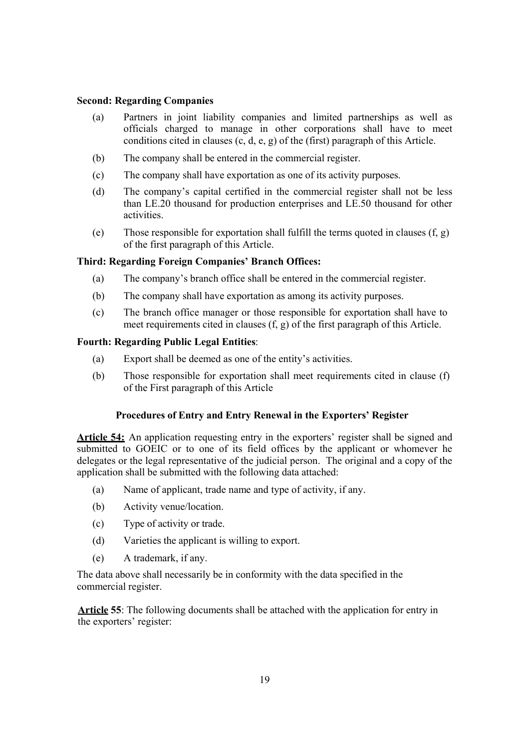**Second: Regarding Companies**

(a) Partners in joint liability companies and limited partnerships as well as officials charged to manage in other corporations shall have to meet conditions cited in clauses (c, d, e, g) of the (first) paragraph of this Article.

(b) The company shall be entered in the commercial register.

(c) The company shall have exportation as one of its activity purposes.

(d) The company's capital certified in the commercial register shall not be less than LE.20 thousand for production enterprises and LE.50 thousand for other activities.

(e) Those responsible for exportation shall fulfill the terms quoted in clauses (f, g) of the first paragraph of this Article.

**Third: Regarding Foreign Companies' Branch Offices:**

(a) The company's branch office shall be entered in the commercial register.

(b) The company shall have exportation as among its activity purposes.

(c) The branch office manager or those responsible for exportation shall have to meet requirements cited in clauses (f, g) of the first paragraph of this Article.

**Fourth: Regarding Public Legal Entities**:

(a) Export shall be deemed as one of the entity's activities.

(b) Those responsible for exportation shall meet requirements cited in clause (f) of the First paragraph of this Article

### Procedures of Entry and Entry Renewal in the Exporters' Register

**Article 54:** An application requesting entry in the exporters' register shall be signed and submitted to GOEIC or to one of its field offices by the applicant or whomever he delegates or the legal representative of the judicial person. The original and a copy of the application shall be submitted with the following data attached:

(a) Name of applicant, trade name and type of activity, if any.

(b) Activity venue/location.

(c) Type of activity or trade.

(d) Varieties the applicant is willing to export.

(e) A trademark, if any.

The data above shall necessarily be in conformity with the data specified in the commercial register.

**Article 55**: The following documents shall be attached with the application for entry in the exporters' register: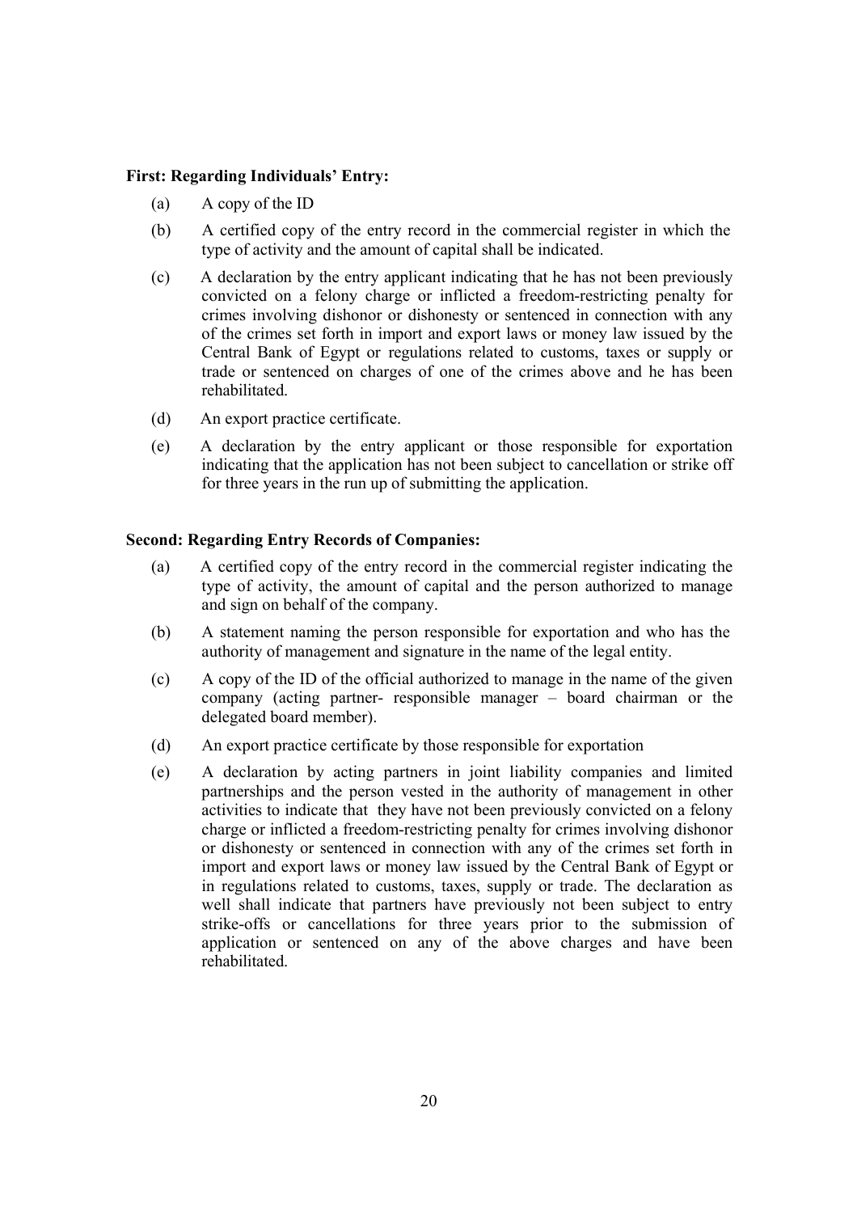**First: Regarding Individuals' Entry:**

(a) A copy of the ID

(b) A certified copy of the entry record in the commercial register in which the type of activity and the amount of capital shall be indicated.

(c) A declaration by the entry applicant indicating that he has not been previously convicted on a felony charge or inflicted a freedom-restricting penalty for crimes involving dishonor or dishonesty or sentenced in connection with any of the crimes set forth in import and export laws or money law issued by the Central Bank of Egypt or regulations related to customs, taxes or supply or trade or sentenced on charges of one of the crimes above and he has been rehabilitated.

(d) An export practice certificate.

(e) A declaration by the entry applicant or those responsible for exportation indicating that the application has not been subject to cancellation or strike off for three years in the run up of submitting the application.

**Second: Regarding Entry Records of Companies:**

(a) A certified copy of the entry record in the commercial register indicating the type of activity, the amount of capital and the person authorized to manage and sign on behalf of the company.

(b) A statement naming the person responsible for exportation and who has the authority of management and signature in the name of the legal entity.

(c) A copy of the ID of the official authorized to manage in the name of the given company (acting partner- responsible manager – board chairman or the delegated board member).

(d) An export practice certificate by those responsible for exportation

(e) A declaration by acting partners in joint liability companies and limited partnerships and the person vested in the authority of management in other activities to indicate that they have not been previously convicted on a felony charge or inflicted a freedom-restricting penalty for crimes involving dishonor or dishonesty or sentenced in connection with any of the crimes set forth in import and export laws or money law issued by the Central Bank of Egypt or in regulations related to customs, taxes, supply or trade. The declaration as well shall indicate that partners have previously not been subject to entry strike-offs or cancellations for three years prior to the submission of application or sentenced on any of the above charges and have been rehabilitated.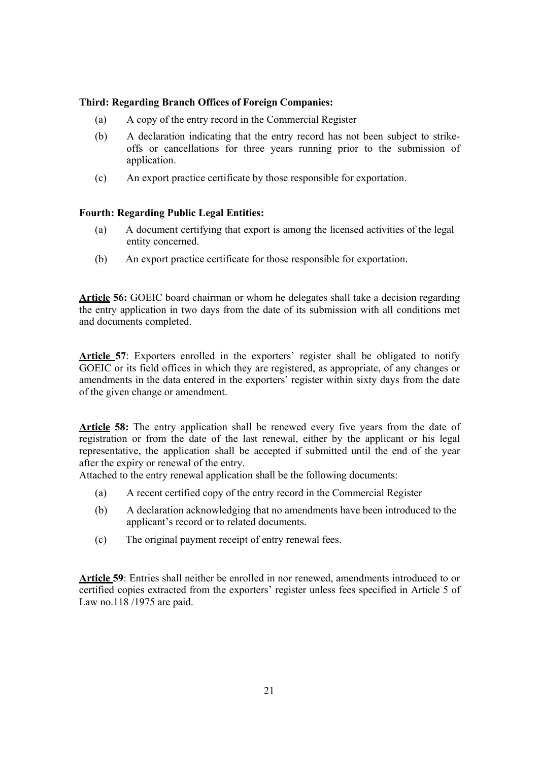**Third: Regarding Branch Offices of Foreign Companies:**

(a) A copy of the entry record in the Commercial Register

(b) A declaration indicating that the entry record has not been subject to strike-offs or cancellations for three years running prior to the submission of application.

(c) An export practice certificate by those responsible for exportation.

**Fourth: Regarding Public Legal Entities:**

(a) A document certifying that export is among the licensed activities of the legal entity concerned.

(b) An export practice certificate for those responsible for exportation.

**Article 56:** GOEIC board chairman or whom he delegates shall take a decision regarding the entry application in two days from the date of its submission with all conditions met and documents completed.

**Article 57**: Exporters enrolled in the exporters' register shall be obligated to notify GOEIC or its field offices in which they are registered, as appropriate, of any changes or amendments in the data entered in the exporters' register within sixty days from the date of the given change or amendment.

**Article 58:** The entry application shall be renewed every five years from the date of registration or from the date of the last renewal, either by the applicant or his legal representative, the application shall be accepted if submitted until the end of the year after the expiry or renewal of the entry.

Attached to the entry renewal application shall be the following documents:

(a) A recent certified copy of the entry record in the Commercial Register

(b) A declaration acknowledging that no amendments have been introduced to the applicant's record or to related documents.

(c) The original payment receipt of entry renewal fees.

**Article 59**: Entries shall neither be enrolled in nor renewed, amendments introduced to or certified copies extracted from the exporters' register unless fees specified in Article 5 of Law no.118 /1975 are paid.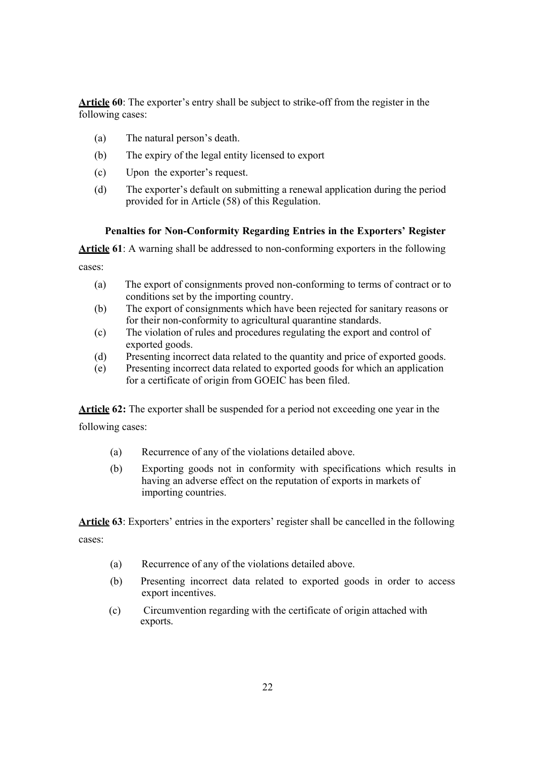**Article 60**: The exporter's entry shall be subject to strike-off from the register in the following cases:

(a) The natural person's death.

(b) The expiry of the legal entity licensed to export

(c) Upon the exporter's request.

(d) The exporter's default on submitting a renewal application during the period provided for in Article (58) of this Regulation.

### Penalties for Non-Conformity Regarding Entries in the Exporters' Register

**Article 61**: A warning shall be addressed to non-conforming exporters in the following cases:

(a) The export of consignments proved non-conforming to terms of contract or to conditions set by the importing country.

(b) The export of consignments which have been rejected for sanitary reasons or for their non-conformity to agricultural quarantine standards.

(c) The violation of rules and procedures regulating the export and control of exported goods.

(d) Presenting incorrect data related to the quantity and price of exported goods.

(e) Presenting incorrect data related to exported goods for which an application for a certificate of origin from GOEIC has been filed.

**Article 62:** The exporter shall be suspended for a period not exceeding one year in the following cases:

(a) Recurrence of any of the violations detailed above.

(b) Exporting goods not in conformity with specifications which results in having an adverse effect on the reputation of exports in markets of importing countries.

**Article 63**: Exporters' entries in the exporters' register shall be cancelled in the following cases:

(a) Recurrence of any of the violations detailed above.

(b) Presenting incorrect data related to exported goods in order to access export incentives.

(c) Circumvention regarding with the certificate of origin attached with exports.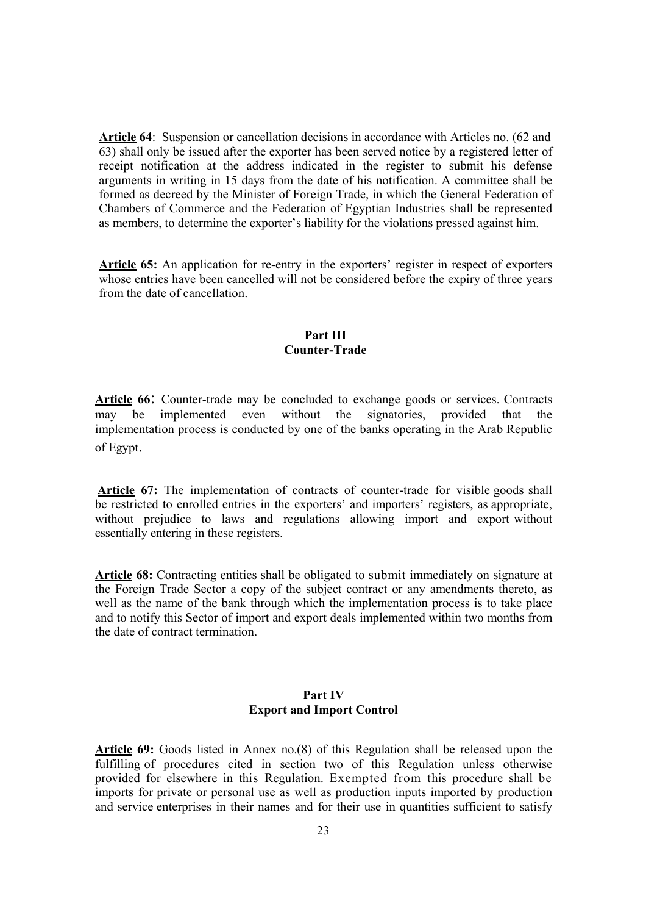**Article 64**: Suspension or cancellation decisions in accordance with Articles no. (62 and 63) shall only be issued after the exporter has been served notice by a registered letter of receipt notification at the address indicated in the register to submit his defense arguments in writing in 15 days from the date of his notification. A committee shall be formed as decreed by the Minister of Foreign Trade, in which the General Federation of Chambers of Commerce and the Federation of Egyptian Industries shall be represented as members, to determine the exporter's liability for the violations pressed against him.

**Article 65:** An application for re-entry in the exporters' register in respect of exporters whose entries have been cancelled will not be considered before the expiry of three years from the date of cancellation.

## Part III
## Counter-Trade

**Article 66**: Counter-trade may be concluded to exchange goods or services. Contracts may be implemented even without the signatories, provided that the implementation process is conducted by one of the banks operating in the Arab Republic of Egypt.

**Article 67:** The implementation of contracts of counter-trade for visible goods shall be restricted to enrolled entries in the exporters' and importers' registers, as appropriate, without prejudice to laws and regulations allowing import and export without essentially entering in these registers.

**Article 68:** Contracting entities shall be obligated to submit immediately on signature at the Foreign Trade Sector a copy of the subject contract or any amendments thereto, as well as the name of the bank through which the implementation process is to take place and to notify this Sector of import and export deals implemented within two months from the date of contract termination.

## Part IV
## Export and Import Control

**Article 69:** Goods listed in Annex no.(8) of this Regulation shall be released upon the fulfilling of procedures cited in section two of this Regulation unless otherwise provided for elsewhere in this Regulation. Exempted from this procedure shall be imports for private or personal use as well as production inputs imported by production and service enterprises in their names and for their use in quantities sufficient to satisfy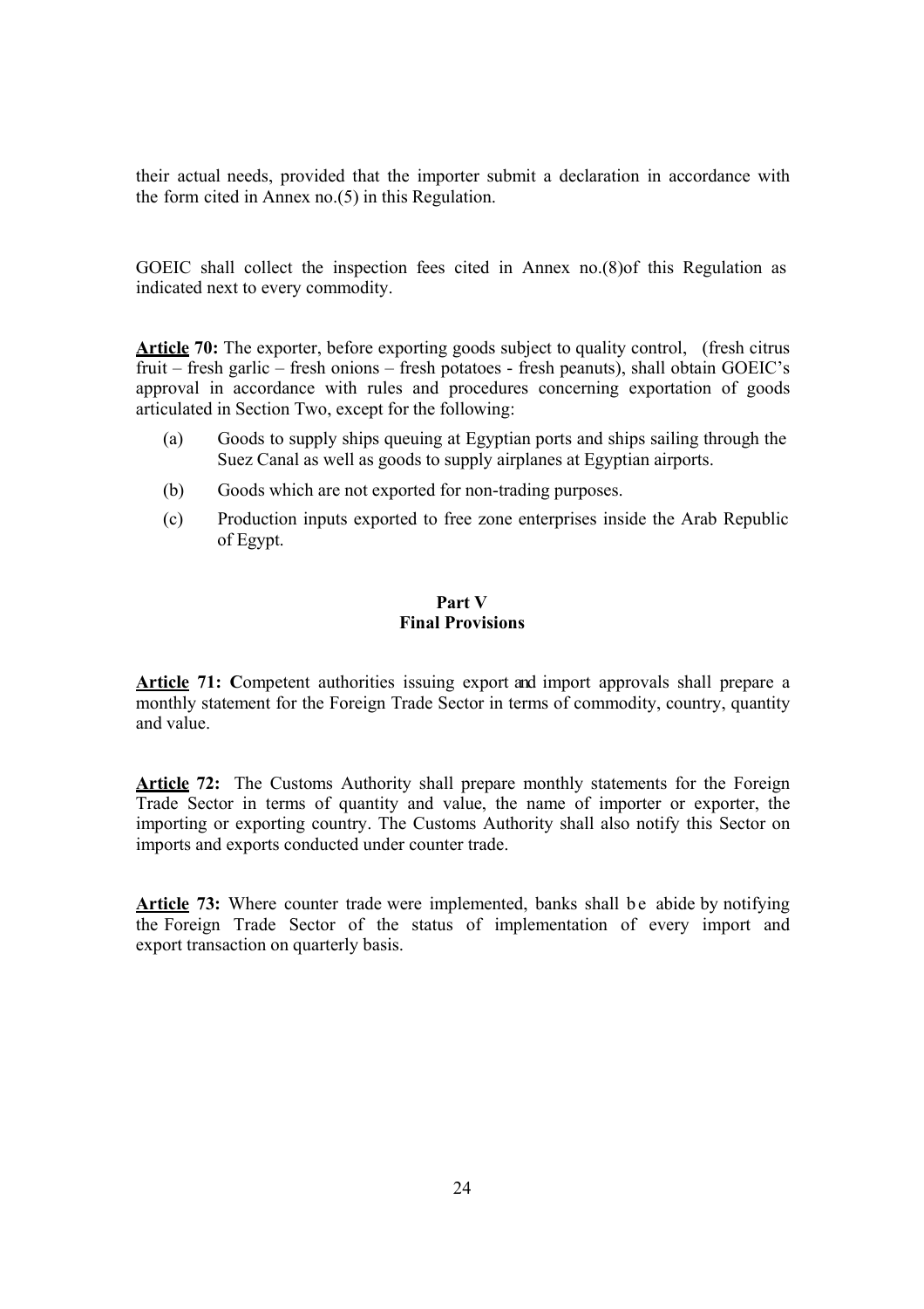their actual needs, provided that the importer submit a declaration in accordance with the form cited in Annex no.(5) in this Regulation.

GOEIC shall collect the inspection fees cited in Annex no.(8)of this Regulation as indicated next to every commodity.

**Article 70:** The exporter, before exporting goods subject to quality control, (fresh citrus fruit – fresh garlic – fresh onions – fresh potatoes - fresh peanuts), shall obtain GOEIC's approval in accordance with rules and procedures concerning exportation of goods articulated in Section Two, except for the following:

(a) Goods to supply ships queuing at Egyptian ports and ships sailing through the Suez Canal as well as goods to supply airplanes at Egyptian airports.

(b) Goods which are not exported for non-trading purposes.

(c) Production inputs exported to free zone enterprises inside the Arab Republic of Egypt.

## Part V
## Final Provisions

**Article 71:** **C**ompetent authorities issuing export and import approvals shall prepare a monthly statement for the Foreign Trade Sector in terms of commodity, country, quantity and value.

**Article 72:** The Customs Authority shall prepare monthly statements for the Foreign Trade Sector in terms of quantity and value, the name of importer or exporter, the importing or exporting country. The Customs Authority shall also notify this Sector on imports and exports conducted under counter trade.

**Article 73:** Where counter trade were implemented, banks shall be abide by notifying the Foreign Trade Sector of the status of implementation of every import and export transaction on quarterly basis.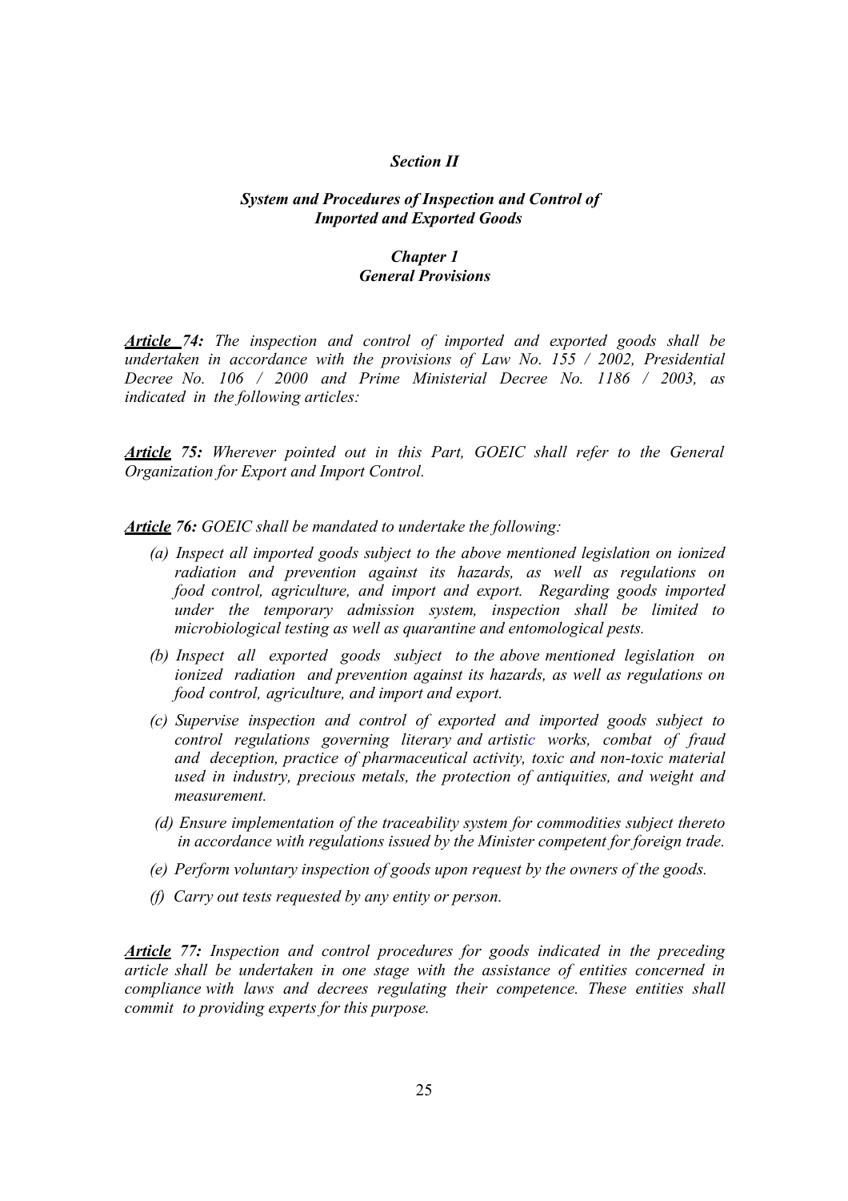## *Section II*

## *System and Procedures of Inspection and Control of Imported and Exported Goods*

### *Chapter 1*
### *General Provisions*

***Article 74:*** *The inspection and control of imported and exported goods shall be undertaken in accordance with the provisions of Law No. 155 / 2002, Presidential Decree No. 106 / 2000 and Prime Ministerial Decree No. 1186 / 2003, as indicated in the following articles:*

***Article 75:*** *Wherever pointed out in this Part, GOEIC shall refer to the General Organization for Export and Import Control.*

***Article 76:*** *GOEIC shall be mandated to undertake the following:*

- *(a) Inspect all imported goods subject to the above mentioned legislation on ionized radiation and prevention against its hazards, as well as regulations on food control, agriculture, and import and export. Regarding goods imported under the temporary admission system, inspection shall be limited to microbiological testing as well as quarantine and entomological pests.*
- *(b) Inspect all exported goods subject to the above mentioned legislation on ionized radiation and prevention against its hazards, as well as regulations on food control, agriculture, and import and export.*
- *(c) Supervise inspection and control of exported and imported goods subject to control regulations governing literary and artistic works, combat of fraud and deception, practice of pharmaceutical activity, toxic and non-toxic material used in industry, precious metals, the protection of antiquities, and weight and measurement.*
- *(d) Ensure implementation of the traceability system for commodities subject thereto in accordance with regulations issued by the Minister competent for foreign trade.*
- *(e) Perform voluntary inspection of goods upon request by the owners of the goods.*
- *(f) Carry out tests requested by any entity or person.*

***Article 77:*** *Inspection and control procedures for goods indicated in the preceding article shall be undertaken in one stage with the assistance of entities concerned in compliance with laws and decrees regulating their competence. These entities shall commit to providing experts for this purpose.*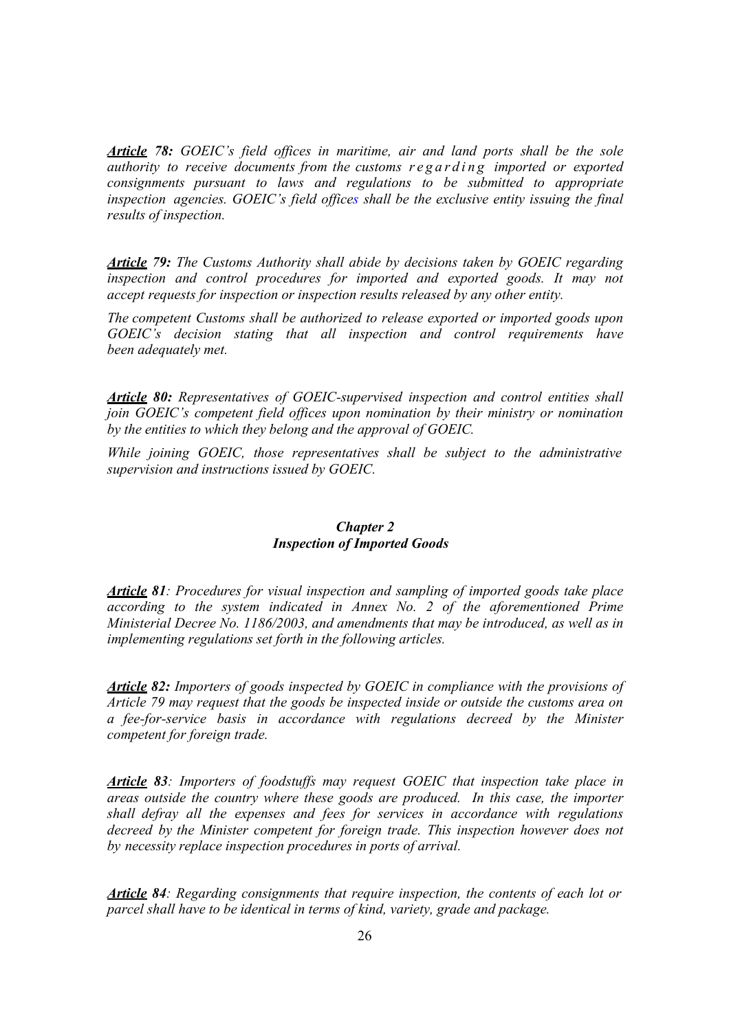***Article* 78:** *GOEIC's field offices in maritime, air and land ports shall be the sole authority to receive documents from the customs regarding imported or exported consignments pursuant to laws and regulations to be submitted to appropriate inspection agencies. GOEIC's field offices shall be the exclusive entity issuing the final results of inspection.*

***Article* 79:** *The Customs Authority shall abide by decisions taken by GOEIC regarding inspection and control procedures for imported and exported goods. It may not accept requests for inspection or inspection results released by any other entity.*

*The competent Customs shall be authorized to release exported or imported goods upon GOEIC's decision stating that all inspection and control requirements have been adequately met.*

***Article* 80:** *Representatives of GOEIC-supervised inspection and control entities shall join GOEIC's competent field offices upon nomination by their ministry or nomination by the entities to which they belong and the approval of GOEIC.*

*While joining GOEIC, those representatives shall be subject to the administrative supervision and instructions issued by GOEIC.*

## *Chapter 2*
## *Inspection of Imported Goods*

***Article* 81**: *Procedures for visual inspection and sampling of imported goods take place according to the system indicated in Annex No. 2 of the aforementioned Prime Ministerial Decree No. 1186/2003, and amendments that may be introduced, as well as in implementing regulations set forth in the following articles.*

***Article* 82:** *Importers of goods inspected by GOEIC in compliance with the provisions of Article 79 may request that the goods be inspected inside or outside the customs area on a fee-for-service basis in accordance with regulations decreed by the Minister competent for foreign trade.*

***Article* 83**: *Importers of foodstuffs may request GOEIC that inspection take place in areas outside the country where these goods are produced. In this case, the importer shall defray all the expenses and fees for services in accordance with regulations decreed by the Minister competent for foreign trade. This inspection however does not by necessity replace inspection procedures in ports of arrival.*

***Article* 84**: *Regarding consignments that require inspection, the contents of each lot or parcel shall have to be identical in terms of kind, variety, grade and package.*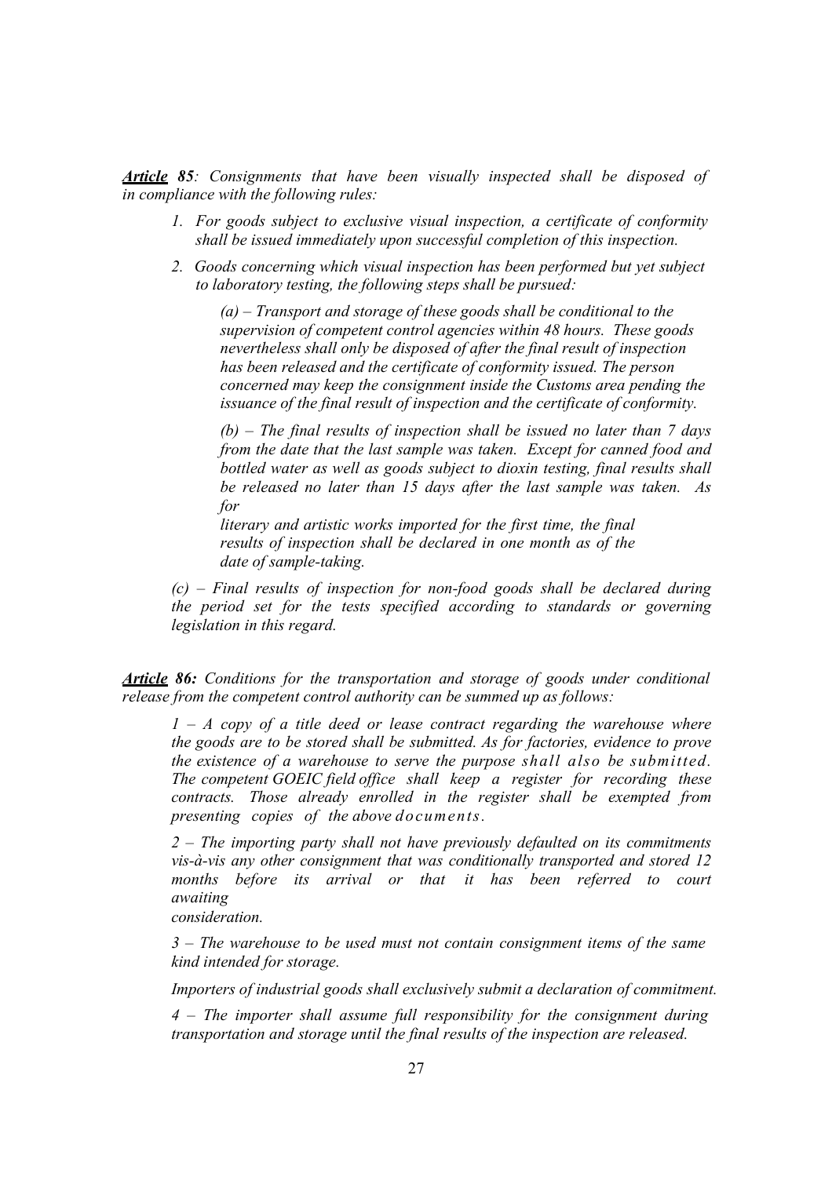***Article 85**: Consignments that have been visually inspected shall be disposed of in compliance with the following rules:*

1. *For goods subject to exclusive visual inspection, a certificate of conformity shall be issued immediately upon successful completion of this inspection.*
2. *Goods concerning which visual inspection has been performed but yet subject to laboratory testing, the following steps shall be pursued:*

   *(a) – Transport and storage of these goods shall be conditional to the supervision of competent control agencies within 48 hours. These goods nevertheless shall only be disposed of after the final result of inspection has been released and the certificate of conformity issued. The person concerned may keep the consignment inside the Customs area pending the issuance of the final result of inspection and the certificate of conformity.*

   *(b) – The final results of inspection shall be issued no later than 7 days from the date that the last sample was taken. Except for canned food and bottled water as well as goods subject to dioxin testing, final results shall be released no later than 15 days after the last sample was taken. As for literary and artistic works imported for the first time, the final results of inspection shall be declared in one month as of the date of sample-taking.*

   *(c) – Final results of inspection for non-food goods shall be declared during the period set for the tests specified according to standards or governing legislation in this regard.*

***Article 86:** Conditions for the transportation and storage of goods under conditional release from the competent control authority can be summed up as follows:*

*1 – A copy of a title deed or lease contract regarding the warehouse where the goods are to be stored shall be submitted. As for factories, evidence to prove the existence of a warehouse to serve the purpose shall also be submitted. The competent GOEIC field office shall keep a register for recording these contracts. Those already enrolled in the register shall be exempted from presenting copies of the above documents.*

*2 – The importing party shall not have previously defaulted on its commitments vis-à-vis any other consignment that was conditionally transported and stored 12 months before its arrival or that it has been referred to court awaiting consideration.*

*3 – The warehouse to be used must not contain consignment items of the same kind intended for storage.*

*Importers of industrial goods shall exclusively submit a declaration of commitment.*

*4 – The importer shall assume full responsibility for the consignment during transportation and storage until the final results of the inspection are released.*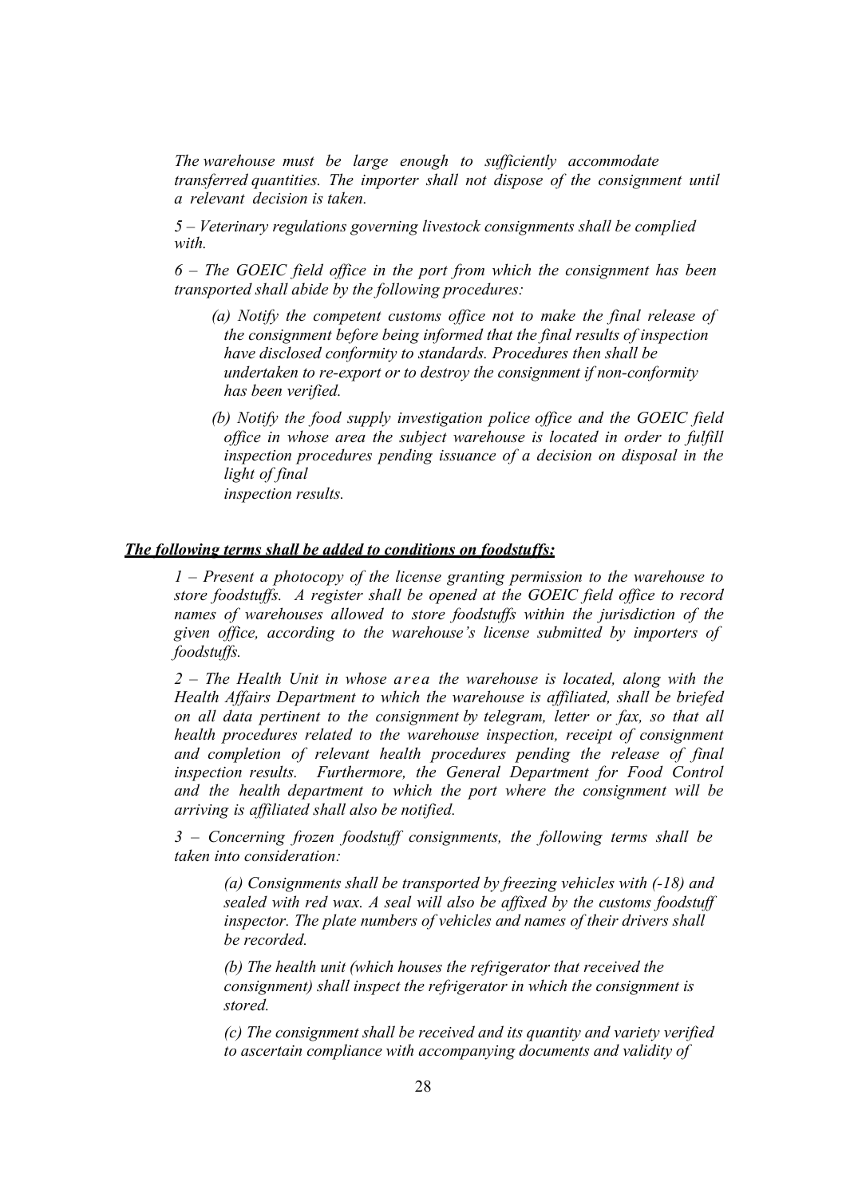*The warehouse must be large enough to sufficiently accommodate transferred quantities. The importer shall not dispose of the consignment until a relevant decision is taken.*

*5 – Veterinary regulations governing livestock consignments shall be complied with.*

*6 – The GOEIC field office in the port from which the consignment has been transported shall abide by the following procedures:*

*(a) Notify the competent customs office not to make the final release of the consignment before being informed that the final results of inspection have disclosed conformity to standards. Procedures then shall be undertaken to re-export or to destroy the consignment if non-conformity has been verified.*

*(b) Notify the food supply investigation police office and the GOEIC field office in whose area the subject warehouse is located in order to fulfill inspection procedures pending issuance of a decision on disposal in the light of final inspection results.*

***The following terms shall be added to conditions on foodstuffs:***

*1 – Present a photocopy of the license granting permission to the warehouse to store foodstuffs. A register shall be opened at the GOEIC field office to record names of warehouses allowed to store foodstuffs within the jurisdiction of the given office, according to the warehouse's license submitted by importers of foodstuffs.*

*2 – The Health Unit in whose area the warehouse is located, along with the Health Affairs Department to which the warehouse is affiliated, shall be briefed on all data pertinent to the consignment by telegram, letter or fax, so that all health procedures related to the warehouse inspection, receipt of consignment and completion of relevant health procedures pending the release of final inspection results. Furthermore, the General Department for Food Control and the health department to which the port where the consignment will be arriving is affiliated shall also be notified.*

*3 – Concerning frozen foodstuff consignments, the following terms shall be taken into consideration:*

*(a) Consignments shall be transported by freezing vehicles with (-18) and sealed with red wax. A seal will also be affixed by the customs foodstuff inspector. The plate numbers of vehicles and names of their drivers shall be recorded.*

*(b) The health unit (which houses the refrigerator that received the consignment) shall inspect the refrigerator in which the consignment is stored.*

*(c) The consignment shall be received and its quantity and variety verified to ascertain compliance with accompanying documents and validity of*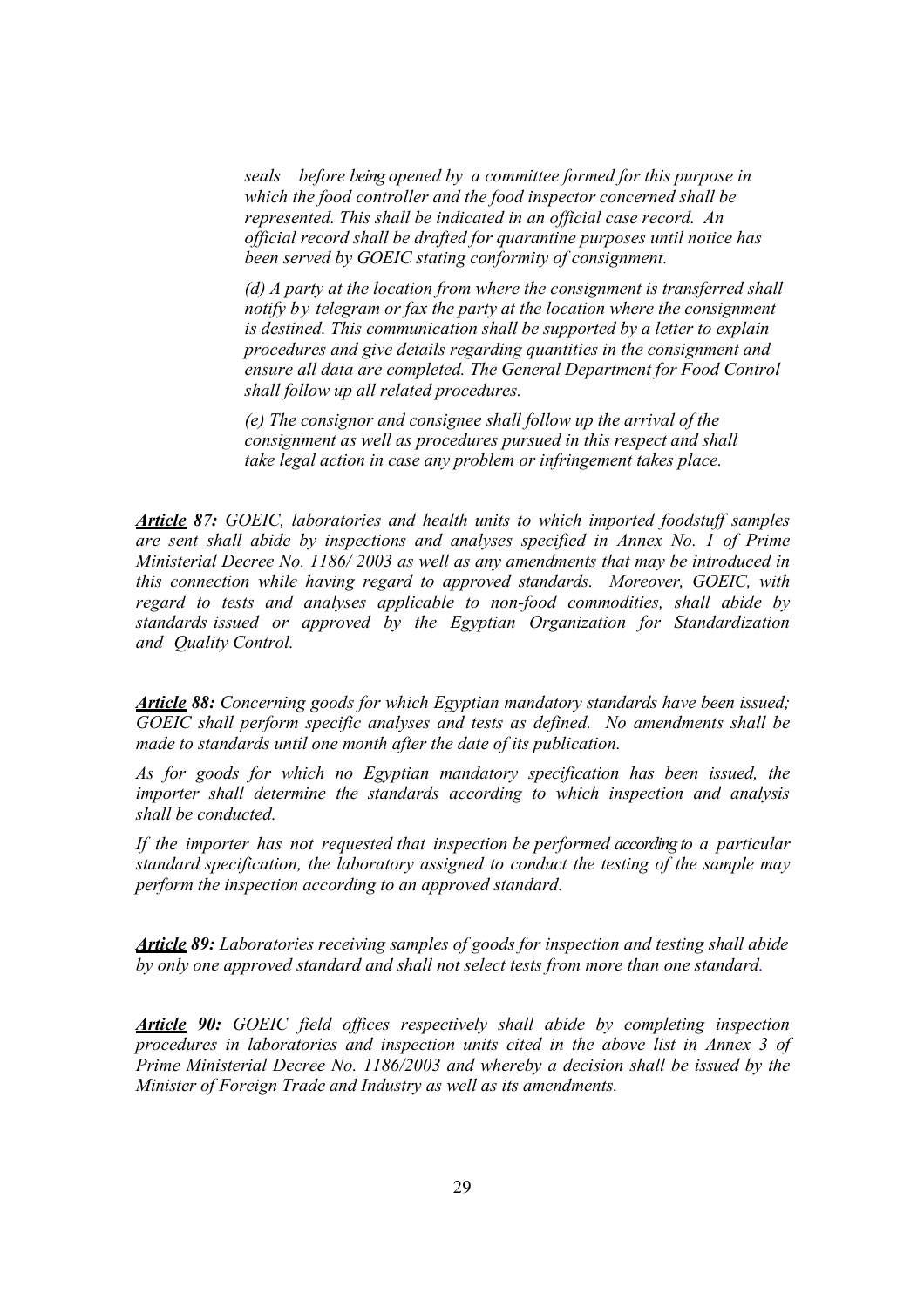*seals before being opened by a committee formed for this purpose in which the food controller and the food inspector concerned shall be represented. This shall be indicated in an official case record. An official record shall be drafted for quarantine purposes until notice has been served by GOEIC stating conformity of consignment.*

*(d) A party at the location from where the consignment is transferred shall notify by telegram or fax the party at the location where the consignment is destined. This communication shall be supported by a letter to explain procedures and give details regarding quantities in the consignment and ensure all data are completed. The General Department for Food Control shall follow up all related procedures.*

*(e) The consignor and consignee shall follow up the arrival of the consignment as well as procedures pursued in this respect and shall take legal action in case any problem or infringement takes place.*

***Article 87:*** *GOEIC, laboratories and health units to which imported foodstuff samples are sent shall abide by inspections and analyses specified in Annex No. 1 of Prime Ministerial Decree No. 1186/ 2003 as well as any amendments that may be introduced in this connection while having regard to approved standards. Moreover, GOEIC, with regard to tests and analyses applicable to non-food commodities, shall abide by standards issued or approved by the Egyptian Organization for Standardization and Quality Control.*

***Article 88:*** *Concerning goods for which Egyptian mandatory standards have been issued; GOEIC shall perform specific analyses and tests as defined. No amendments shall be made to standards until one month after the date of its publication.*

*As for goods for which no Egyptian mandatory specification has been issued, the importer shall determine the standards according to which inspection and analysis shall be conducted.*

*If the importer has not requested that inspection be performed according to a particular standard specification, the laboratory assigned to conduct the testing of the sample may perform the inspection according to an approved standard.*

***Article 89:*** *Laboratories receiving samples of goods for inspection and testing shall abide by only one approved standard and shall not select tests from more than one standard.*

***Article 90:*** *GOEIC field offices respectively shall abide by completing inspection procedures in laboratories and inspection units cited in the above list in Annex 3 of Prime Ministerial Decree No. 1186/2003 and whereby a decision shall be issued by the Minister of Foreign Trade and Industry as well as its amendments.*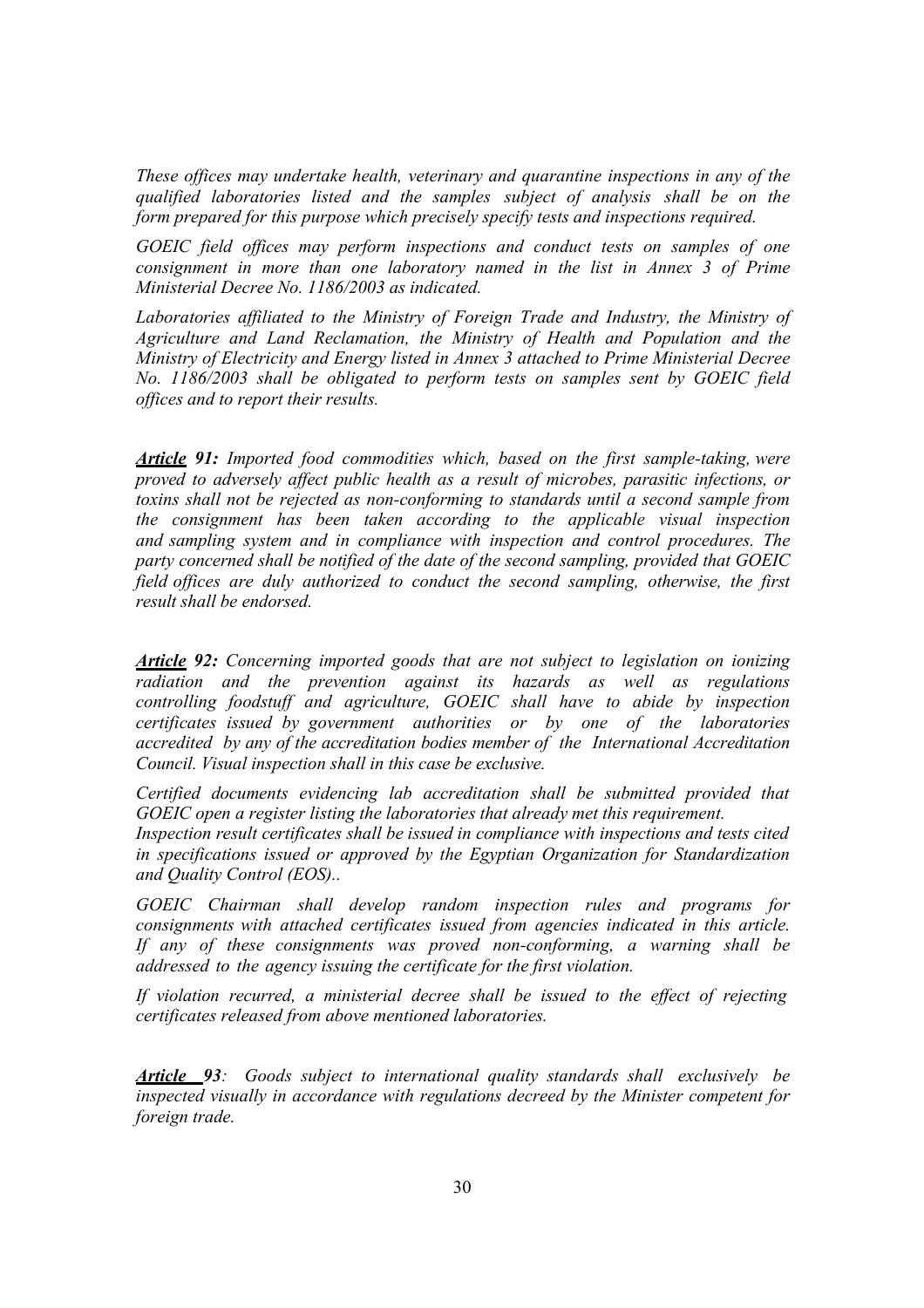*These offices may undertake health, veterinary and quarantine inspections in any of the qualified laboratories listed and the samples subject of analysis shall be on the form prepared for this purpose which precisely specify tests and inspections required.*

*GOEIC field offices may perform inspections and conduct tests on samples of one consignment in more than one laboratory named in the list in Annex 3 of Prime Ministerial Decree No. 1186/2003 as indicated.*

*Laboratories affiliated to the Ministry of Foreign Trade and Industry, the Ministry of Agriculture and Land Reclamation, the Ministry of Health and Population and the Ministry of Electricity and Energy listed in Annex 3 attached to Prime Ministerial Decree No. 1186/2003 shall be obligated to perform tests on samples sent by GOEIC field offices and to report their results.*

***Article 91:*** *Imported food commodities which, based on the first sample-taking, were proved to adversely affect public health as a result of microbes, parasitic infections, or toxins shall not be rejected as non-conforming to standards until a second sample from the consignment has been taken according to the applicable visual inspection and sampling system and in compliance with inspection and control procedures. The party concerned shall be notified of the date of the second sampling, provided that GOEIC field offices are duly authorized to conduct the second sampling, otherwise, the first result shall be endorsed.*

***Article 92:*** *Concerning imported goods that are not subject to legislation on ionizing radiation and the prevention against its hazards as well as regulations controlling foodstuff and agriculture, GOEIC shall have to abide by inspection certificates issued by government authorities or by one of the laboratories accredited by any of the accreditation bodies member of the International Accreditation Council. Visual inspection shall in this case be exclusive.*

*Certified documents evidencing lab accreditation shall be submitted provided that GOEIC open a register listing the laboratories that already met this requirement.*
*Inspection result certificates shall be issued in compliance with inspections and tests cited in specifications issued or approved by the Egyptian Organization for Standardization and Quality Control (EOS)..*

*GOEIC Chairman shall develop random inspection rules and programs for consignments with attached certificates issued from agencies indicated in this article. If any of these consignments was proved non-conforming, a warning shall be addressed to the agency issuing the certificate for the first violation.*

*If violation recurred, a ministerial decree shall be issued to the effect of rejecting certificates released from above mentioned laboratories.*

***Article 93****: Goods subject to international quality standards shall exclusively be inspected visually in accordance with regulations decreed by the Minister competent for foreign trade.*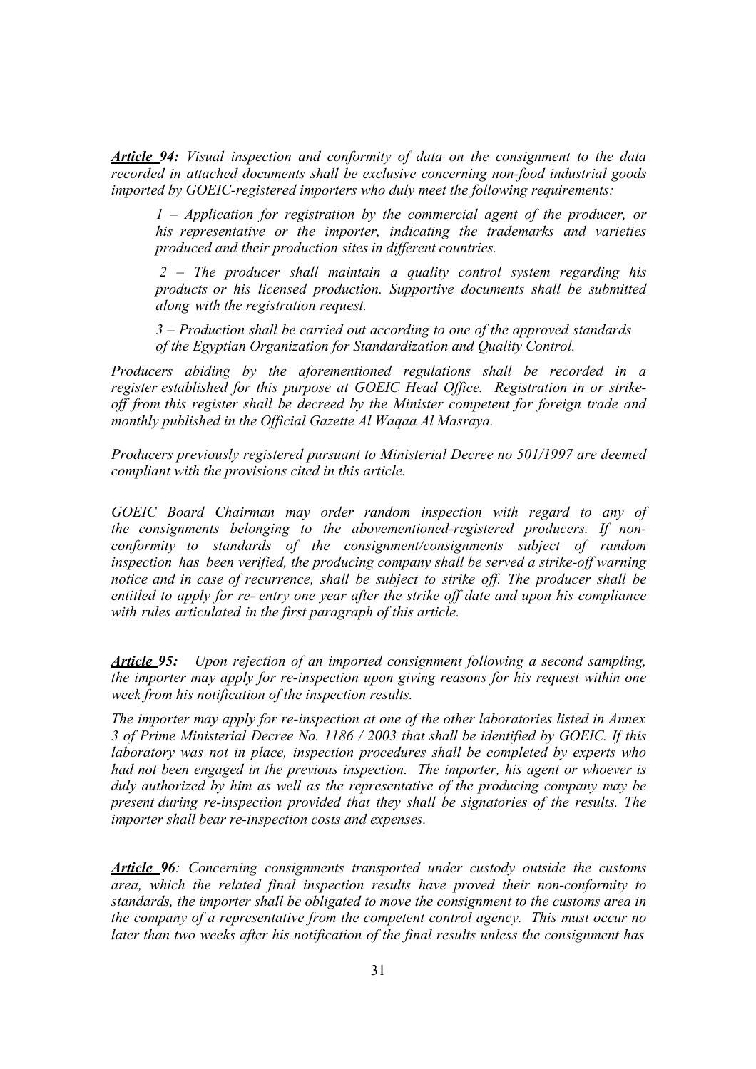***Article 94:*** *Visual inspection and conformity of data on the consignment to the data recorded in attached documents shall be exclusive concerning non-food industrial goods imported by GOEIC-registered importers who duly meet the following requirements:*

> *1 – Application for registration by the commercial agent of the producer, or his representative or the importer, indicating the trademarks and varieties produced and their production sites in different countries.*
>
> *2 – The producer shall maintain a quality control system regarding his products or his licensed production. Supportive documents shall be submitted along with the registration request.*
>
> *3 – Production shall be carried out according to one of the approved standards of the Egyptian Organization for Standardization and Quality Control.*

*Producers abiding by the aforementioned regulations shall be recorded in a register established for this purpose at GOEIC Head Office. Registration in or strike-off from this register shall be decreed by the Minister competent for foreign trade and monthly published in the Official Gazette Al Waqaa Al Masraya.*

*Producers previously registered pursuant to Ministerial Decree no 501/1997 are deemed compliant with the provisions cited in this article.*

*GOEIC Board Chairman may order random inspection with regard to any of the consignments belonging to the abovementioned-registered producers. If non-conformity to standards of the consignment/consignments subject of random inspection has been verified, the producing company shall be served a strike-off warning notice and in case of recurrence, shall be subject to strike off. The producer shall be entitled to apply for re- entry one year after the strike off date and upon his compliance with rules articulated in the first paragraph of this article.*

***Article 95:*** *Upon rejection of an imported consignment following a second sampling, the importer may apply for re-inspection upon giving reasons for his request within one week from his notification of the inspection results.*

*The importer may apply for re-inspection at one of the other laboratories listed in Annex 3 of Prime Ministerial Decree No. 1186 / 2003 that shall be identified by GOEIC. If this laboratory was not in place, inspection procedures shall be completed by experts who had not been engaged in the previous inspection. The importer, his agent or whoever is duly authorized by him as well as the representative of the producing company may be present during re-inspection provided that they shall be signatories of the results. The importer shall bear re-inspection costs and expenses.*

***Article 96****: Concerning consignments transported under custody outside the customs area, which the related final inspection results have proved their non-conformity to standards, the importer shall be obligated to move the consignment to the customs area in the company of a representative from the competent control agency. This must occur no later than two weeks after his notification of the final results unless the consignment has*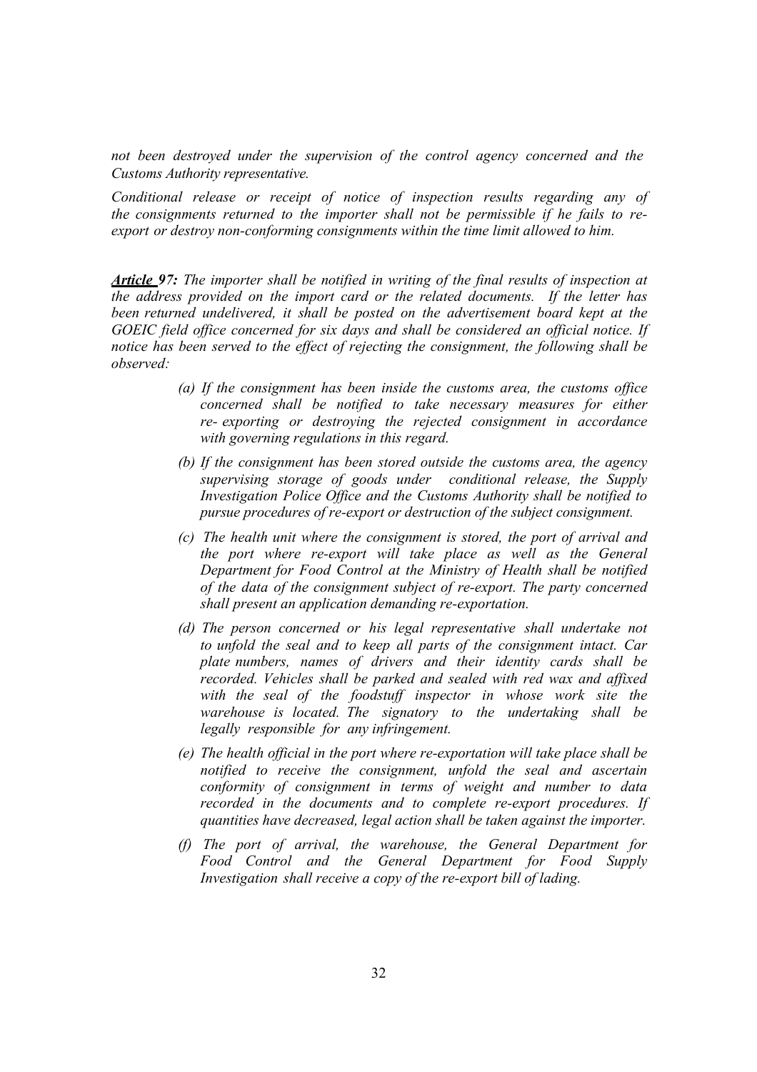*not been destroyed under the supervision of the control agency concerned and the Customs Authority representative.*

*Conditional release or receipt of notice of inspection results regarding any of the consignments returned to the importer shall not be permissible if he fails to re-export or destroy non-conforming consignments within the time limit allowed to him.*

***Article 97:*** *The importer shall be notified in writing of the final results of inspection at the address provided on the import card or the related documents. If the letter has been returned undelivered, it shall be posted on the advertisement board kept at the GOEIC field office concerned for six days and shall be considered an official notice. If notice has been served to the effect of rejecting the consignment, the following shall be observed:*

- *(a) If the consignment has been inside the customs area, the customs office concerned shall be notified to take necessary measures for either re- exporting or destroying the rejected consignment in accordance with governing regulations in this regard.*
- *(b) If the consignment has been stored outside the customs area, the agency supervising storage of goods under conditional release, the Supply Investigation Police Office and the Customs Authority shall be notified to pursue procedures of re-export or destruction of the subject consignment.*
- *(c) The health unit where the consignment is stored, the port of arrival and the port where re-export will take place as well as the General Department for Food Control at the Ministry of Health shall be notified of the data of the consignment subject of re-export. The party concerned shall present an application demanding re-exportation.*
- *(d) The person concerned or his legal representative shall undertake not to unfold the seal and to keep all parts of the consignment intact. Car plate numbers, names of drivers and their identity cards shall be recorded. Vehicles shall be parked and sealed with red wax and affixed with the seal of the foodstuff inspector in whose work site the warehouse is located. The signatory to the undertaking shall be legally responsible for any infringement.*
- *(e) The health official in the port where re-exportation will take place shall be notified to receive the consignment, unfold the seal and ascertain conformity of consignment in terms of weight and number to data recorded in the documents and to complete re-export procedures. If quantities have decreased, legal action shall be taken against the importer.*
- *(f) The port of arrival, the warehouse, the General Department for Food Control and the General Department for Food Supply Investigation shall receive a copy of the re-export bill of lading.*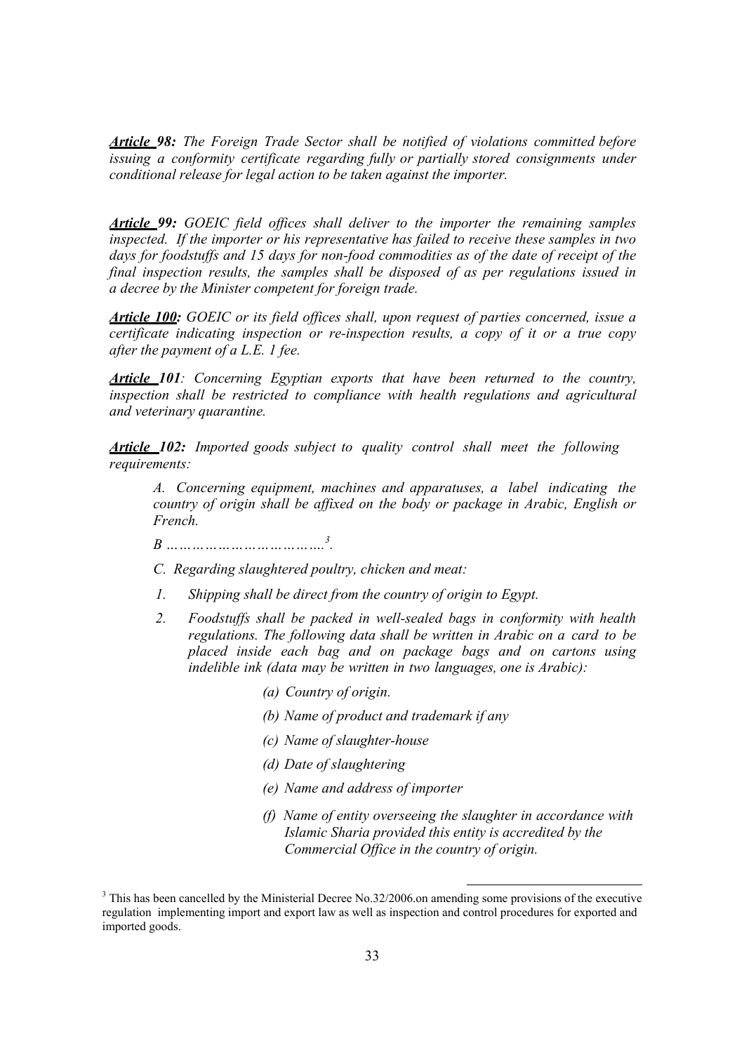***Article 98:*** *The Foreign Trade Sector shall be notified of violations committed before issuing a conformity certificate regarding fully or partially stored consignments under conditional release for legal action to be taken against the importer.*

***Article 99:*** *GOEIC field offices shall deliver to the importer the remaining samples inspected. If the importer or his representative has failed to receive these samples in two days for foodstuffs and 15 days for non-food commodities as of the date of receipt of the final inspection results, the samples shall be disposed of as per regulations issued in a decree by the Minister competent for foreign trade.*

***Article 100:*** *GOEIC or its field offices shall, upon request of parties concerned, issue a certificate indicating inspection or re-inspection results, a copy of it or a true copy after the payment of a L.E. 1 fee.*

***Article 101****: Concerning Egyptian exports that have been returned to the country, inspection shall be restricted to compliance with health regulations and agricultural and veterinary quarantine.*

***Article 102:*** *Imported goods subject to quality control shall meet the following requirements:*

*A. Concerning equipment, machines and apparatuses, a label indicating the country of origin shall be affixed on the body or package in Arabic, English or French.*

*B ……………………………….[3].*

*C. Regarding slaughtered poultry, chicken and meat:*

1. *Shipping shall be direct from the country of origin to Egypt.*
2. *Foodstuffs shall be packed in well-sealed bags in conformity with health regulations. The following data shall be written in Arabic on a card to be placed inside each bag and on package bags and on cartons using indelible ink (data may be written in two languages, one is Arabic):*
    - *(a) Country of origin.*
    - *(b) Name of product and trademark if any*
    - *(c) Name of slaughter-house*
    - *(d) Date of slaughtering*
    - *(e) Name and address of importer*
    - *(f) Name of entity overseeing the slaughter in accordance with Islamic Sharia provided this entity is accredited by the Commercial Office in the country of origin.*

---

[3] This has been cancelled by the Ministerial Decree No.32/2006.on amending some provisions of the executive regulation implementing import and export law as well as inspection and control procedures for exported and imported goods.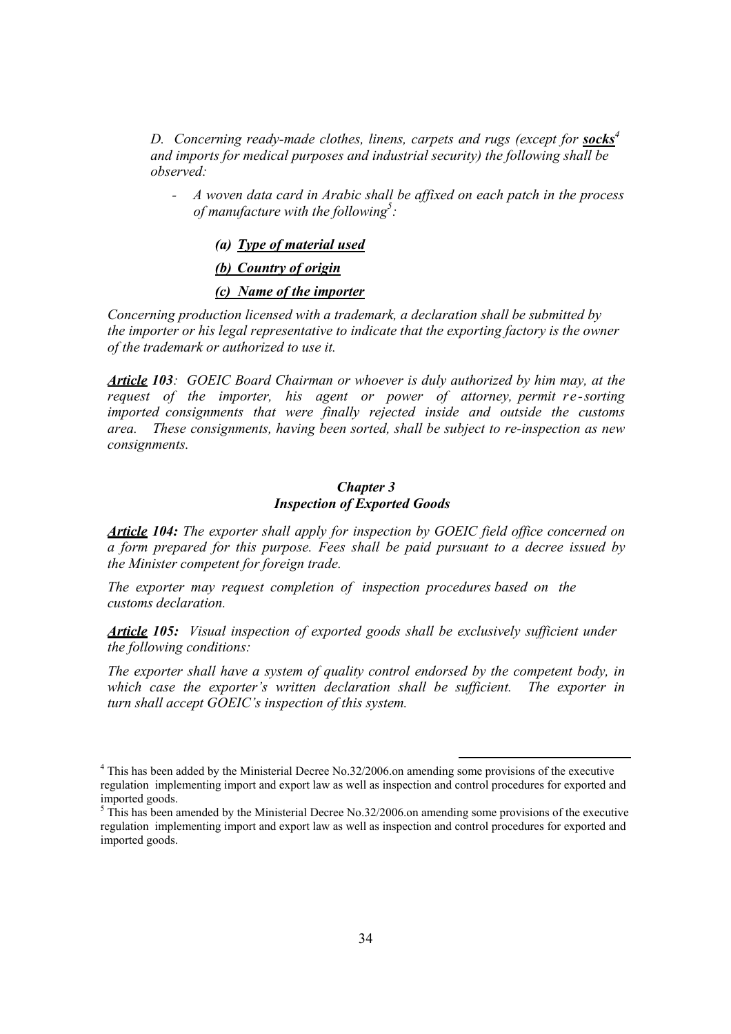*D. Concerning ready-made clothes, linens, carpets and rugs (except for* ***socks***[4] *and imports for medical purposes and industrial security) the following shall be observed:*

- *A woven data card in Arabic shall be affixed on each patch in the process of manufacture with the following*[5]*:*

  ***(a) Type of material used***

  ***(b) Country of origin***

  ***(c) Name of the importer***

*Concerning production licensed with a trademark, a declaration shall be submitted by the importer or his legal representative to indicate that the exporting factory is the owner of the trademark or authorized to use it.*

***Article 103****: GOEIC Board Chairman or whoever is duly authorized by him may, at the request of the importer, his agent or power of attorney, permit re-sorting imported consignments that were finally rejected inside and outside the customs area. These consignments, having been sorted, shall be subject to re-inspection as new consignments.*

### *Chapter 3*
### *Inspection of Exported Goods*

***Article 104:*** *The exporter shall apply for inspection by GOEIC field office concerned on a form prepared for this purpose. Fees shall be paid pursuant to a decree issued by the Minister competent for foreign trade.*

*The exporter may request completion of inspection procedures based on the customs declaration.*

***Article 105:*** *Visual inspection of exported goods shall be exclusively sufficient under the following conditions:*

*The exporter shall have a system of quality control endorsed by the competent body, in which case the exporter's written declaration shall be sufficient. The exporter in turn shall accept GOEIC's inspection of this system.*

---

[4] This has been added by the Ministerial Decree No.32/2006.on amending some provisions of the executive regulation implementing import and export law as well as inspection and control procedures for exported and imported goods.

[5] This has been amended by the Ministerial Decree No.32/2006.on amending some provisions of the executive regulation implementing import and export law as well as inspection and control procedures for exported and imported goods.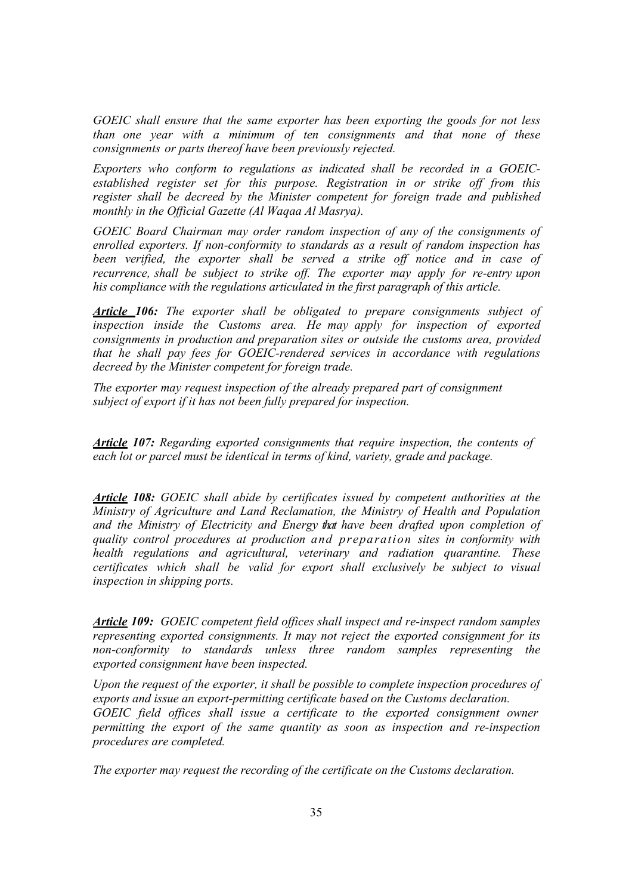*GOEIC shall ensure that the same exporter has been exporting the goods for not less than one year with a minimum of ten consignments and that none of these consignments or parts thereof have been previously rejected.*

*Exporters who conform to regulations as indicated shall be recorded in a GOEIC-established register set for this purpose. Registration in or strike off from this register shall be decreed by the Minister competent for foreign trade and published monthly in the Official Gazette (Al Waqaa Al Masrya).*

*GOEIC Board Chairman may order random inspection of any of the consignments of enrolled exporters. If non-conformity to standards as a result of random inspection has been verified, the exporter shall be served a strike off notice and in case of recurrence, shall be subject to strike off. The exporter may apply for re-entry upon his compliance with the regulations articulated in the first paragraph of this article.*

***Article 106:*** *The exporter shall be obligated to prepare consignments subject of inspection inside the Customs area. He may apply for inspection of exported consignments in production and preparation sites or outside the customs area, provided that he shall pay fees for GOEIC-rendered services in accordance with regulations decreed by the Minister competent for foreign trade.*

*The exporter may request inspection of the already prepared part of consignment subject of export if it has not been fully prepared for inspection.*

***Article 107:*** *Regarding exported consignments that require inspection, the contents of each lot or parcel must be identical in terms of kind, variety, grade and package.*

***Article 108:*** *GOEIC shall abide by certificates issued by competent authorities at the Ministry of Agriculture and Land Reclamation, the Ministry of Health and Population and the Ministry of Electricity and Energy that have been drafted upon completion of quality control procedures at production and preparation sites in conformity with health regulations and agricultural, veterinary and radiation quarantine. These certificates which shall be valid for export shall exclusively be subject to visual inspection in shipping ports.*

***Article 109:*** *GOEIC competent field offices shall inspect and re-inspect random samples representing exported consignments. It may not reject the exported consignment for its non-conformity to standards unless three random samples representing the exported consignment have been inspected.*

*Upon the request of the exporter, it shall be possible to complete inspection procedures of exports and issue an export-permitting certificate based on the Customs declaration.*

*GOEIC field offices shall issue a certificate to the exported consignment owner permitting the export of the same quantity as soon as inspection and re-inspection procedures are completed.*

*The exporter may request the recording of the certificate on the Customs declaration.*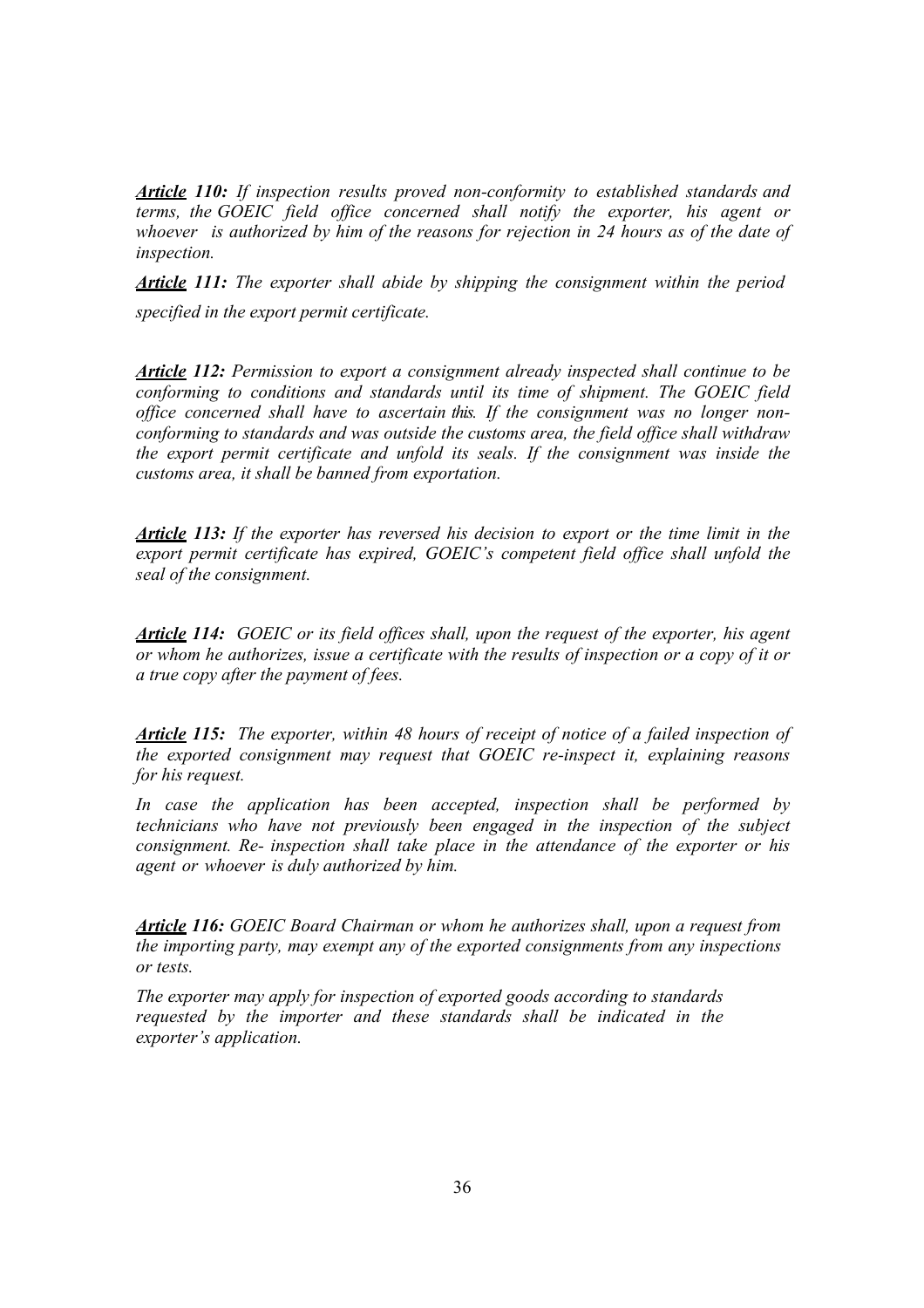***Article* 110:** *If inspection results proved non-conformity to established standards and terms, the GOEIC field office concerned shall notify the exporter, his agent or whoever is authorized by him of the reasons for rejection in 24 hours as of the date of inspection.*

***Article* 111:** *The exporter shall abide by shipping the consignment within the period specified in the export permit certificate.*

***Article* 112:** *Permission to export a consignment already inspected shall continue to be conforming to conditions and standards until its time of shipment. The GOEIC field office concerned shall have to ascertain this. If the consignment was no longer non-conforming to standards and was outside the customs area, the field office shall withdraw the export permit certificate and unfold its seals. If the consignment was inside the customs area, it shall be banned from exportation.*

***Article* 113:** *If the exporter has reversed his decision to export or the time limit in the export permit certificate has expired, GOEIC's competent field office shall unfold the seal of the consignment.*

***Article* 114:** *GOEIC or its field offices shall, upon the request of the exporter, his agent or whom he authorizes, issue a certificate with the results of inspection or a copy of it or a true copy after the payment of fees.*

***Article* 115:** *The exporter, within 48 hours of receipt of notice of a failed inspection of the exported consignment may request that GOEIC re-inspect it, explaining reasons for his request.*

*In case the application has been accepted, inspection shall be performed by technicians who have not previously been engaged in the inspection of the subject consignment. Re- inspection shall take place in the attendance of the exporter or his agent or whoever is duly authorized by him.*

***Article* 116:** *GOEIC Board Chairman or whom he authorizes shall, upon a request from the importing party, may exempt any of the exported consignments from any inspections or tests.*

*The exporter may apply for inspection of exported goods according to standards requested by the importer and these standards shall be indicated in the exporter's application.*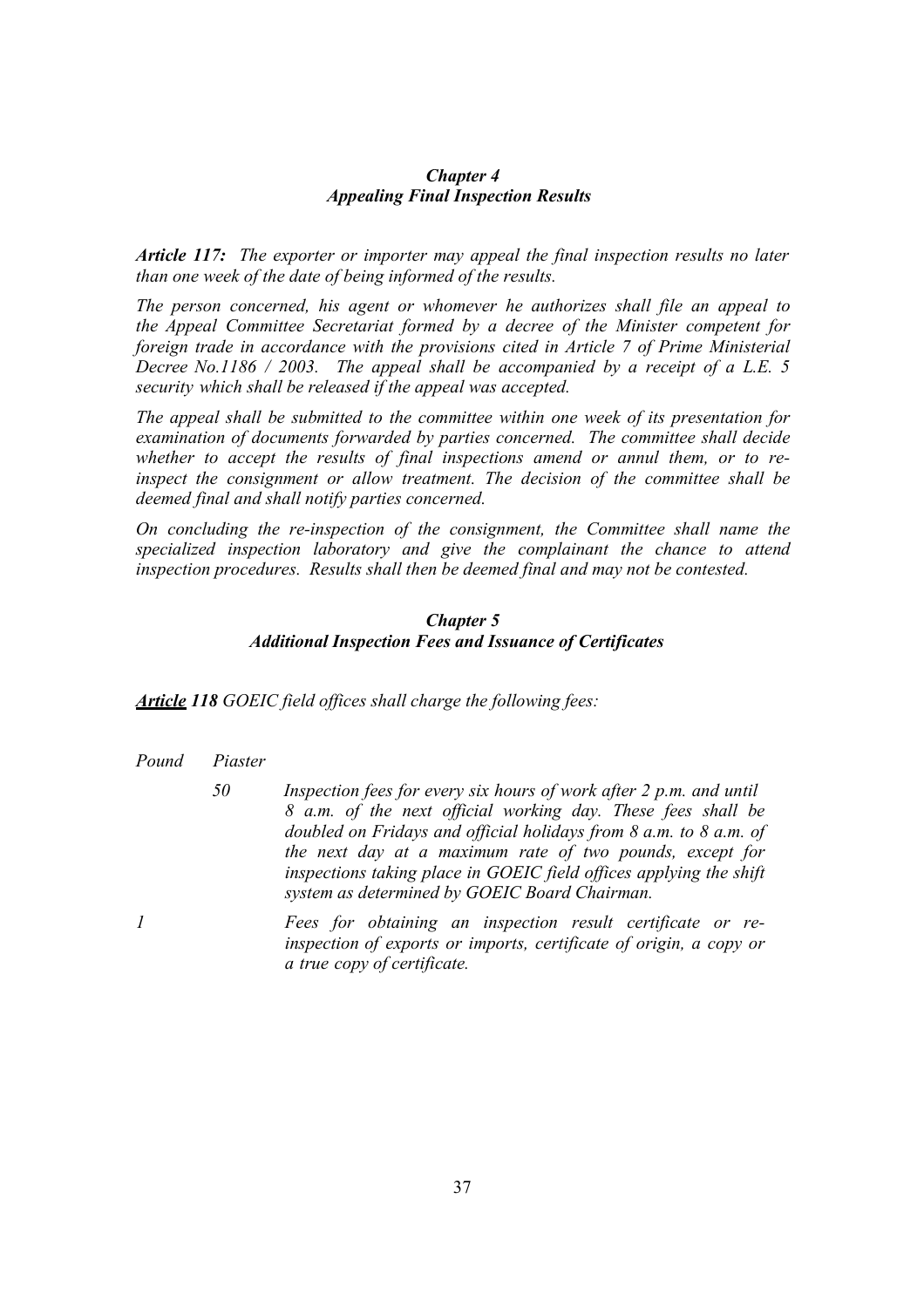### *Chapter 4*
### *Appealing Final Inspection Results*

***Article 117:*** *The exporter or importer may appeal the final inspection results no later than one week of the date of being informed of the results.*

*The person concerned, his agent or whomever he authorizes shall file an appeal to the Appeal Committee Secretariat formed by a decree of the Minister competent for foreign trade in accordance with the provisions cited in Article 7 of Prime Ministerial Decree No.1186 / 2003. The appeal shall be accompanied by a receipt of a L.E. 5 security which shall be released if the appeal was accepted.*

*The appeal shall be submitted to the committee within one week of its presentation for examination of documents forwarded by parties concerned. The committee shall decide whether to accept the results of final inspections amend or annul them, or to re-inspect the consignment or allow treatment. The decision of the committee shall be deemed final and shall notify parties concerned.*

*On concluding the re-inspection of the consignment, the Committee shall name the specialized inspection laboratory and give the complainant the chance to attend inspection procedures. Results shall then be deemed final and may not be contested.*

### *Chapter 5*
### *Additional Inspection Fees and Issuance of Certificates*

***Article 118*** *GOEIC field offices shall charge the following fees:*

| *Pound* | *Piaster* | |
|---|---|---|
| | *50* | *Inspection fees for every six hours of work after 2 p.m. and until 8 a.m. of the next official working day. These fees shall be doubled on Fridays and official holidays from 8 a.m. to 8 a.m. of the next day at a maximum rate of two pounds, except for inspections taking place in GOEIC field offices applying the shift system as determined by GOEIC Board Chairman.* |
| *1* | | *Fees for obtaining an inspection result certificate or re-inspection of exports or imports, certificate of origin, a copy or a true copy of certificate.* |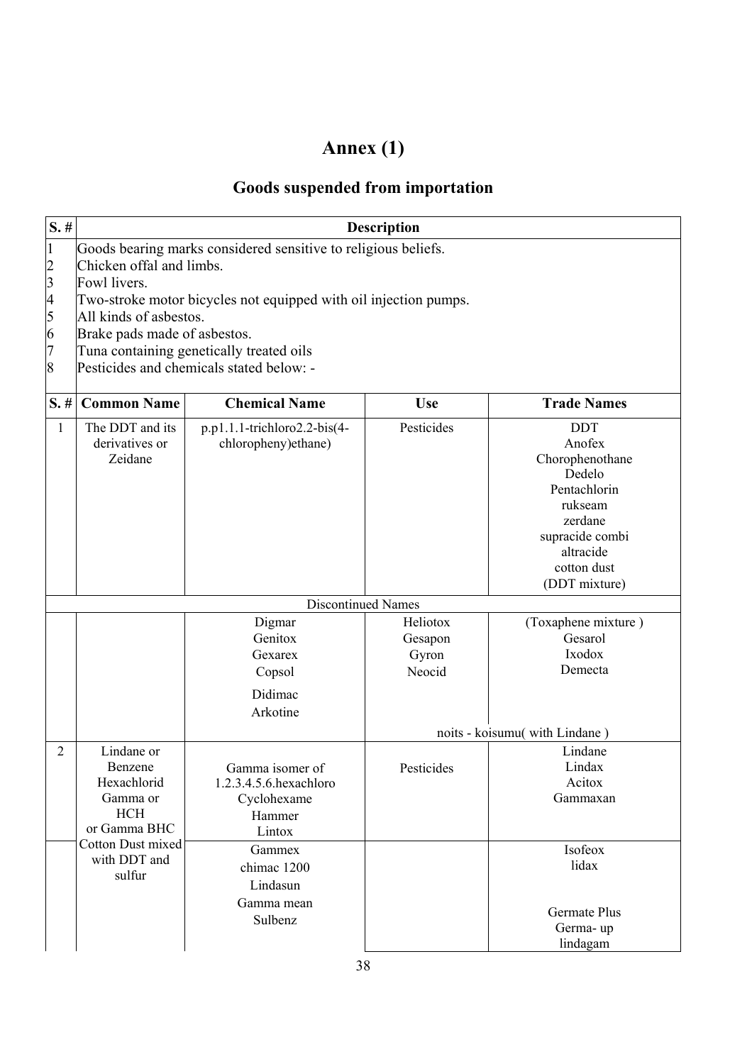# Annex (1)

## Goods suspended from importation

| S. # | Description |
|---|---|
| 1 | Goods bearing marks considered sensitive to religious beliefs. |
| 2 | Chicken offal and limbs. |
| 3 | Fowl livers. |
| 4 | Two-stroke motor bicycles not equipped with oil injection pumps. |
| 5 | All kinds of asbestos. |
| 6 | Brake pads made of asbestos. |
| 7 | Tuna containing genetically treated oils |
| 8 | Pesticides and chemicals stated below: - |

| S. # | Common Name | Chemical Name | Use | Trade Names |
|---|---|---|---|---|
| 1 | The DDT and its derivatives or Zeidane | p.p1.1.1-trichloro2.2-bis(4-chloropheny)ethane) | Pesticides | DDT<br>Anofex<br>Chorophenothane<br>Dedelo<br>Pentachlorin<br>rukseam<br>zerdane<br>supracide combi<br>altracide<br>cotton dust<br>(DDT mixture) |
| | | Discontinued Names | | |
| | | Digmar<br>Genitox<br>Gexarex<br>Copsol<br>Didimac<br>Arkotine | Heliotox<br>Gesapon<br>Gyron<br>Neocid | (Toxaphene mixture )<br>Gesarol<br>Ixodox<br>Demecta<br><br>noits - koisumu( with Lindane ) |
| 2 | Lindane or Benzene Hexachlorid Gamma or HCH or Gamma BHC | Gamma isomer of 1.2.3.4.5.6.hexachloro Cyclohexame<br>Hammer<br>Lintox | Pesticides | Lindane<br>Lindax<br>Acitox<br>Gammaxan |
| | Cotton Dust mixed with DDT and sulfur | Gammex<br>chimac 1200<br>Lindasun<br>Gamma mean<br>Sulbenz | | Isofeox<br>lidax<br><br>Germate Plus<br>Germa- up<br>lindagam |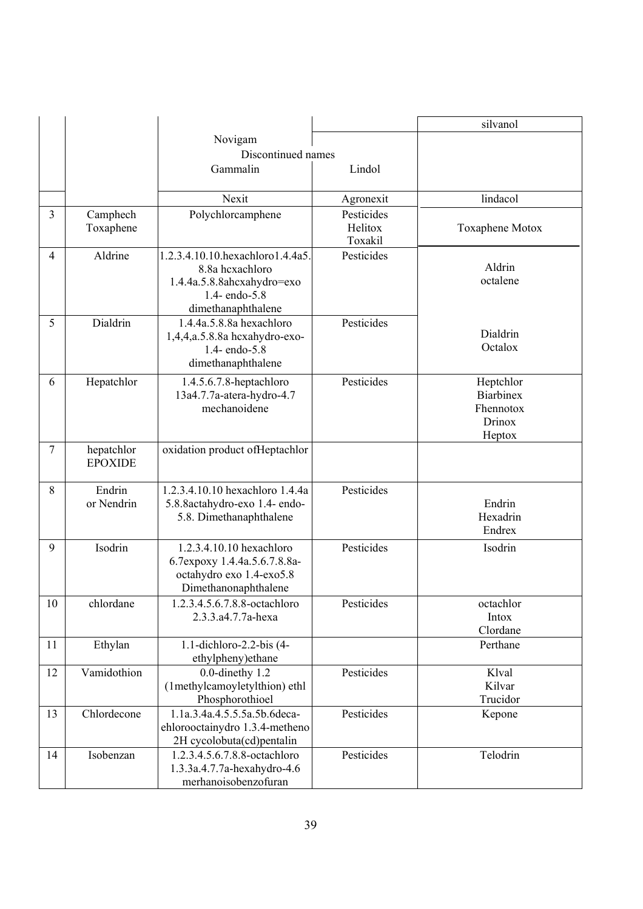|  |  |  |  | silvanol |
|---|---|---|---|---|
|  |  | Novigam<br>Discontinued names<br>Gammalin | Lindol |  |
|  |  | Nexit | Agronexit | lindacol |
| 3 | Camphech<br>Toxaphene | Polychlorcamphene | Pesticides<br>Helitox<br>Toxakil | Toxaphene Motox |
| 4 | Aldrine | 1.2.3.4.10.10.hexachloro1.4.4a5.8.8a hcxachloro 1.4.4a.5.8.8ahcxahydro=exo 1.4- endo-5.8 dimethanaphthalene | Pesticides | Aldrin<br>octalene |
| 5 | Dialdrin | 1.4.4a.5.8.8a hexachloro 1,4,4,a.5.8.8a hcxahydro-exo-1.4- endo-5.8 dimethanaphthalene | Pesticides | Dialdrin<br>Octalox |
| 6 | Hepatchlor | 1.4.5.6.7.8-heptachloro 13a4.7.7a-atera-hydro-4.7 mechanoidene | Pesticides | Heptchlor<br>Biarbinex<br>Fhennotox<br>Drinox<br>Heptox |
| 7 | hepatchlor<br>EPOXIDE | oxidation product ofHeptachlor |  |  |
| 8 | Endrin<br>or Nendrin | 1.2.3.4.10.10 hexachloro 1.4.4a 5.8.8actahydro-exo 1.4- endo-5.8. Dimethanaphthalene | Pesticides | Endrin<br>Hexadrin<br>Endrex |
| 9 | Isodrin | 1.2.3.4.10.10 hexachloro 6.7expoxy 1.4.4a.5.6.7.8.8a-octahydro exo 1.4-exo5.8 Dimethanonaphthalene | Pesticides | Isodrin |
| 10 | chlordane | 1.2.3.4.5.6.7.8.8-octachloro 2.3.3.a4.7.7a-hexa | Pesticides | octachlor<br>Intox<br>Clordane |
| 11 | Ethylan | 1.1-dichloro-2.2-bis (4-ethylpheny)ethane |  | Perthane |
| 12 | Vamidothion | 0.0-dinethy 1.2 (1methylcamoyletylthion) ethl Phosphorothioel | Pesticides | Klval<br>Kilvar<br>Trucidor |
| 13 | Chlordecone | 1.1a.3.4a.4.5.5.5a.5b.6deca-ehlorooctainydro 1.3.4-metheno 2H cycolobuta(cd)pentalin | Pesticides | Kepone |
| 14 | Isobenzan | 1.2.3.4.5.6.7.8.8-octachloro 1.3.3a.4.7.7a-hexahydro-4.6 merhanoisobenzofuran | Pesticides | Telodrin |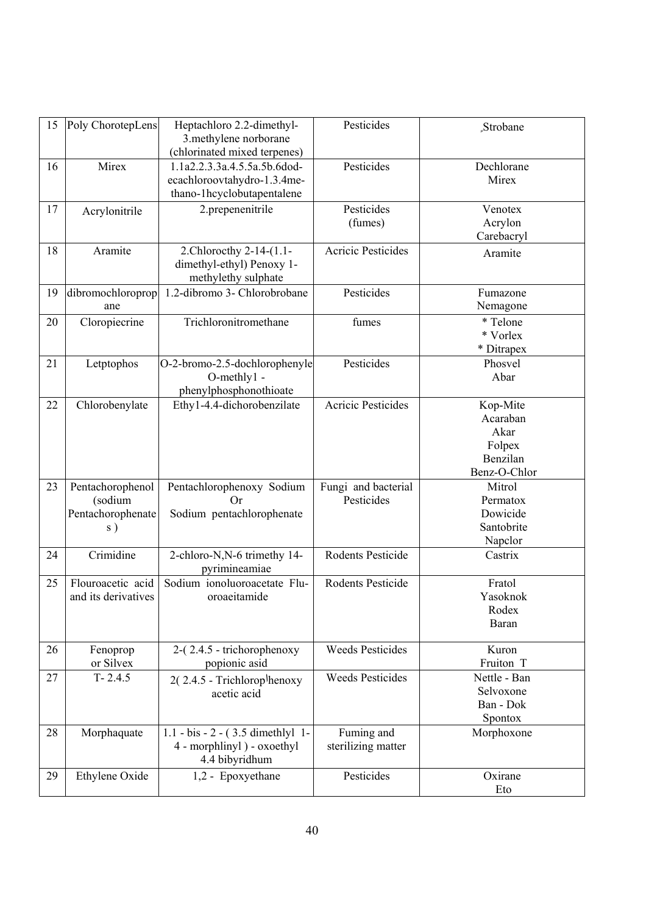| 15 | Poly ChorotepLens | Heptachloro 2.2-dimethyl-3.methylene norborane (chlorinated mixed terpenes) | Pesticides | ¸Strobane |
|---|---|---|---|---|
| 16 | Mirex | 1.1a2.2.3.3a.4.5.5a.5b.6dod-ecachloroovtahydro-1.3.4me-thano-1hcyclobutapentalene | Pesticides | Dechlorane<br>Mirex |
| 17 | Acrylonitrile | 2.prepenenitrile | Pesticides<br>(fumes) | Venotex<br>Acrylon<br>Carebacryl |
| 18 | Aramite | 2.Chlorocthy 2-14-(1.1-dimethyl-ethyl) Penoxy 1-methylethy sulphate | Acricic Pesticides | Aramite |
| 19 | dibromochloropropane | 1.2-dibromo 3- Chlorobrobane | Pesticides | Fumazone<br>Nemagone |
| 20 | Cloropiecrine | Trichloronitromethane | fumes | * Telone<br>* Vorlex<br>* Ditrapex |
| 21 | Letptophos | O-2-bromo-2.5-dochlorophenyle O-methly1 -phenylphosphonothioate | Pesticides | Phosvel<br>Abar |
| 22 | Chlorobenylate | Ethy1-4.4-dichorobenzilate | Acricic Pesticides | Kop-Mite<br>Acaraban<br>Akar<br>Folpex<br>Benzilan<br>Benz-O-Chlor |
| 23 | Pentachorophenol (sodium Pentachorophenates ) | Pentachlorophenoxy Sodium<br>Or<br>Sodium pentachlorophenate | Fungi and bacterial Pesticides | Mitrol<br>Permatox<br>Dowicide<br>Santobrite<br>Napclor |
| 24 | Crimidine | 2-chloro-N,N-6 trimethy 14-pyrimineamiae | Rodents Pesticide | Castrix |
| 25 | Flouroacetic acid and its derivatives | Sodium ionoluoroacetate Flu-oroaeitamide | Rodents Pesticide | Fratol<br>Yasoknok<br>Rodex<br>Baran |
| 26 | Fenoprop<br>or Silvex | 2-( 2.4.5 - trichorophenoxy popionic asid | Weeds Pesticides | Kuron<br>Fruiton T |
| 27 | T- 2.4.5 | 2( 2.4.5 - Trichlorop|henoxy acetic acid | Weeds Pesticides | Nettle - Ban<br>Selvoxone<br>Ban - Dok<br>Spontox |
| 28 | Morphaquate | 1.1 - bis - 2 - ( 3.5 dimethlyl 1-4 - morphlinyl ) - oxoethyl 4.4 bibyridhum | Fuming and sterilizing matter | Morphoxone |
| 29 | Ethylene Oxide | 1,2 - Epoxyethane | Pesticides | Oxirane<br>Eto |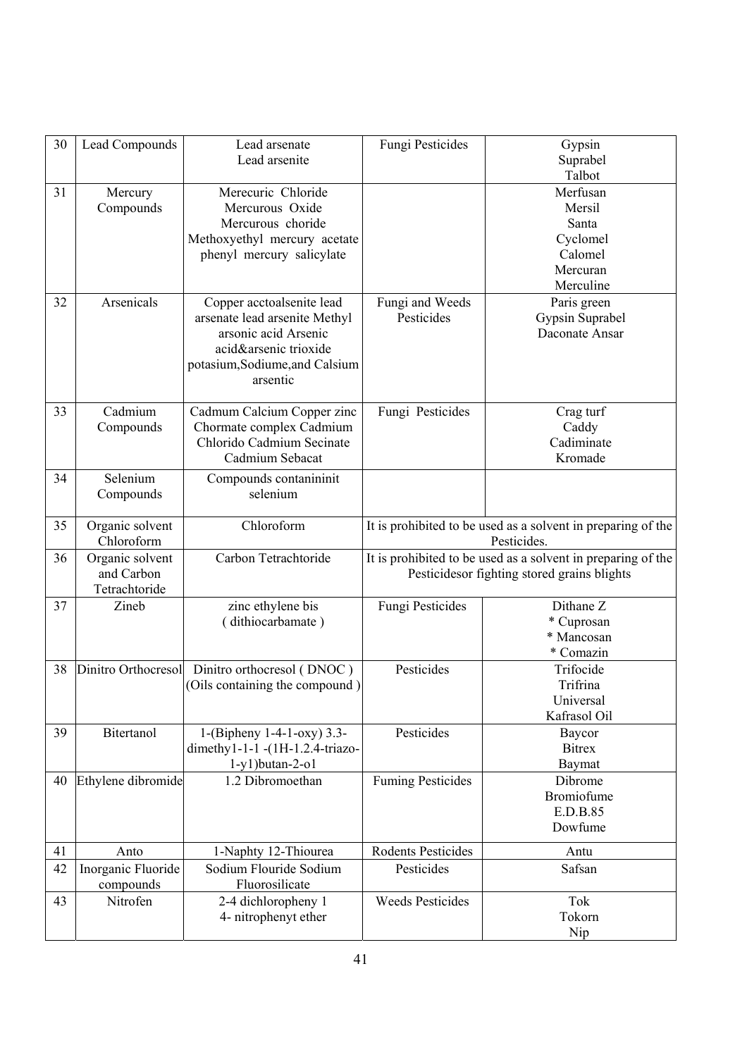| 30 | Lead Compounds | Lead arsenate<br>Lead arsenite | Fungi Pesticides | Gypsin<br>Suprabel<br>Talbot |
|---|---|---|---|---|
| 31 | Mercury Compounds | Merecuric Chloride<br>Mercurous Oxide<br>Mercurous choride<br>Methoxyethyl mercury acetate<br>phenyl mercury salicylate | | Merfusan<br>Mersil<br>Santa<br>Cyclomel<br>Calomel<br>Mercuran<br>Merculine |
| 32 | Arsenicals | Copper acctoalsenite lead arsenate lead arsenite Methyl arsonic acid Arsenic acid&arsenic trioxide potasium,Sodiume,and Calsium arsentic | Fungi and Weeds Pesticides | Paris green<br>Gypsin Suprabel<br>Daconate Ansar |
| 33 | Cadmium Compounds | Cadmum Calcium Copper zinc Chormate complex Cadmium Chlorido Cadmium Secinate Cadmium Sebacat | Fungi Pesticides | Crag turf<br>Caddy<br>Cadiminate<br>Kromade |
| 34 | Selenium Compounds | Compounds contanininit selenium | | |
| 35 | Organic solvent Chloroform | Chloroform | It is prohibited to be used as a solvent in preparing of the Pesticides. | |
| 36 | Organic solvent and Carbon Tetrachtoride | Carbon Tetrachtoride | It is prohibited to be used as a solvent in preparing of the Pesticidesor fighting stored grains blights | |
| 37 | Zineb | zinc ethylene bis ( dithiocarbamate ) | Fungi Pesticides | Dithane Z<br>* Cuprosan<br>* Mancosan<br>* Comazin |
| 38 | Dinitro Orthocresol | Dinitro orthocresol ( DNOC )<br>(Oils containing the compound ) | Pesticides | Trifocide<br>Trifrina<br>Universal<br>Kafrasol Oil |
| 39 | Bitertanol | 1-(Bipheny 1-4-1-oxy) 3.3-dimethy1-1-1 -(1H-1.2.4-triazo-1-y1)butan-2-o1 | Pesticides | Baycor<br>Bitrex<br>Baymat |
| 40 | Ethylene dibromide | 1.2 Dibromoethan | Fuming Pesticides | Dibrome<br>Bromiofume<br>E.D.B.85<br>Dowfume |
| 41 | Anto | 1-Naphty 12-Thiourea | Rodents Pesticides | Antu |
| 42 | Inorganic Fluoride compounds | Sodium Flouride Sodium Fluorosilicate | Pesticides | Safsan |
| 43 | Nitrofen | 2-4 dichloropheny 1<br>4- nitrophenyt ether | Weeds Pesticides | Tok<br>Tokorn<br>Nip |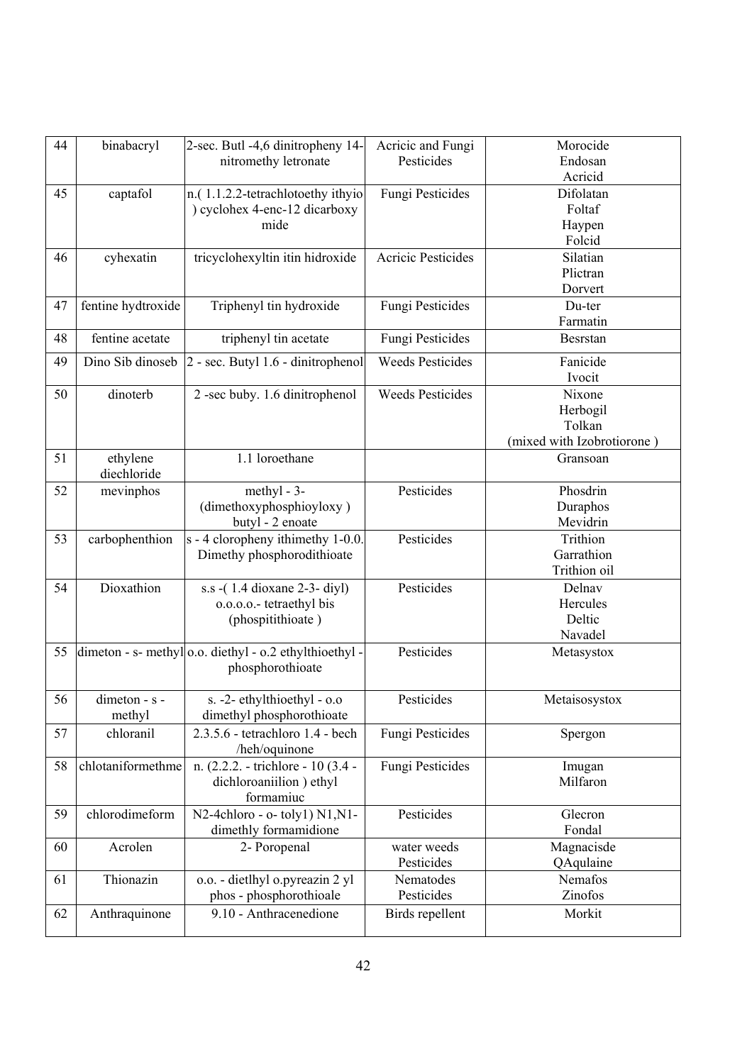| 44 | binabacryl | 2-sec. Butl -4,6 dinitropheny 14-nitromethy letronate | Acricic and Fungi Pesticides | Morocide<br>Endosan<br>Acricid |
|---|---|---|---|---|
| 45 | captafol | n.( 1.1.2.2-tetrachlotoethy ithyio ) cyclohex 4-enc-12 dicarboxy mide | Fungi Pesticides | Difolatan<br>Foltaf<br>Haypen<br>Folcid |
| 46 | cyhexatin | tricyclohexyltin itin hidroxide | Acricic Pesticides | Silatian<br>Plictran<br>Dorvert |
| 47 | fentine hydtroxide | Triphenyl tin hydroxide | Fungi Pesticides | Du-ter<br>Farmatin |
| 48 | fentine acetate | triphenyl tin acetate | Fungi Pesticides | Besrstan |
| 49 | Dino Sib dinoseb | 2 - sec. Butyl 1.6 - dinitrophenol | Weeds Pesticides | Fanicide<br>Ivocit |
| 50 | dinoterb | 2 -sec buby. 1.6 dinitrophenol | Weeds Pesticides | Nixone<br>Herbogil<br>Tolkan<br>(mixed with Izobrotiorone ) |
| 51 | ethylene diechloride | 1.1 loroethane | | Gransoan |
| 52 | mevinphos | methyl - 3- (dimethoxyphosphioyloxy ) butyl - 2 enoate | Pesticides | Phosdrin<br>Duraphos<br>Mevidrin |
| 53 | carbophenthion | s - 4 cloropheny ithimethy 1-0.0. Dimethy phosphorodithioate | Pesticides | Trithion<br>Garrathion<br>Trithion oil |
| 54 | Dioxathion | s.s -( 1.4 dioxane 2-3- diyl) o.o.o.o.- tetraethyl bis (phospitithioate ) | Pesticides | Delnav<br>Hercules<br>Deltic<br>Navadel |
| 55 | dimeton - s- methyl | o.o. diethyl - o.2 ethylthioethyl - phosphorothioate | Pesticides | Metasystox |
| 56 | dimeton - s - methyl | s. -2- ethylthioethyl - o.o dimethyl phosphorothioate | Pesticides | Metaisosystox |
| 57 | chloranil | 2.3.5.6 - tetrachloro 1.4 - bech /heh/oquinone | Fungi Pesticides | Spergon |
| 58 | chlotaniformethme | n. (2.2.2. - trichlore - 10 (3.4 - dichloroaniilion ) ethyl formamiuc | Fungi Pesticides | Imugan<br>Milfaron |
| 59 | chlorodimeform | N2-4chloro - o- toly1) N1,N1- dimethly formamidione | Pesticides | Glecron<br>Fondal |
| 60 | Acrolen | 2- Poropenal | water weeds Pesticides | Magnacisde<br>QAqulaine |
| 61 | Thionazin | o.o. - dietlhyl o.pyreazin 2 yl phos - phosphorothioale | Nematodes Pesticides | Nemafos<br>Zinofos |
| 62 | Anthraquinone | 9.10 - Anthracenedione | Birds repellent | Morkit |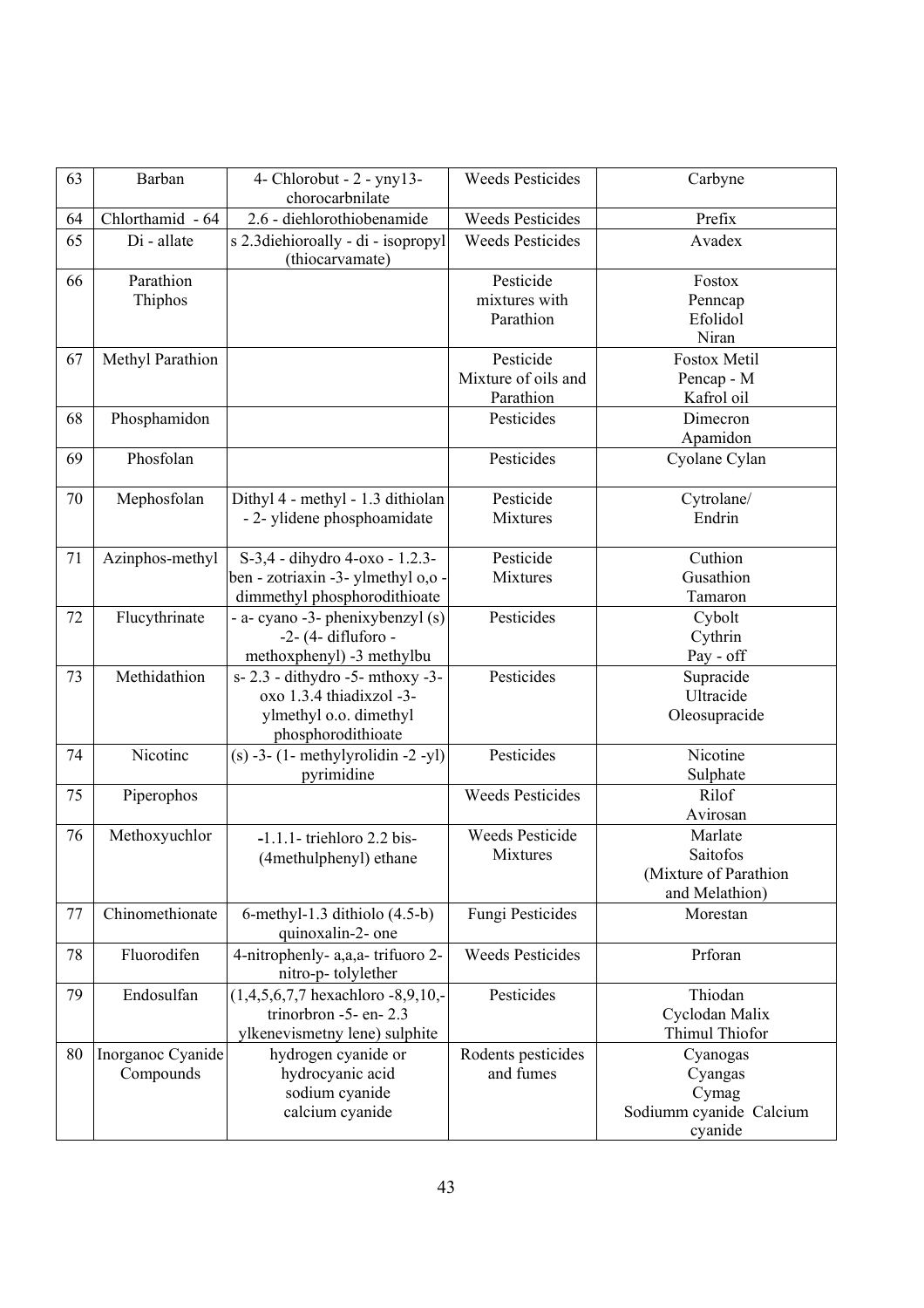| 63 | Barban | 4- Chlorobut - 2 - yny13- chorocarbnilate | Weeds Pesticides | Carbyne |
|---|---|---|---|---|
| 64 | Chlorthamid - 64 | 2.6 - diehlorothiobenamide | Weeds Pesticides | Prefix |
| 65 | Di - allate | s 2.3diehioroally - di - isopropyl (thiocarvamate) | Weeds Pesticides | Avadex |
| 66 | Parathion Thiphos | | Pesticide mixtures with Parathion | Fostox Penncap Efolidol Niran |
| 67 | Methyl Parathion | | Pesticide Mixture of oils and Parathion | Fostox Metil Pencap - M Kafrol oil |
| 68 | Phosphamidon | | Pesticides | Dimecron Apamidon |
| 69 | Phosfolan | | Pesticides | Cyolane Cylan |
| 70 | Mephosfolan | Dithyl 4 - methyl - 1.3 dithiolan - 2- ylidene phosphoamidate | Pesticide Mixtures | Cytrolane/ Endrin |
| 71 | Azinphos-methyl | S-3,4 - dihydro 4-oxo - 1.2.3- ben - zotriaxin -3- ylmethyl o,o - dimmethyl phosphorodithioate | Pesticide Mixtures | Cuthion Gusathion Tamaron |
| 72 | Flucythrinate | - a- cyano -3- phenixybenzyl (s) -2- (4- difluforo - methoxphenyl) -3 methylbu | Pesticides | Cybolt Cythrin Pay - off |
| 73 | Methidathion | s- 2.3 - dithydro -5- mthoxy -3- oxo 1.3.4 thiadixzol -3- ylmethyl o.o. dimethyl phosphorodithioate | Pesticides | Supracide Ultracide Oleosupracide |
| 74 | Nicotinc | (s) -3- (1- methylyrolidin -2 -yl) pyrimidine | Pesticides | Nicotine Sulphate |
| 75 | Piperophos | | Weeds Pesticides | Rilof Avirosan |
| 76 | Methoxyuchlor | -1.1.1- triehloro 2.2 bis- (4methulphenyl) ethane | Weeds Pesticide Mixtures | Marlate Saitofos (Mixture of Parathion and Melathion) |
| 77 | Chinomethionate | 6-methyl-1.3 dithiolo (4.5-b) quinoxalin-2- one | Fungi Pesticides | Morestan |
| 78 | Fluorodifen | 4-nitrophenly- a,a,a- trifuoro 2-nitro-p- tolylether | Weeds Pesticides | Prforan |
| 79 | Endosulfan | (1,4,5,6,7,7 hexachloro -8,9,10,- trinorbron -5- en- 2.3 ylkenevismetny lene) sulphite | Pesticides | Thiodan Cyclodan Malix Thimul Thiofor |
| 80 | Inorganoc Cyanide Compounds | hydrogen cyanide or hydrocyanic acid sodium cyanide calcium cyanide | Rodents pesticides and fumes | Cyanogas Cyangas Cymag Sodiumm cyanide Calcium cyanide |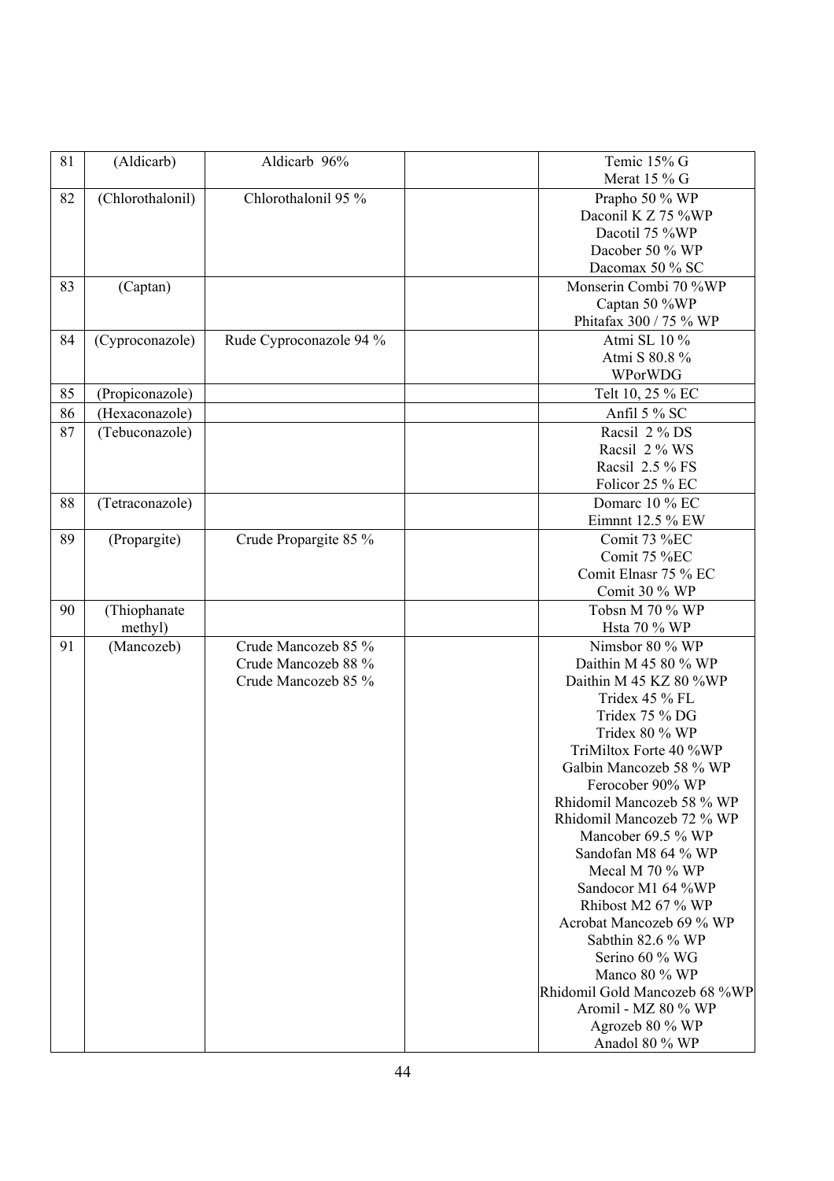| 81 | (Aldicarb) | Aldicarb 96% | | Temic 15% G<br>Merat 15 % G |
|---|---|---|---|---|
| 82 | (Chlorothalonil) | Chlorothalonil 95 % | | Prapho 50 % WP<br>Daconil K Z 75 %WP<br>Dacotil 75 %WP<br>Dacober 50 % WP<br>Dacomax 50 % SC |
| 83 | (Captan) | | | Monserin Combi 70 %WP<br>Captan 50 %WP<br>Phitafax 300 / 75 % WP |
| 84 | (Cyproconazole) | Rude Cyproconazole 94 % | | Atmi SL 10 %<br>Atmi S 80.8 %<br>WPorWDG |
| 85 | (Propiconazole) | | | Telt 10, 25 % EC |
| 86 | (Hexaconazole) | | | Anfil 5 % SC |
| 87 | (Tebuconazole) | | | Racsil 2 % DS<br>Racsil 2 % WS<br>Racsil 2.5 % FS<br>Folicor 25 % EC |
| 88 | (Tetraconazole) | | | Domarc 10 % EC<br>Eimnnt 12.5 % EW |
| 89 | (Propargite) | Crude Propargite 85 % | | Comit 73 %EC<br>Comit 75 %EC<br>Comit Elnasr 75 % EC<br>Comit 30 % WP |
| 90 | (Thiophanate methyl) | | | Tobsn M 70 % WP<br>Hsta 70 % WP |
| 91 | (Mancozeb) | Crude Mancozeb 85 %<br>Crude Mancozeb 88 %<br>Crude Mancozeb 85 % | | Nimsbor 80 % WP<br>Daithin M 45 80 % WP<br>Daithin M 45 KZ 80 %WP<br>Tridex 45 % FL<br>Tridex 75 % DG<br>Tridex 80 % WP<br>TriMiltox Forte 40 %WP<br>Galbin Mancozeb 58 % WP<br>Ferocober 90% WP<br>Rhidomil Mancozeb 58 % WP<br>Rhidomil Mancozeb 72 % WP<br>Mancober 69.5 % WP<br>Sandofan M8 64 % WP<br>Mecal M 70 % WP<br>Sandocor M1 64 %WP<br>Rhibost M2 67 % WP<br>Acrobat Mancozeb 69 % WP<br>Sabthin 82.6 % WP<br>Serino 60 % WG<br>Manco 80 % WP<br>Rhidomil Gold Mancozeb 68 %WP<br>Aromil - MZ 80 % WP<br>Agrozeb 80 % WP<br>Anadol 80 % WP |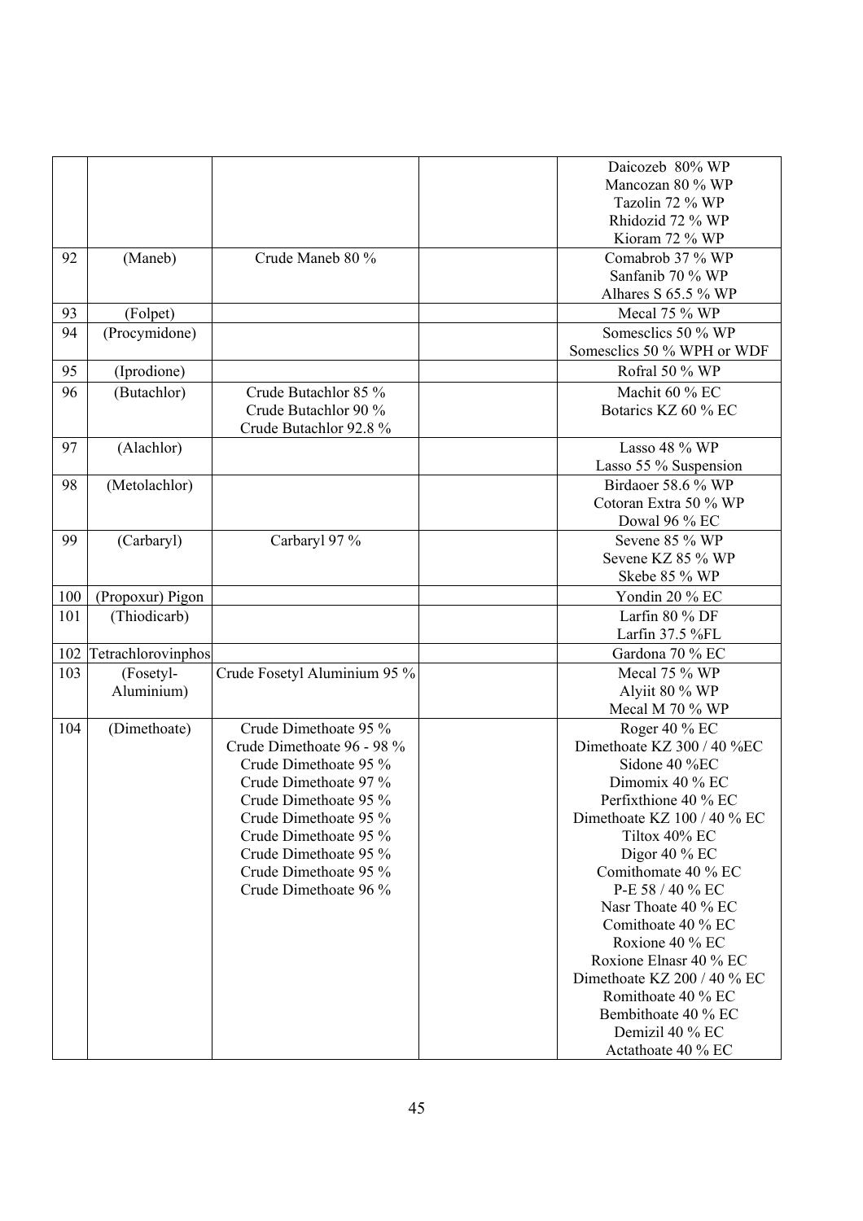| | | | | |
|---|---|---|---|---|
| | | | | Daicozeb 80% WP<br>Mancozan 80 % WP<br>Tazolin 72 % WP<br>Rhidozid 72 % WP<br>Kioram 72 % WP |
| 92 | (Maneb) | Crude Maneb 80 % | | Comabrob 37 % WP<br>Sanfanib 70 % WP<br>Alhares S 65.5 % WP |
| 93 | (Folpet) | | | Mecal 75 % WP |
| 94 | (Procymidone) | | | Somesclics 50 % WP<br>Somesclics 50 % WPH or WDF |
| 95 | (Iprodione) | | | Rofral 50 % WP |
| 96 | (Butachlor) | Crude Butachlor 85 %<br>Crude Butachlor 90 %<br>Crude Butachlor 92.8 % | | Machit 60 % EC<br>Botarics KZ 60 % EC |
| 97 | (Alachlor) | | | Lasso 48 % WP<br>Lasso 55 % Suspension |
| 98 | (Metolachlor) | | | Birdaoer 58.6 % WP<br>Cotoran Extra 50 % WP<br>Dowal 96 % EC |
| 99 | (Carbaryl) | Carbaryl 97 % | | Sevene 85 % WP<br>Sevene KZ 85 % WP<br>Skebe 85 % WP |
| 100 | (Propoxur) Pigon | | | Yondin 20 % EC |
| 101 | (Thiodicarb) | | | Larfin 80 % DF<br>Larfin 37.5 %FL |
| 102 | Tetrachlorovinphos | | | Gardona 70 % EC |
| 103 | (Fosetyl-Aluminium) | Crude Fosetyl Aluminium 95 % | | Mecal 75 % WP<br>Alyiit 80 % WP<br>Mecal M 70 % WP |
| 104 | (Dimethoate) | Crude Dimethoate 95 %<br>Crude Dimethoate 96 - 98 %<br>Crude Dimethoate 95 %<br>Crude Dimethoate 97 %<br>Crude Dimethoate 95 %<br>Crude Dimethoate 95 %<br>Crude Dimethoate 95 %<br>Crude Dimethoate 95 %<br>Crude Dimethoate 95 %<br>Crude Dimethoate 96 % | | Roger 40 % EC<br>Dimethoate KZ 300 / 40 %EC<br>Sidone 40 %EC<br>Dimomix 40 % EC<br>Perfixthione 40 % EC<br>Dimethoate KZ 100 / 40 % EC<br>Tiltox 40% EC<br>Digor 40 % EC<br>Comithomate 40 % EC<br>P-E 58 / 40 % EC<br>Nasr Thoate 40 % EC<br>Comithoate 40 % EC<br>Roxione 40 % EC<br>Roxione Elnasr 40 % EC<br>Dimethoate KZ 200 / 40 % EC<br>Romithoate 40 % EC<br>Bembithoate 40 % EC<br>Demizil 40 % EC<br>Actathoate 40 % EC |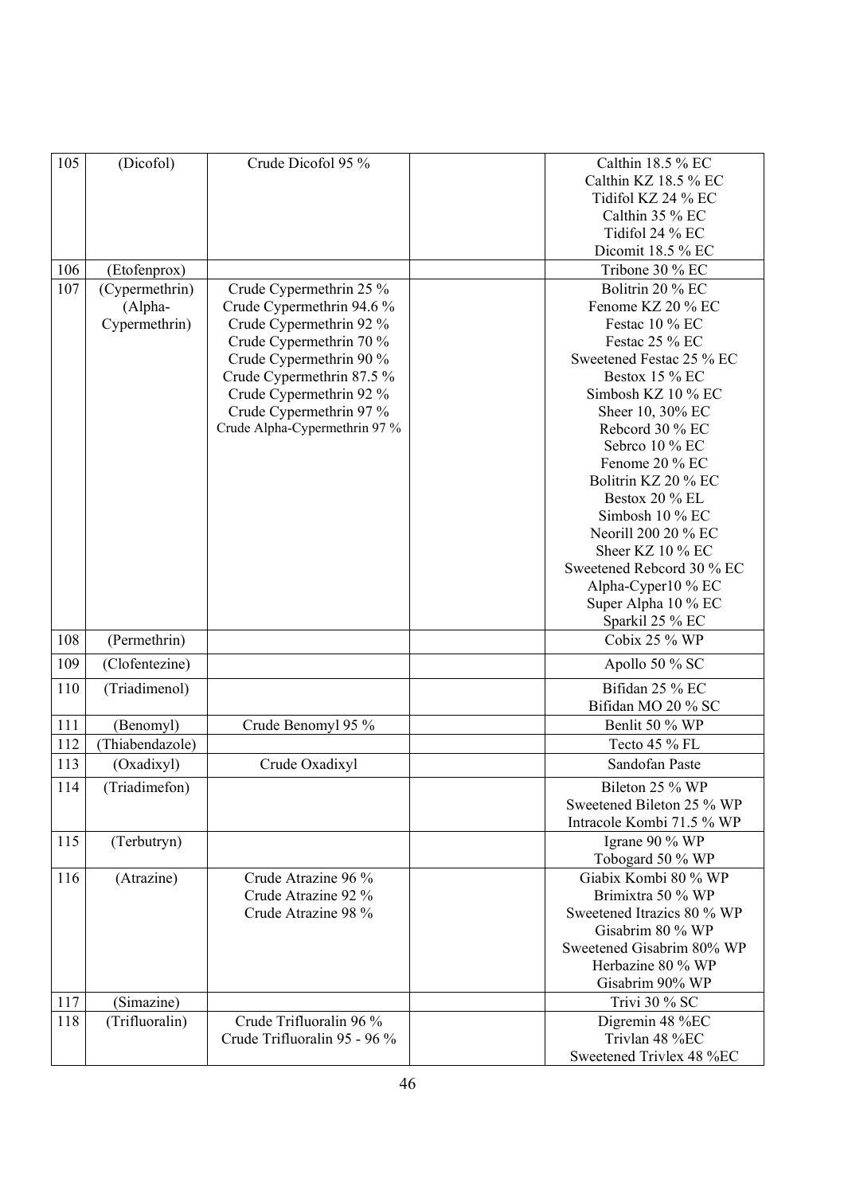| 105 | (Dicofol) | Crude Dicofol 95 % | | Calthin 18.5 % EC<br>Calthin KZ 18.5 % EC<br>Tidifol KZ 24 % EC<br>Calthin 35 % EC<br>Tidifol 24 % EC<br>Dicomit 18.5 % EC |
|---|---|---|---|---|
| 106 | (Etofenprox) | | | Tribone 30 % EC |
| 107 | (Cypermethrin)<br>(Alpha-Cypermethrin) | Crude Cypermethrin 25 %<br>Crude Cypermethrin 94.6 %<br>Crude Cypermethrin 92 %<br>Crude Cypermethrin 70 %<br>Crude Cypermethrin 90 %<br>Crude Cypermethrin 87.5 %<br>Crude Cypermethrin 92 %<br>Crude Cypermethrin 97 %<br>Crude Alpha-Cypermethrin 97 % | | Bolitrin 20 % EC<br>Fenome KZ 20 % EC<br>Festac 10 % EC<br>Festac 25 % EC<br>Sweetened Festac 25 % EC<br>Bestox 15 % EC<br>Simbosh KZ 10 % EC<br>Sheer 10, 30% EC<br>Rebcord 30 % EC<br>Sebrco 10 % EC<br>Fenome 20 % EC<br>Bolitrin KZ 20 % EC<br>Bestox 20 % EL<br>Simbosh 10 % EC<br>Neorill 200 20 % EC<br>Sheer KZ 10 % EC<br>Sweetened Rebcord 30 % EC<br>Alpha-Cyper10 % EC<br>Super Alpha 10 % EC<br>Sparkil 25 % EC |
| 108 | (Permethrin) | | | Cobix 25 % WP |
| 109 | (Clofentezine) | | | Apollo 50 % SC |
| 110 | (Triadimenol) | | | Bifidan 25 % EC<br>Bifidan MO 20 % SC |
| 111 | (Benomyl) | Crude Benomyl 95 % | | Benlit 50 % WP |
| 112 | (Thiabendazole) | | | Tecto 45 % FL |
| 113 | (Oxadixyl) | Crude Oxadixyl | | Sandofan Paste |
| 114 | (Triadimefon) | | | Bileton 25 % WP<br>Sweetened Bileton 25 % WP<br>Intracole Kombi 71.5 % WP |
| 115 | (Terbutryn) | | | Igrane 90 % WP<br>Tobogard 50 % WP |
| 116 | (Atrazine) | Crude Atrazine 96 %<br>Crude Atrazine 92 %<br>Crude Atrazine 98 % | | Giabix Kombi 80 % WP<br>Brimixtra 50 % WP<br>Sweetened Itrazics 80 % WP<br>Gisabrim 80 % WP<br>Sweetened Gisabrim 80% WP<br>Herbazine 80 % WP<br>Gisabrim 90% WP |
| 117 | (Simazine) | | | Trivi 30 % SC |
| 118 | (Trifluoralin) | Crude Trifluoralin 96 %<br>Crude Trifluoralin 95 - 96 % | | Digremin 48 %EC<br>Trivlan 48 %EC<br>Sweetened Trivlex 48 %EC |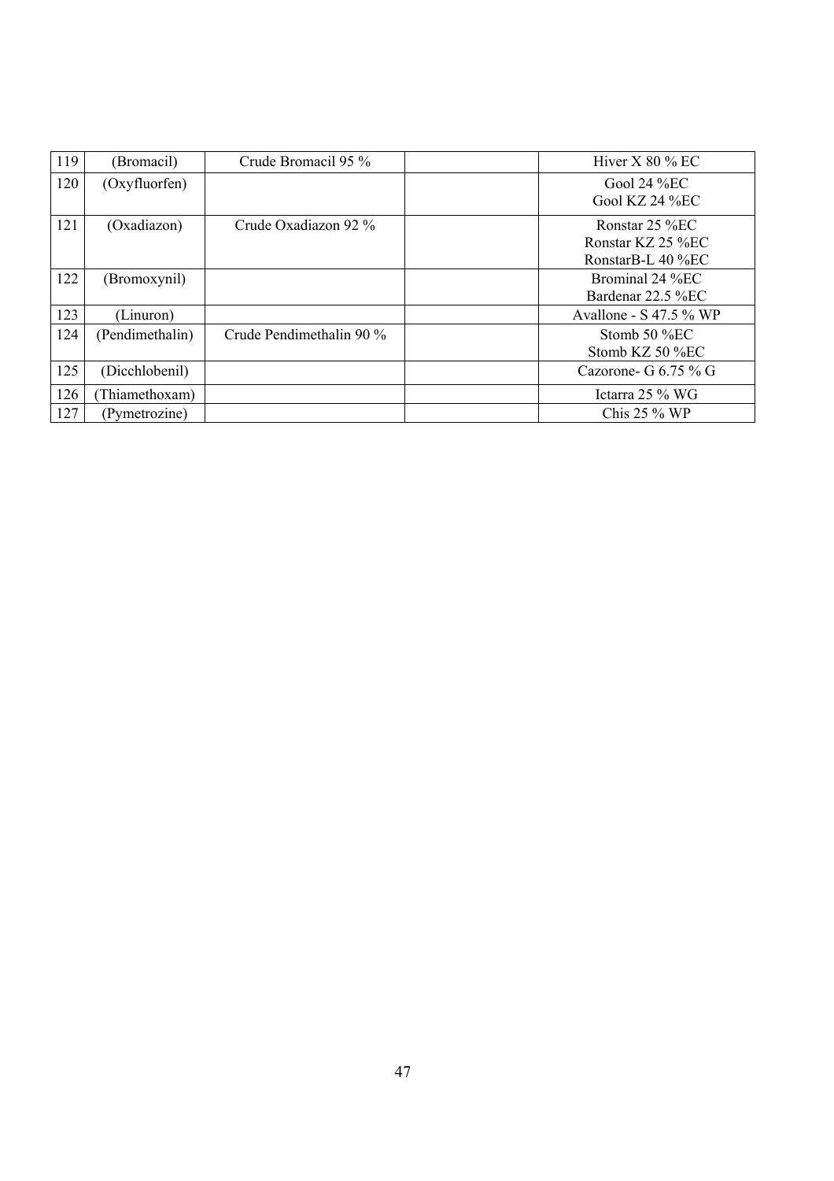| | | | | |
|---|---|---|---|---|
| 119 | (Bromacil) | Crude Bromacil 95 % | | Hiver X 80 % EC |
| 120 | (Oxyfluorfen) | | | Gool 24 %EC<br>Gool KZ 24 %EC |
| 121 | (Oxadiazon) | Crude Oxadiazon 92 % | | Ronstar 25 %EC<br>Ronstar KZ 25 %EC<br>RonstarB-L 40 %EC |
| 122 | (Bromoxynil) | | | Brominal 24 %EC<br>Bardenar 22.5 %EC |
| 123 | (Linuron) | | | Avallone - S 47.5 % WP |
| 124 | (Pendimethalin) | Crude Pendimethalin 90 % | | Stomb 50 %EC<br>Stomb KZ 50 %EC |
| 125 | (Dicchlobenil) | | | Cazorone- G 6.75 % G |
| 126 | (Thiamethoxam) | | | Ictarra 25 % WG |
| 127 | (Pymetrozine) | | | Chis 25 % WP |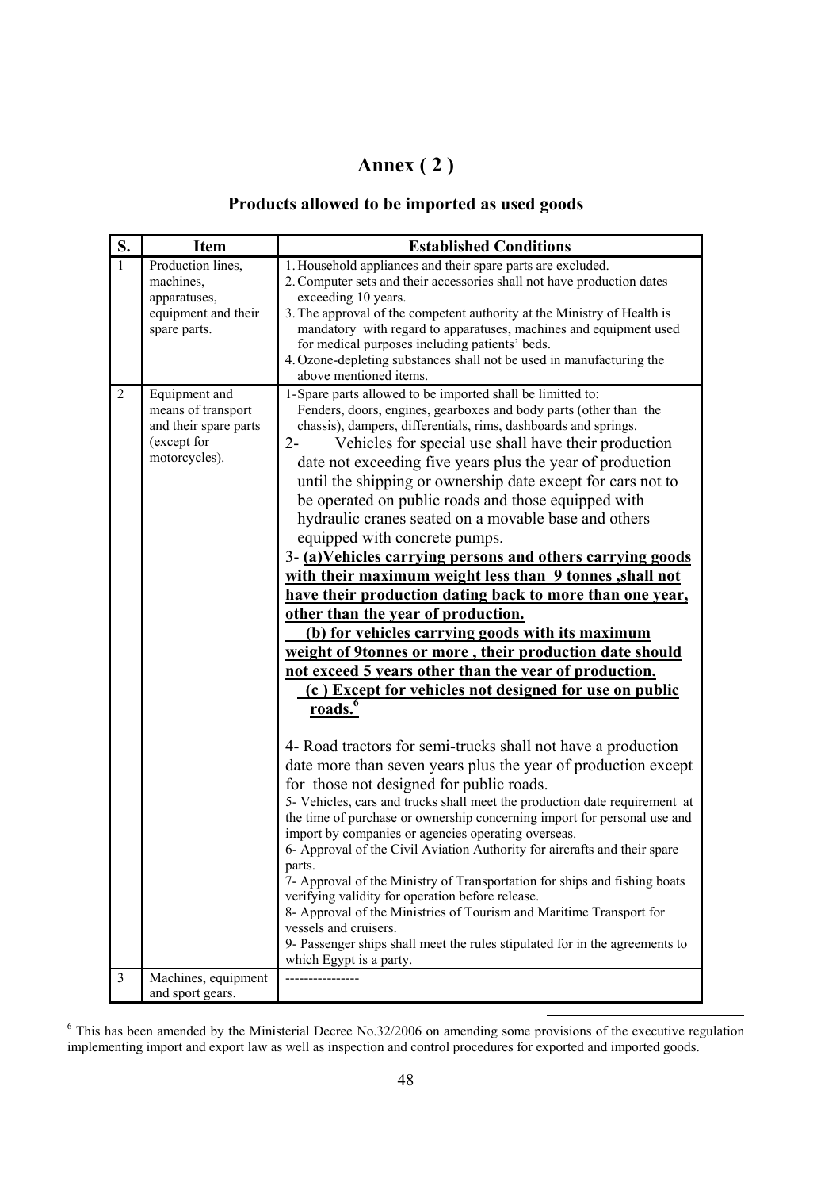# Annex ( 2 )

## Products allowed to be imported as used goods

| S. | Item | Established Conditions |
|---|---|---|
| 1 | Production lines, machines, apparatuses, equipment and their spare parts. | 1. Household appliances and their spare parts are excluded.<br>2. Computer sets and their accessories shall not have production dates exceeding 10 years.<br>3. The approval of the competent authority at the Ministry of Health is mandatory with regard to apparatuses, machines and equipment used for medical purposes including patients' beds.<br>4. Ozone-depleting substances shall not be used in manufacturing the above mentioned items. |
| 2 | Equipment and means of transport and their spare parts (except for motorcycles). | 1-Spare parts allowed to be imported shall be limitted to: Fenders, doors, engines, gearboxes and body parts (other than the chassis), dampers, differentials, rims, dashboards and springs.<br>2- Vehicles for special use shall have their production date not exceeding five years plus the year of production until the shipping or ownership date except for cars not to be operated on public roads and those equipped with hydraulic cranes seated on a movable base and others equipped with concrete pumps.<br>3- **(a)Vehicles carrying persons and others carrying goods with their maximum weight less than 9 tonnes ,shall not have their production dating back to more than one year, other than the year of production.**<br>**(b) for vehicles carrying goods with its maximum weight of 9tonnes or more , their production date should not exceed 5 years other than the year of production.**<br>**(c ) Except for vehicles not designed for use on public roads.**[6]<br><br>4- Road tractors for semi-trucks shall not have a production date more than seven years plus the year of production except for those not designed for public roads.<br>5- Vehicles, cars and trucks shall meet the production date requirement at the time of purchase or ownership concerning import for personal use and import by companies or agencies operating overseas.<br>6- Approval of the Civil Aviation Authority for aircrafts and their spare parts.<br>7- Approval of the Ministry of Transportation for ships and fishing boats verifying validity for operation before release.<br>8- Approval of the Ministries of Tourism and Maritime Transport for vessels and cruisers.<br>9- Passenger ships shall meet the rules stipulated for in the agreements to which Egypt is a party. |
| 3 | Machines, equipment and sport gears. | ---------------- |

[6] This has been amended by the Ministerial Decree No.32/2006 on amending some provisions of the executive regulation implementing import and export law as well as inspection and control procedures for exported and imported goods.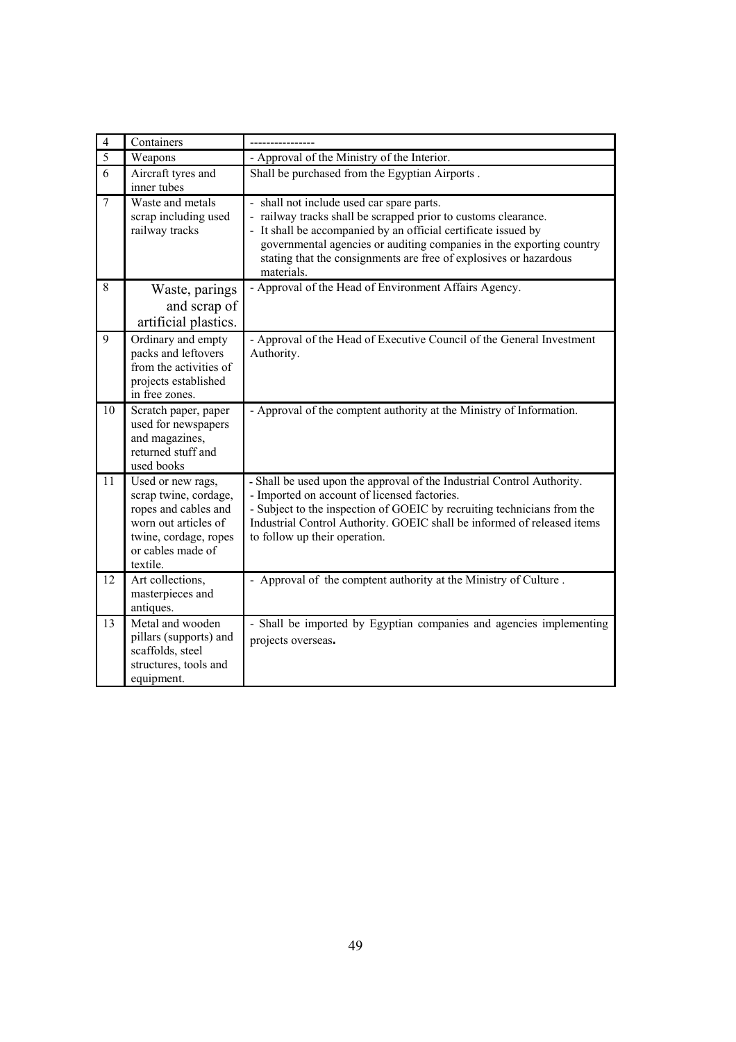| 4 | Containers | ---------------- |
|---|---|---|
| 5 | Weapons | - Approval of the Ministry of the Interior. |
| 6 | Aircraft tyres and inner tubes | Shall be purchased from the Egyptian Airports . |
| 7 | Waste and metals scrap including used railway tracks | - shall not include used car spare parts.<br>- railway tracks shall be scrapped prior to customs clearance.<br>- It shall be accompanied by an official certificate issued by governmental agencies or auditing companies in the exporting country stating that the consignments are free of explosives or hazardous materials. |
| 8 | Waste, parings and scrap of artificial plastics. | - Approval of the Head of Environment Affairs Agency. |
| 9 | Ordinary and empty packs and leftovers from the activities of projects established in free zones. | - Approval of the Head of Executive Council of the General Investment Authority. |
| 10 | Scratch paper, paper used for newspapers and magazines, returned stuff and used books | - Approval of the comptent authority at the Ministry of Information. |
| 11 | Used or new rags, scrap twine, cordage, ropes and cables and worn out articles of twine, cordage, ropes or cables made of textile. | - Shall be used upon the approval of the Industrial Control Authority.<br>- Imported on account of licensed factories.<br>- Subject to the inspection of GOEIC by recruiting technicians from the Industrial Control Authority. GOEIC shall be informed of released items to follow up their operation. |
| 12 | Art collections, masterpieces and antiques. | - Approval of the comptent authority at the Ministry of Culture . |
| 13 | Metal and wooden pillars (supports) and scaffolds, steel structures, tools and equipment. | - Shall be imported by Egyptian companies and agencies implementing projects overseas. |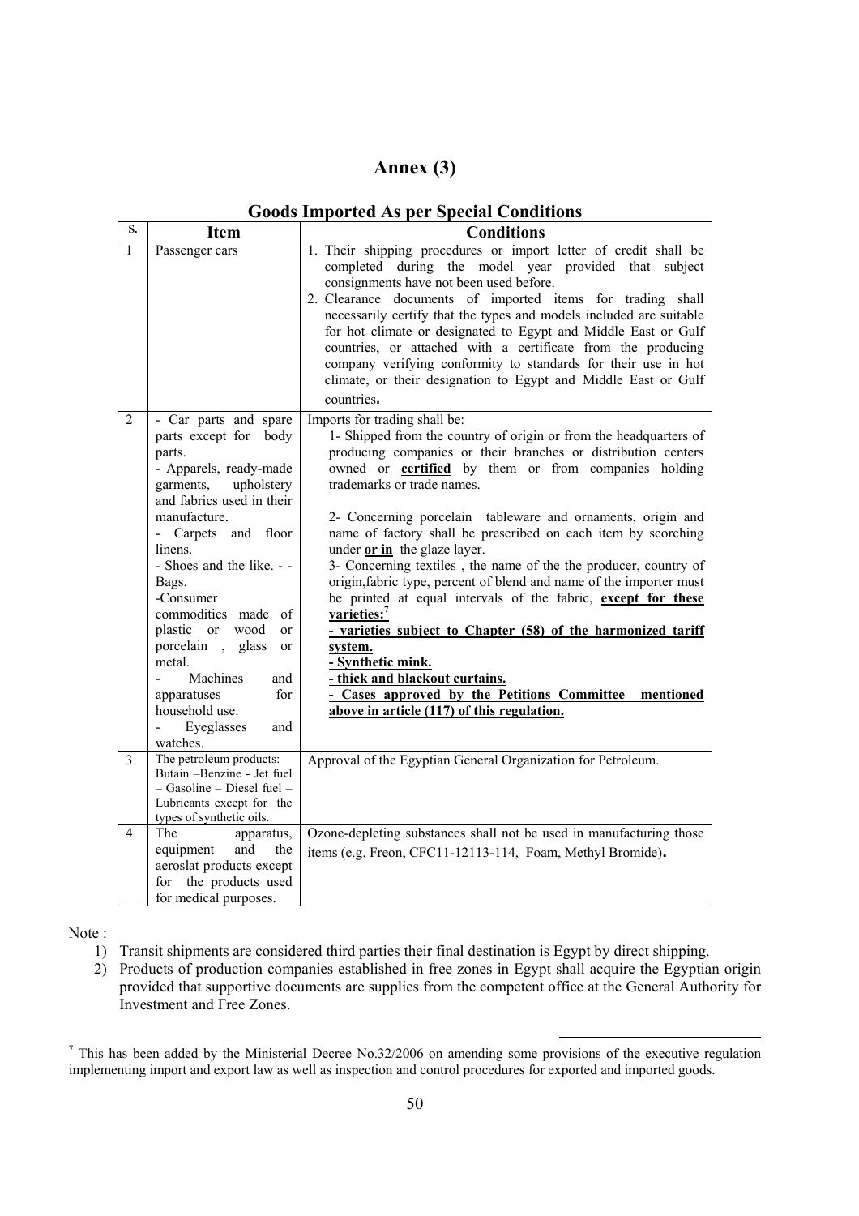# Annex (3)

## Goods Imported As per Special Conditions

| S. | Item | Conditions |
|---|---|---|
| 1 | Passenger cars | 1. Their shipping procedures or import letter of credit shall be completed during the model year provided that subject consignments have not been used before.<br>2. Clearance documents of imported items for trading shall necessarily certify that the types and models included are suitable for hot climate or designated to Egypt and Middle East or Gulf countries, or attached with a certificate from the producing company verifying conformity to standards for their use in hot climate, or their designation to Egypt and Middle East or Gulf countries**.** |
| 2 | - Car parts and spare parts except for body parts.<br>- Apparels, ready-made garments, upholstery and fabrics used in their manufacture.<br>- Carpets and floor linens.<br>- Shoes and the like. - - Bags.<br>-Consumer commodities made of plastic or wood or porcelain , glass or metal.<br>- Machines and apparatuses for household use.<br>- Eyeglasses and watches. | Imports for trading shall be:<br>1- Shipped from the country of origin or from the headquarters of producing companies or their branches or distribution centers owned or **certified** by them or from companies holding trademarks or trade names.<br><br>2- Concerning porcelain tableware and ornaments, origin and name of factory shall be prescribed on each item by scorching under **or in** the glaze layer.<br>3- Concerning textiles , the name of the the producer, country of origin,fabric type, percent of blend and name of the importer must be printed at equal intervals of the fabric, **except for these varieties:**[7]<br>**- varieties subject to Chapter (58) of the harmonized tariff system.**<br>**- Synthetic mink.**<br>**- thick and blackout curtains.**<br>**- Cases approved by the Petitions Committee mentioned above in article (117) of this regulation.** |
| 3 | The petroleum products: Butain –Benzine - Jet fuel – Gasoline – Diesel fuel – Lubricants except for the types of synthetic oils. | Approval of the Egyptian General Organization for Petroleum. |
| 4 | The apparatus, equipment and the aeroslat products except for the products used for medical purposes. | Ozone-depleting substances shall not be used in manufacturing those items (e.g. Freon, CFC11-12113-114, Foam, Methyl Bromide)**.** |

Note :

1) Transit shipments are considered third parties their final destination is Egypt by direct shipping.
2) Products of production companies established in free zones in Egypt shall acquire the Egyptian origin provided that supportive documents are supplies from the competent office at the General Authority for Investment and Free Zones.

[7] This has been added by the Ministerial Decree No.32/2006 on amending some provisions of the executive regulation implementing import and export law as well as inspection and control procedures for exported and imported goods.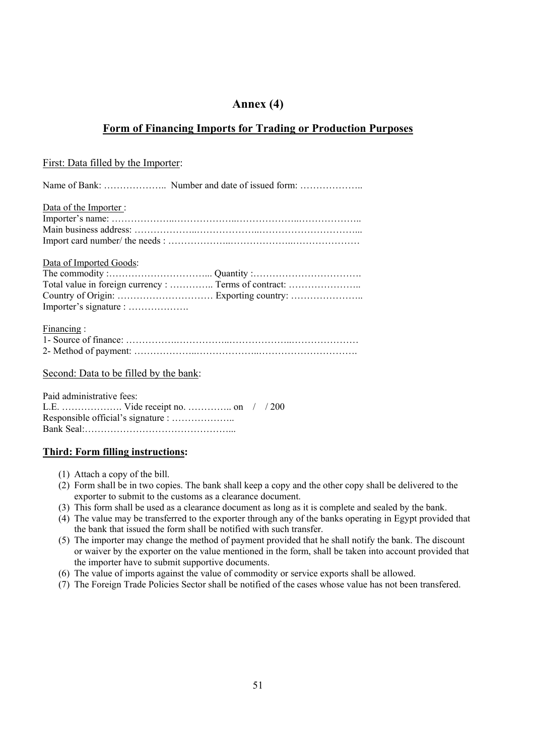# Annex (4)

## Form of Financing Imports for Trading or Production Purposes

First: Data filled by the Importer:

Name of Bank: ……………….. Number and date of issued form: ………………..

Data of the Importer :
Importer's name: ………………..………………..………………..………………..
Main business address: ………………..………………..…………………………...
Import card number/ the needs : ………………..………………..…………………

Data of Imported Goods:
The commodity :…………………………... Quantity :…………………………….
Total value in foreign currency : ………….. Terms of contract: …………………..
Country of Origin: ………………………… Exporting country: …………………..
Importer's signature : ……………….

Financing :
1- Source of finance: …………….…………….………………..…………………
2- Method of payment: ………………..………………..………………………….

Second: Data to be filled by the bank:

Paid administrative fees:
L.E. ………………. Vide receipt no. ………….. on / / 200
Responsible official's signature : ………………..
Bank Seal:………………………………………...

**Third: Form filling instructions:**

(1) Attach a copy of the bill.
(2) Form shall be in two copies. The bank shall keep a copy and the other copy shall be delivered to the exporter to submit to the customs as a clearance document.
(3) This form shall be used as a clearance document as long as it is complete and sealed by the bank.
(4) The value may be transferred to the exporter through any of the banks operating in Egypt provided that the bank that issued the form shall be notified with such transfer.
(5) The importer may change the method of payment provided that he shall notify the bank. The discount or waiver by the exporter on the value mentioned in the form, shall be taken into account provided that the importer have to submit supportive documents.
(6) The value of imports against the value of commodity or service exports shall be allowed.
(7) The Foreign Trade Policies Sector shall be notified of the cases whose value has not been transfered.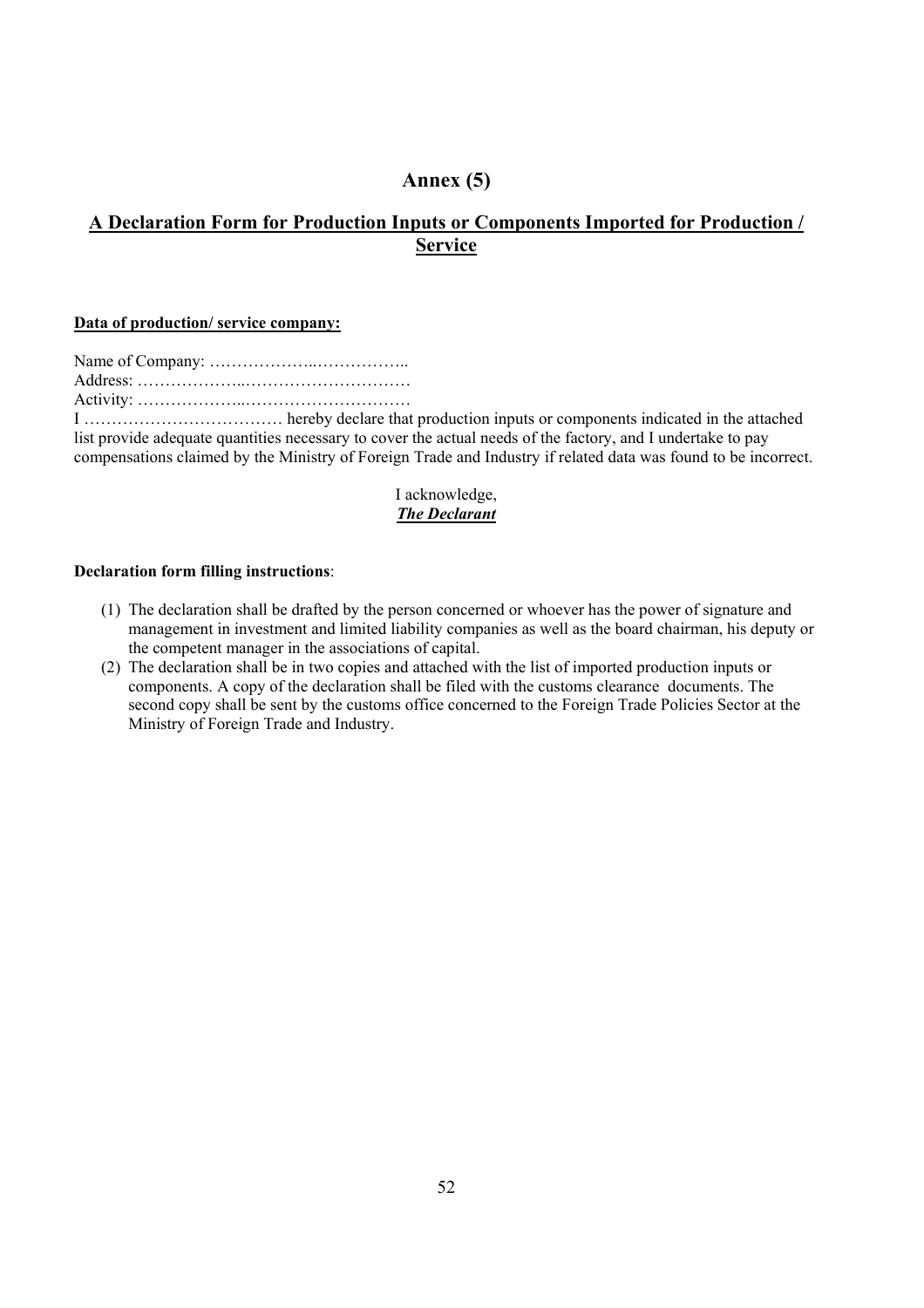# Annex (5)

## A Declaration Form for Production Inputs or Components Imported for Production / Service

**Data of production/ service company:**

Name of Company: ………………..……………..
Address: ………………..…………………………
Activity: ………………..…………………………
I ……………………………… hereby declare that production inputs or components indicated in the attached list provide adequate quantities necessary to cover the actual needs of the factory, and I undertake to pay compensations claimed by the Ministry of Foreign Trade and Industry if related data was found to be incorrect.

I acknowledge,
***The Declarant***

**Declaration form filling instructions**:

(1) The declaration shall be drafted by the person concerned or whoever has the power of signature and management in investment and limited liability companies as well as the board chairman, his deputy or the competent manager in the associations of capital.
(2) The declaration shall be in two copies and attached with the list of imported production inputs or components. A copy of the declaration shall be filed with the customs clearance documents. The second copy shall be sent by the customs office concerned to the Foreign Trade Policies Sector at the Ministry of Foreign Trade and Industry.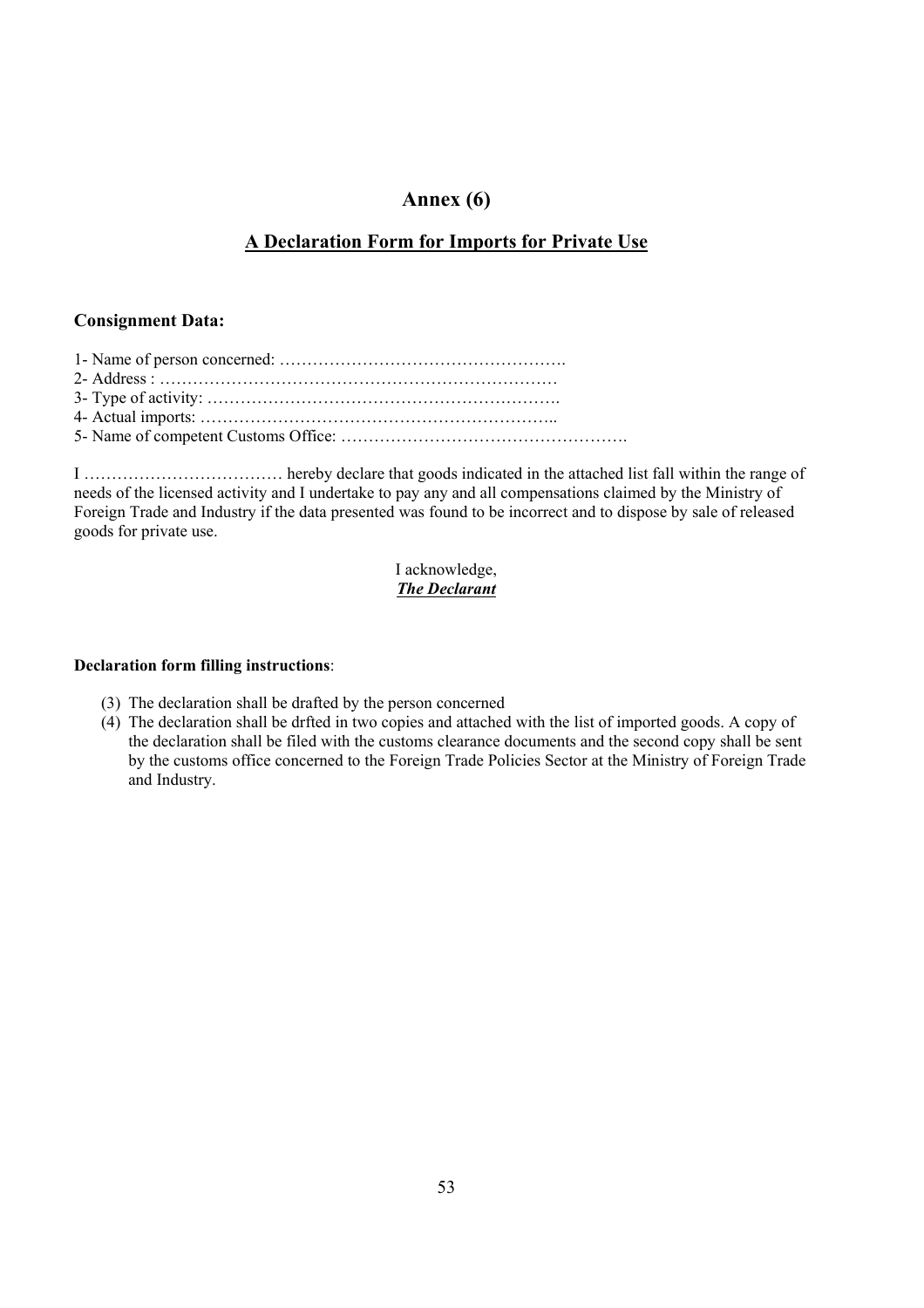# Annex (6)

## A Declaration Form for Imports for Private Use

**Consignment Data:**

1- Name of person concerned: …………………………………………….
2- Address : ………………………………………………………………
3- Type of activity: ……………………………………………………….
4- Actual imports: ………………………………………………………..
5- Name of competent Customs Office: …………………………………………….

I ……………………………… hereby declare that goods indicated in the attached list fall within the range of needs of the licensed activity and I undertake to pay any and all compensations claimed by the Ministry of Foreign Trade and Industry if the data presented was found to be incorrect and to dispose by sale of released goods for private use.

I acknowledge,
***The Declarant***

**Declaration form filling instructions**:

(3) The declaration shall be drafted by the person concerned
(4) The declaration shall be drfted in two copies and attached with the list of imported goods. A copy of the declaration shall be filed with the customs clearance documents and the second copy shall be sent by the customs office concerned to the Foreign Trade Policies Sector at the Ministry of Foreign Trade and Industry.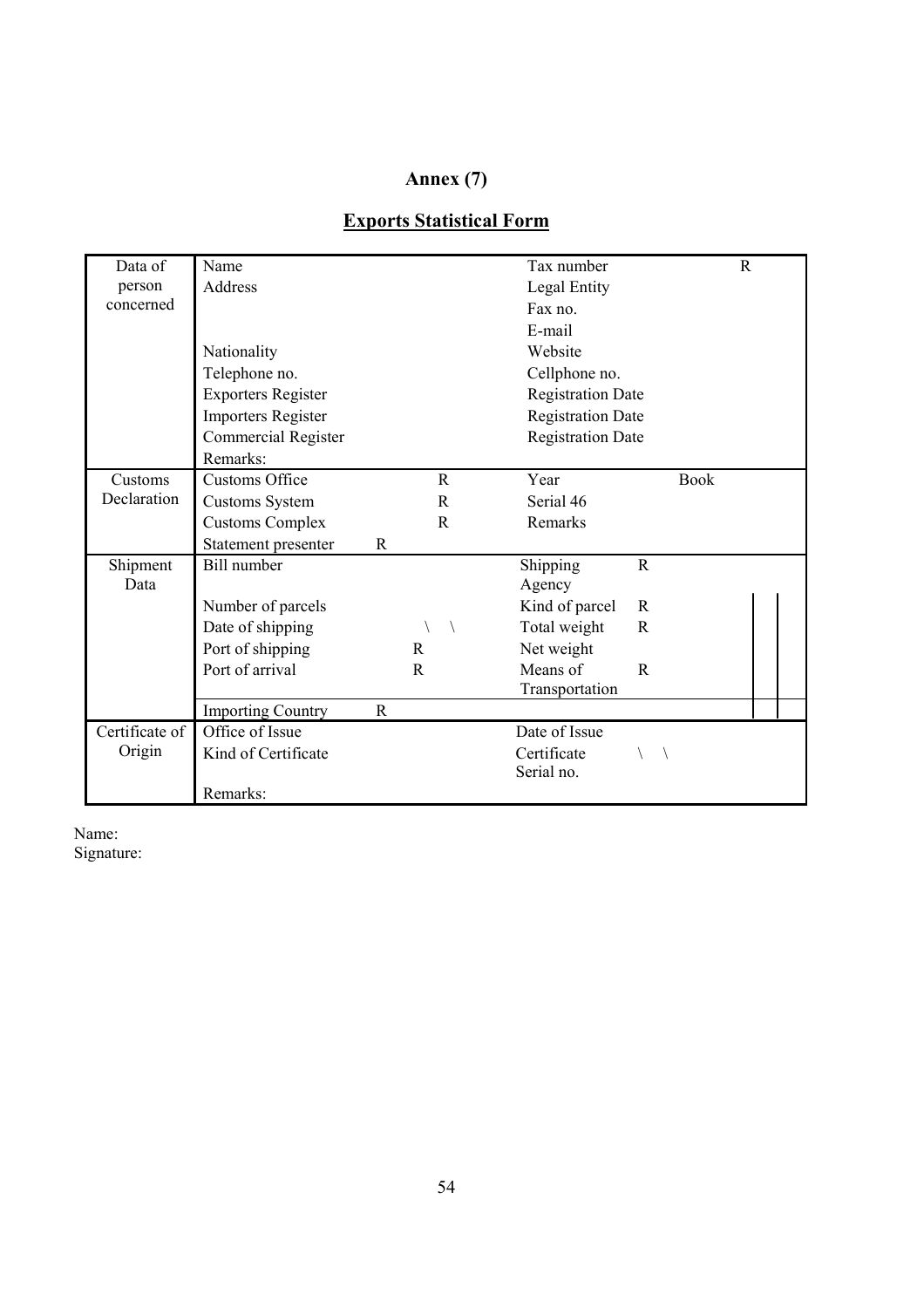# Annex (7)

## Exports Statistical Form

| | | | | |
|---|---|---|---|---|
| Data of person concerned | Name | | Tax number | R |
| | Address | | Legal Entity | |
| | | | Fax no. | |
| | | | E-mail | |
| | Nationality | | Website | |
| | Telephone no. | | Cellphone no. | |
| | Exporters Register | | Registration Date | |
| | Importers Register | | Registration Date | |
| | Commercial Register | | Registration Date | |
| | Remarks: | | | |
| Customs Declaration | Customs Office | R | Year | Book |
| | Customs System | R | Serial 46 | |
| | Customs Complex | R | Remarks | |
| | Statement presenter | R | | |
| Shipment Data | Bill number | | Shipping Agency | R |
| | Number of parcels | | Kind of parcel | R |
| | Date of shipping | \ \ | Total weight | R |
| | Port of shipping | R | Net weight | |
| | Port of arrival | R | Means of Transportation | R |
| | Importing Country | R | | |
| Certificate of Origin | Office of Issue | | Date of Issue | |
| | Kind of Certificate | | Certificate Serial no. | \ \ |
| | Remarks: | | | |

Name:
Signature: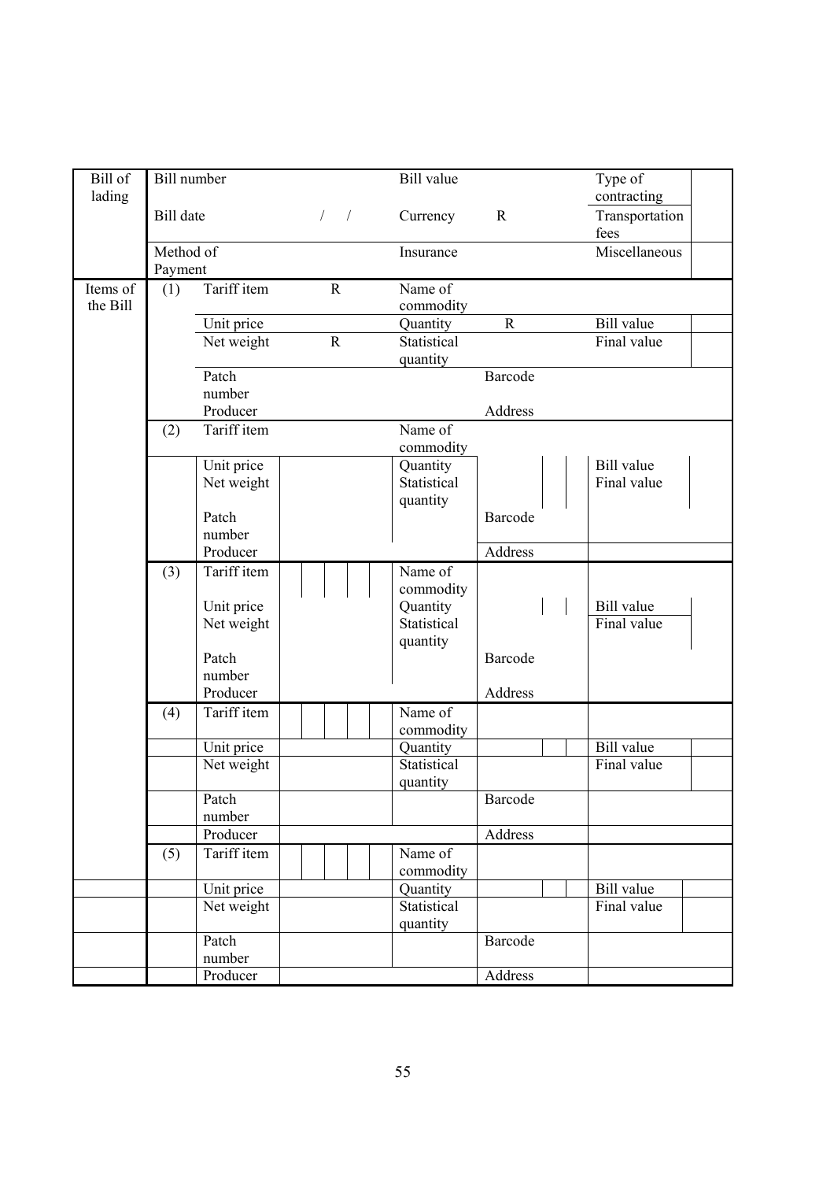| Bill of lading | Bill number | | | Bill value | | Type of contracting | |
|---|---|---|---|---|---|---|---|
| | Bill date | | / / | Currency | R | Transportation fees | |
| | Method of Payment | | | Insurance | | Miscellaneous | |
| Items of the Bill | (1) | Tariff item | R | Name of commodity | | | |
| | | Unit price | | Quantity | R | Bill value | |
| | | Net weight | R | Statistical quantity | | Final value | |
| | | Patch number | | | Barcode | | |
| | | Producer | | | Address | | |
| | (2) | Tariff item | | Name of commodity | | | |
| | | Unit price | | Quantity | | Bill value | |
| | | Net weight | | Statistical quantity | | Final value | |
| | | Patch number | | | Barcode | | |
| | | Producer | | | Address | | |
| | (3) | Tariff item | | Name of commodity | | | |
| | | Unit price | | Quantity | | Bill value | |
| | | Net weight | | Statistical quantity | | Final value | |
| | | Patch number | | | Barcode | | |
| | | Producer | | | Address | | |
| | (4) | Tariff item | | Name of commodity | | | |
| | | Unit price | | Quantity | | Bill value | |
| | | Net weight | | Statistical quantity | | Final value | |
| | | Patch number | | | Barcode | | |
| | | Producer | | | Address | | |
| | (5) | Tariff item | | Name of commodity | | | |
| | | Unit price | | Quantity | | Bill value | |
| | | Net weight | | Statistical quantity | | Final value | |
| | | Patch number | | | Barcode | | |
| | | Producer | | | Address | | |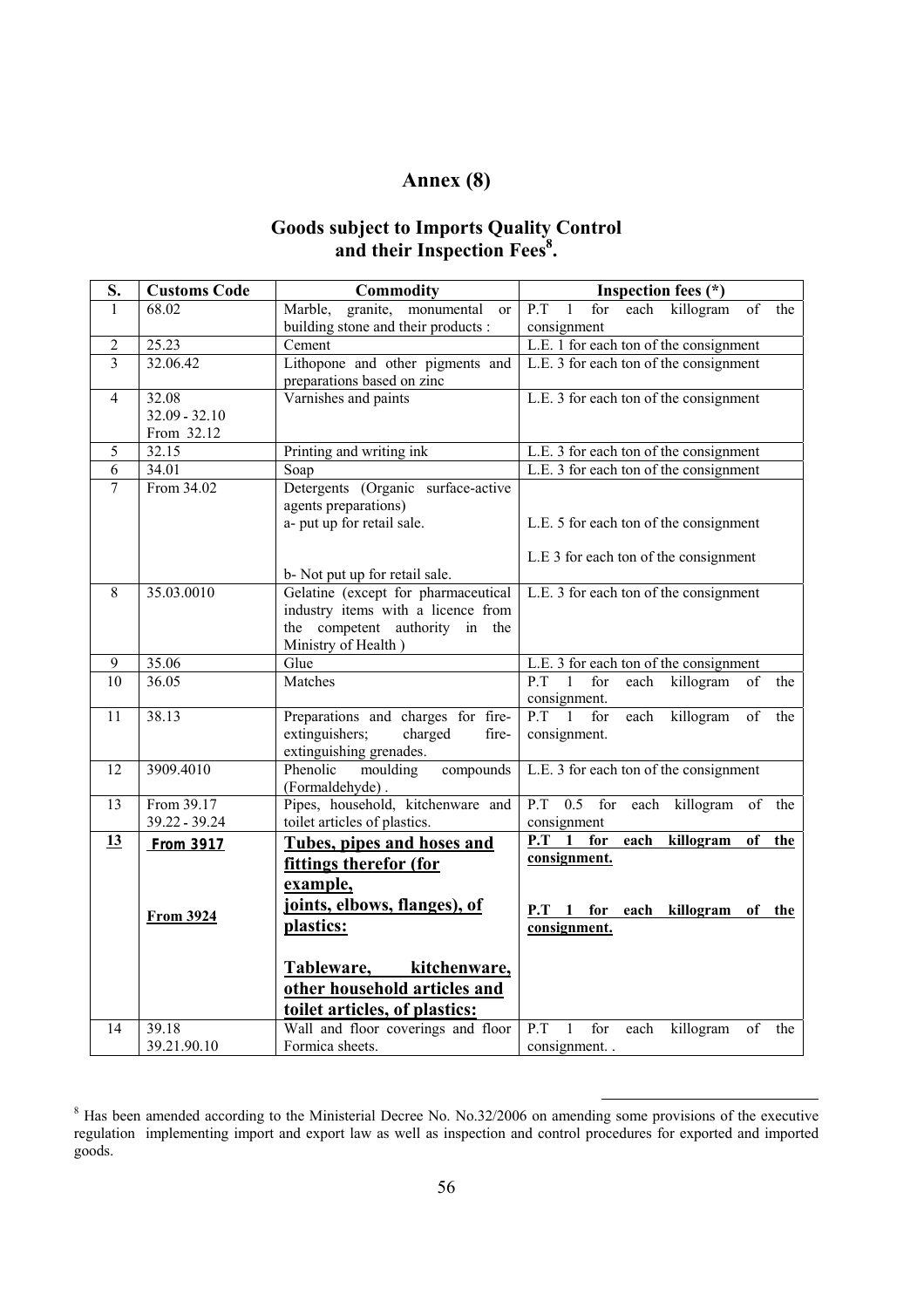# Annex (8)

## Goods subject to Imports Quality Control and their Inspection Fees[8].

| S. | Customs Code | Commodity | Inspection fees (*) |
|---|---|---|---|
| 1 | 68.02 | Marble, granite, monumental or building stone and their products : | P.T 1 for each killogram of the consignment |
| 2 | 25.23 | Cement | L.E. 1 for each ton of the consignment |
| 3 | 32.06.42 | Lithopone and other pigments and preparations based on zinc | L.E. 3 for each ton of the consignment |
| 4 | 32.08<br>32.09 - 32.10<br>From 32.12 | Varnishes and paints | L.E. 3 for each ton of the consignment |
| 5 | 32.15 | Printing and writing ink | L.E. 3 for each ton of the consignment |
| 6 | 34.01 | Soap | L.E. 3 for each ton of the consignment |
| 7 | From 34.02 | Detergents (Organic surface-active agents preparations)<br>a- put up for retail sale.<br>b- Not put up for retail sale. | L.E. 5 for each ton of the consignment<br>L.E 3 for each ton of the consignment |
| 8 | 35.03.0010 | Gelatine (except for pharmaceutical industry items with a licence from the competent authority in the Ministry of Health ) | L.E. 3 for each ton of the consignment |
| 9 | 35.06 | Glue | L.E. 3 for each ton of the consignment |
| 10 | 36.05 | Matches | P.T 1 for each killogram of the consignment. |
| 11 | 38.13 | Preparations and charges for fire-extinguishers; charged fire-extinguishing grenades. | P.T 1 for each killogram of the consignment. |
| 12 | 3909.4010 | Phenolic moulding compounds (Formaldehyde) . | L.E. 3 for each ton of the consignment |
| 13 | From 39.17<br>39.22 - 39.24 | Pipes, household, kitchenware and toilet articles of plastics. | P.T 0.5 for each killogram of the consignment |
| **13** | **From 3917**<br><br>**From 3924** | **Tubes, pipes and hoses and fittings therefor (for example, joints, elbows, flanges), of plastics:**<br><br>**Tableware, kitchenware, other household articles and toilet articles, of plastics:** | **P.T 1 for each killogram of the consignment.**<br><br>**P.T 1 for each killogram of the consignment.** |
| 14 | 39.18<br>39.21.90.10 | Wall and floor coverings and floor Formica sheets. | P.T 1 for each killogram of the consignment. . |

[8] Has been amended according to the Ministerial Decree No. No.32/2006 on amending some provisions of the executive regulation implementing import and export law as well as inspection and control procedures for exported and imported goods.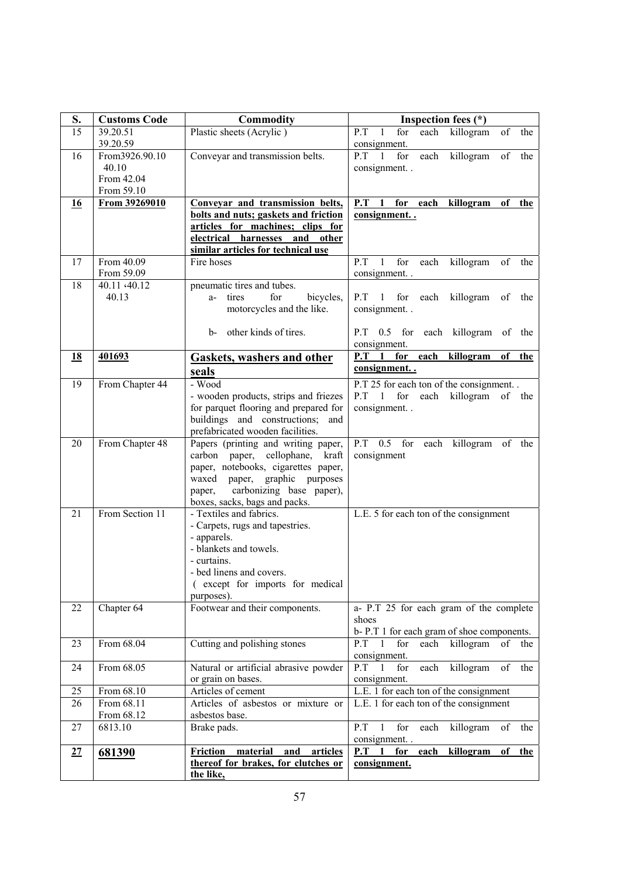| S. | Customs Code | Commodity | Inspection fees (*) |
|---|---|---|---|
| 15 | 39.20.51<br>39.20.59 | Plastic sheets (Acrylic ) | P.T 1 for each killogram of the consignment. |
| 16 | From3926.90.10<br>40.10<br>From 42.04<br>From 59.10 | Conveyar and transmission belts. | P.T 1 for each killogram of the consignment. . |
| **<u>16</u>** | **<u>From 39269010</u>** | **<u>Conveyar and transmission belts, bolts and nuts; gaskets and friction articles for machines; clips for electrical harnesses and other similar articles for technical use</u>** | **<u>P.T 1 for each killogram of the consignment. .</u>** |
| 17 | From 40.09<br>From 59.09 | Fire hoses | P.T 1 for each killogram of the consignment. . |
| 18 | 40.11 ،40.12<br>40.13 | pneumatic tires and tubes.<br>a- tires for bicycles, motorcycles and the like.<br><br>b- other kinds of tires. | <br>P.T 1 for each killogram of the consignment. .<br><br>P.T 0.5 for each killogram of the consignment. |
| **<u>18</u>** | **<u>401693</u>** | **<u>Gaskets, washers and other seals</u>** | **<u>P.T 1 for each killogram of the consignment. .</u>** |
| 19 | From Chapter 44 | - Wood<br>- wooden products, strips and friezes for parquet flooring and prepared for buildings and constructions; and prefabricated wooden facilities. | P.T 25 for each ton of the consignment. .<br>P.T 1 for each killogram of the consignment. . |
| 20 | From Chapter 48 | Papers (printing and writing paper, carbon paper, cellophane, kraft paper, notebooks, cigarettes paper, waxed paper, graphic purposes paper, carbonizing base paper), boxes, sacks, bags and packs. | P.T 0.5 for each killogram of the consignment |
| 21 | From Section 11 | - Textiles and fabrics.<br>- Carpets, rugs and tapestries.<br>- apparels.<br>- blankets and towels.<br>- curtains.<br>- bed linens and covers.<br>( except for imports for medical purposes). | L.E. 5 for each ton of the consignment |
| 22 | Chapter 64 | Footwear and their components. | a- P.T 25 for each gram of the complete shoes<br>b- P.T 1 for each gram of shoe components. |
| 23 | From 68.04 | Cutting and polishing stones | P.T 1 for each killogram of the consignment. |
| 24 | From 68.05 | Natural or artificial abrasive powder or grain on bases. | P.T 1 for each killogram of the consignment. |
| 25 | From 68.10 | Articles of cement | L.E. 1 for each ton of the consignment |
| 26 | From 68.11<br>From 68.12 | Articles of asbestos or mixture or asbestos base. | L.E. 1 for each ton of the consignment |
| 27 | 6813.10 | Brake pads. | P.T 1 for each killogram of the consignment. . |
| **<u>27</u>** | **<u>681390</u>** | **<u>Friction material and articles thereof for brakes, for clutches or the like,</u>** | **<u>P.T 1 for each killogram of the consignment.</u>** |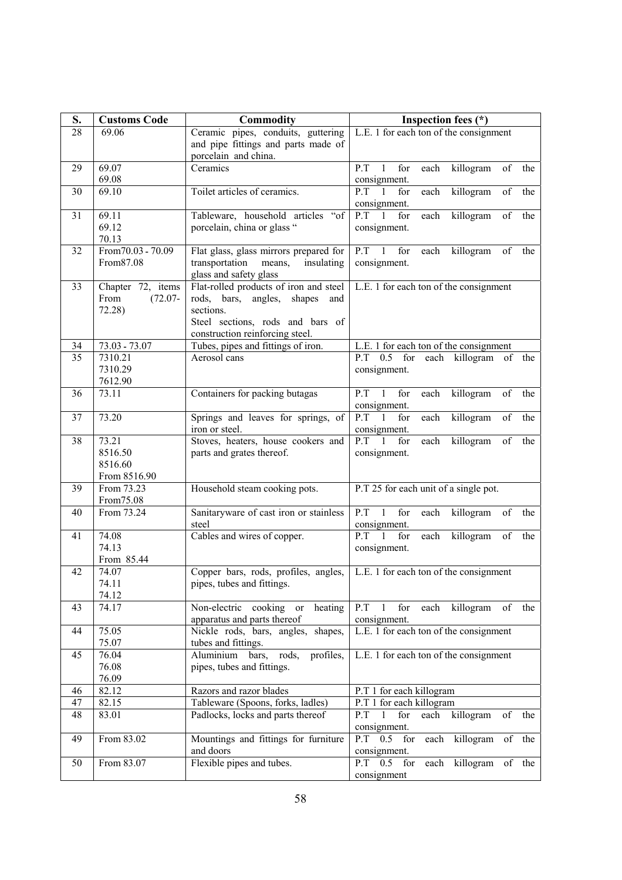| S. | Customs Code | Commodity | Inspection fees (*) |
|---|---|---|---|
| 28 | 69.06 | Ceramic pipes, conduits, guttering and pipe fittings and parts made of porcelain and china. | L.E. 1 for each ton of the consignment |
| 29 | 69.07<br>69.08 | Ceramics | P.T 1 for each killogram of the consignment. |
| 30 | 69.10 | Toilet articles of ceramics. | P.T 1 for each killogram of the consignment. |
| 31 | 69.11<br>69.12<br>70.13 | Tableware, household articles "of porcelain, china or glass " | P.T 1 for each killogram of the consignment. |
| 32 | From70.03 - 70.09<br>From87.08 | Flat glass, glass mirrors prepared for transportation means, insulating glass and safety glass | P.T 1 for each killogram of the consignment. |
| 33 | Chapter 72, items From (72.07- 72.28) | Flat-rolled products of iron and steel rods, bars, angles, shapes and sections.<br>Steel sections, rods and bars of construction reinforcing steel. | L.E. 1 for each ton of the consignment |
| 34 | 73.03 - 73.07 | Tubes, pipes and fittings of iron. | L.E. 1 for each ton of the consignment |
| 35 | 7310.21<br>7310.29<br>7612.90 | Aerosol cans | P.T 0.5 for each killogram of the consignment. |
| 36 | 73.11 | Containers for packing butagas | P.T 1 for each killogram of the consignment. |
| 37 | 73.20 | Springs and leaves for springs, of iron or steel. | P.T 1 for each killogram of the consignment. |
| 38 | 73.21<br>8516.50<br>8516.60<br>From 8516.90 | Stoves, heaters, house cookers and parts and grates thereof. | P.T 1 for each killogram of the consignment. |
| 39 | From 73.23<br>From75.08 | Household steam cooking pots. | P.T 25 for each unit of a single pot. |
| 40 | From 73.24 | Sanitaryware of cast iron or stainless steel | P.T 1 for each killogram of the consignment. |
| 41 | 74.08<br>74.13<br>From 85.44 | Cables and wires of copper. | P.T 1 for each killogram of the consignment. |
| 42 | 74.07<br>74.11<br>74.12 | Copper bars, rods, profiles, angles, pipes, tubes and fittings. | L.E. 1 for each ton of the consignment |
| 43 | 74.17 | Non-electric cooking or heating apparatus and parts thereof | P.T 1 for each killogram of the consignment. |
| 44 | 75.05<br>75.07 | Nickle rods, bars, angles, shapes, tubes and fittings. | L.E. 1 for each ton of the consignment |
| 45 | 76.04<br>76.08<br>76.09 | Aluminium bars, rods, profiles, pipes, tubes and fittings. | L.E. 1 for each ton of the consignment |
| 46 | 82.12 | Razors and razor blades | P.T 1 for each killogram |
| 47 | 82.15 | Tableware (Spoons, forks, ladles) | P.T 1 for each killogram |
| 48 | 83.01 | Padlocks, locks and parts thereof | P.T 1 for each killogram of the consignment. |
| 49 | From 83.02 | Mountings and fittings for furniture and doors | P.T 0.5 for each killogram of the consignment. |
| 50 | From 83.07 | Flexible pipes and tubes. | P.T 0.5 for each killogram of the consignment |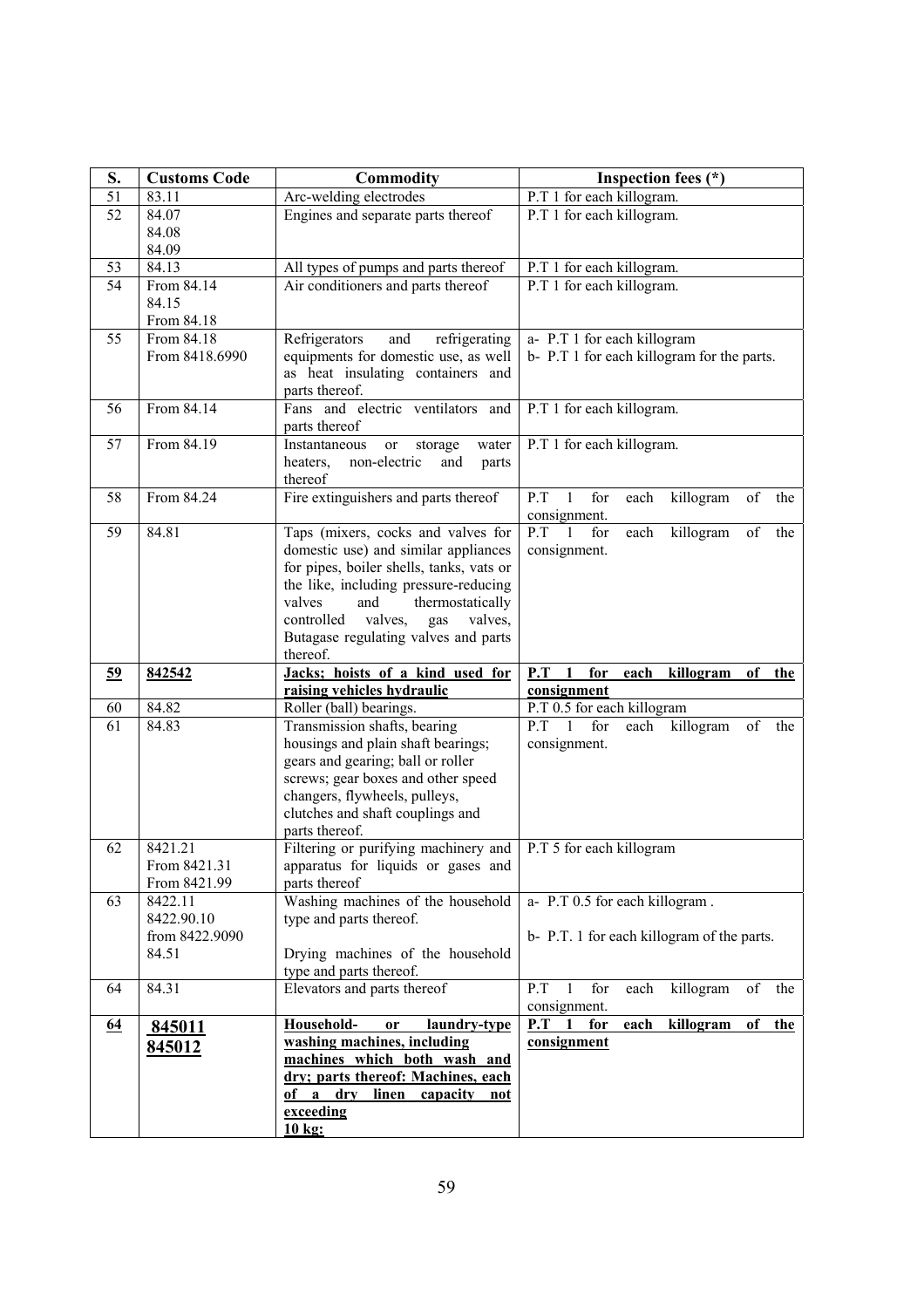| S. | Customs Code | Commodity | Inspection fees (*) |
|---|---|---|---|
| 51 | 83.11 | Arc-welding electrodes | P.T 1 for each killogram. |
| 52 | 84.07<br>84.08<br>84.09 | Engines and separate parts thereof | P.T 1 for each killogram. |
| 53 | 84.13 | All types of pumps and parts thereof | P.T 1 for each killogram. |
| 54 | From 84.14<br>84.15<br>From 84.18 | Air conditioners and parts thereof | P.T 1 for each killogram. |
| 55 | From 84.18<br>From 8418.6990 | Refrigerators and refrigerating equipments for domestic use, as well as heat insulating containers and parts thereof. | a- P.T 1 for each killogram<br>b- P.T 1 for each killogram for the parts. |
| 56 | From 84.14 | Fans and electric ventilators and parts thereof | P.T 1 for each killogram. |
| 57 | From 84.19 | Instantaneous or storage water heaters, non-electric and parts thereof | P.T 1 for each killogram. |
| 58 | From 84.24 | Fire extinguishers and parts thereof | P.T 1 for each killogram of the consignment. |
| 59 | 84.81 | Taps (mixers, cocks and valves for domestic use) and similar appliances for pipes, boiler shells, tanks, vats or the like, including pressure-reducing valves and thermostatically controlled valves, gas valves, Butagase regulating valves and parts thereof. | P.T 1 for each killogram of the consignment. |
| **59** | **842542** | **Jacks; hoists of a kind used for raising vehicles hydraulic** | **P.T 1 for each killogram of the consignment** |
| 60 | 84.82 | Roller (ball) bearings. | P.T 0.5 for each killogram |
| 61 | 84.83 | Transmission shafts, bearing housings and plain shaft bearings; gears and gearing; ball or roller screws; gear boxes and other speed changers, flywheels, pulleys, clutches and shaft couplings and parts thereof. | P.T 1 for each killogram of the consignment. |
| 62 | 8421.21<br>From 8421.31<br>From 8421.99 | Filtering or purifying machinery and apparatus for liquids or gases and parts thereof | P.T 5 for each killogram |
| 63 | 8422.11<br>8422.90.10<br>from 8422.9090<br>84.51 | Washing machines of the household type and parts thereof.<br><br>Drying machines of the household type and parts thereof. | a- P.T 0.5 for each killogram .<br><br>b- P.T. 1 for each killogram of the parts. |
| 64 | 84.31 | Elevators and parts thereof | P.T 1 for each killogram of the consignment. |
| **64** | **845011**<br>**845012** | **Household- or laundry-type washing machines, including machines which both wash and dry; parts thereof: Machines, each of a dry linen capacity not exceeding 10 kg:** | **P.T 1 for each killogram of the consignment** |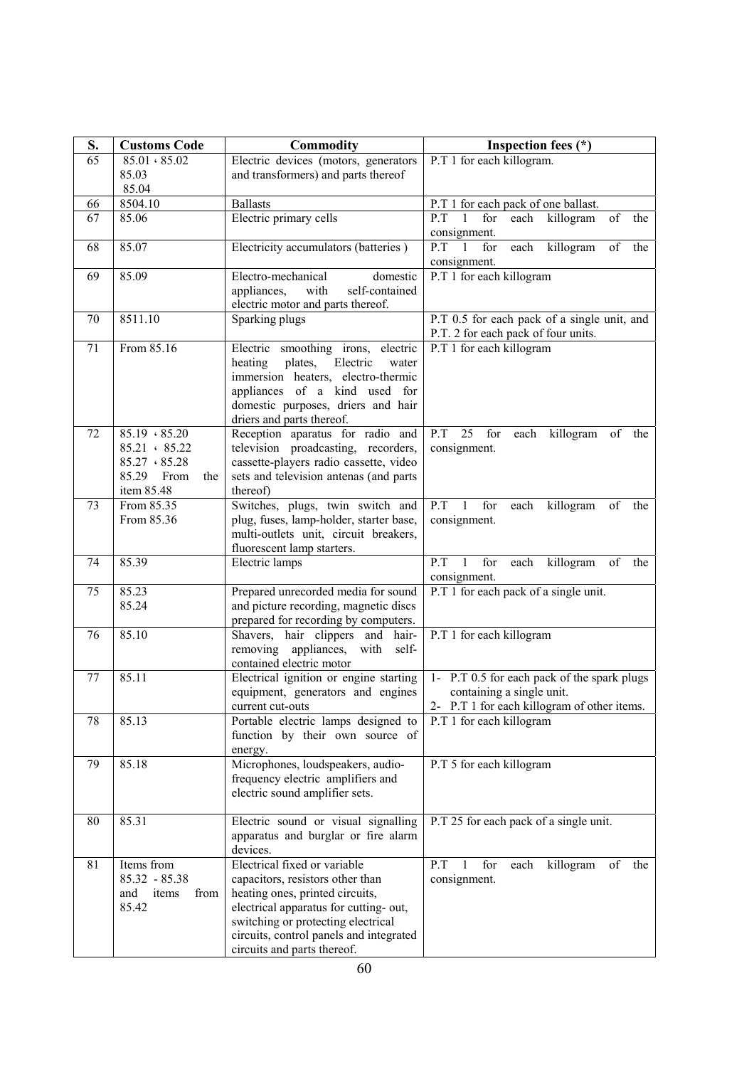| S. | Customs Code | Commodity | Inspection fees (*) |
|---|---|---|---|
| 65 | 85.01 ، 85.02<br>85.03<br>85.04 | Electric devices (motors, generators and transformers) and parts thereof | P.T 1 for each killogram. |
| 66 | 8504.10 | Ballasts | P.T 1 for each pack of one ballast. |
| 67 | 85.06 | Electric primary cells | P.T 1 for each killogram of the consignment. |
| 68 | 85.07 | Electricity accumulators (batteries ) | P.T 1 for each killogram of the consignment. |
| 69 | 85.09 | Electro-mechanical domestic appliances, with self-contained electric motor and parts thereof. | P.T 1 for each killogram |
| 70 | 8511.10 | Sparking plugs | P.T 0.5 for each pack of a single unit, and P.T. 2 for each pack of four units. |
| 71 | From 85.16 | Electric smoothing irons, electric heating plates, Electric water immersion heaters, electro-thermic appliances of a kind used for domestic purposes, driers and hair driers and parts thereof. | P.T 1 for each killogram |
| 72 | 85.19 ، 85.20<br>85.21 ، 85.22<br>85.27 ، 85.28<br>85.29 From the item 85.48 | Reception aparatus for radio and television proadcasting, recorders, cassette-players radio cassette, video sets and television antenas (and parts thereof) | P.T 25 for each killogram of the consignment. |
| 73 | From 85.35<br>From 85.36 | Switches, plugs, twin switch and plug, fuses, lamp-holder, starter base, multi-outlets unit, circuit breakers, fluorescent lamp starters. | P.T 1 for each killogram of the consignment. |
| 74 | 85.39 | Electric lamps | P.T 1 for each killogram of the consignment. |
| 75 | 85.23<br>85.24 | Prepared unrecorded media for sound and picture recording, magnetic discs prepared for recording by computers. | P.T 1 for each pack of a single unit. |
| 76 | 85.10 | Shavers, hair clippers and hair-removing appliances, with self-contained electric motor | P.T 1 for each killogram |
| 77 | 85.11 | Electrical ignition or engine starting equipment, generators and engines current cut-outs | 1- P.T 0.5 for each pack of the spark plugs containing a single unit.<br>2- P.T 1 for each killogram of other items. |
| 78 | 85.13 | Portable electric lamps designed to function by their own source of energy. | P.T 1 for each killogram |
| 79 | 85.18 | Microphones, loudspeakers, audio-frequency electric amplifiers and electric sound amplifier sets. | P.T 5 for each killogram |
| 80 | 85.31 | Electric sound or visual signalling apparatus and burglar or fire alarm devices. | P.T 25 for each pack of a single unit. |
| 81 | Items from 85.32 - 85.38 and items from 85.42 | Electrical fixed or variable capacitors, resistors other than heating ones, printed circuits, electrical apparatus for cutting- out, switching or protecting electrical circuits, control panels and integrated circuits and parts thereof. | P.T 1 for each killogram of the consignment. |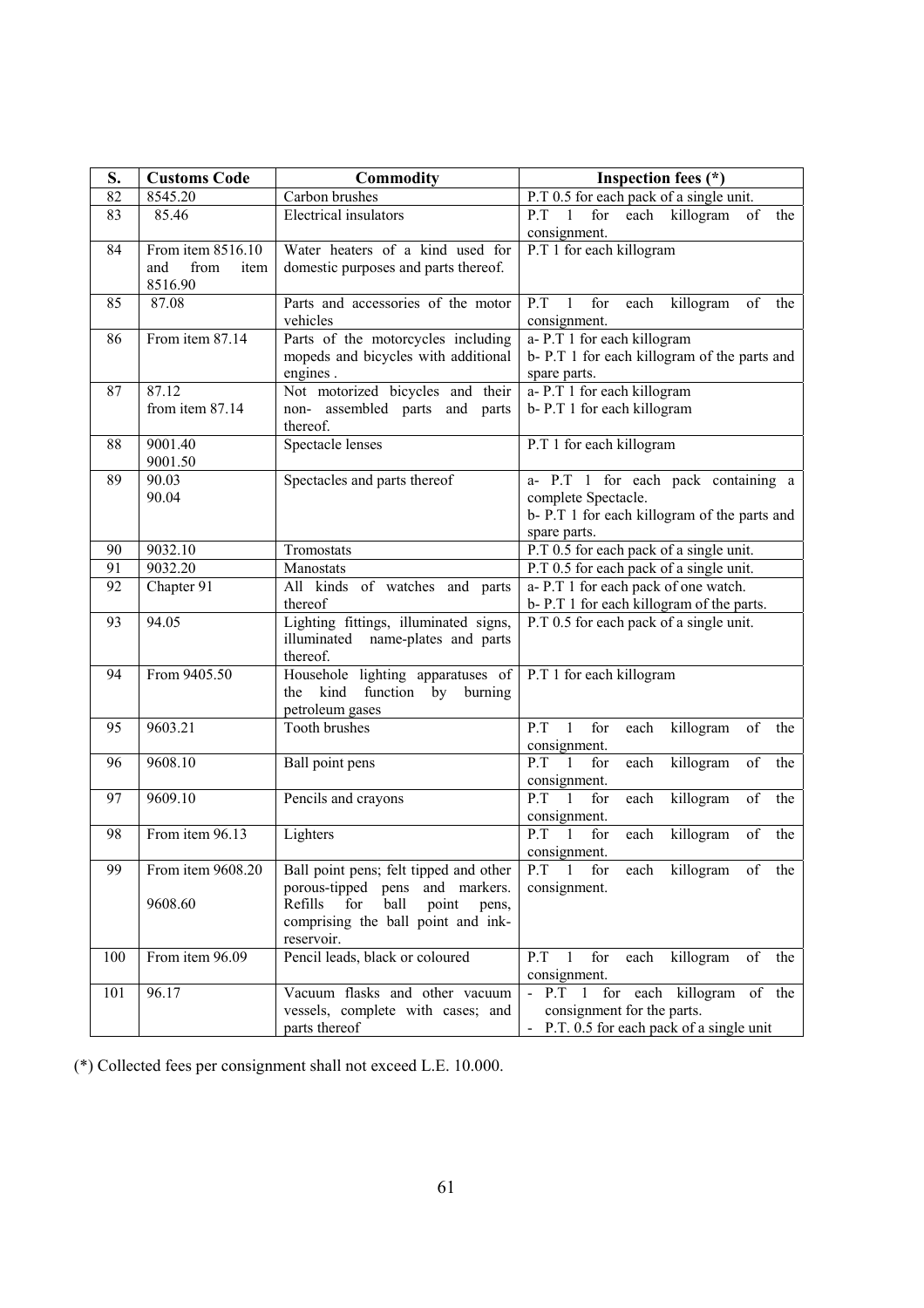| S. | Customs Code | Commodity | Inspection fees (*) |
|---|---|---|---|
| 82 | 8545.20 | Carbon brushes | P.T 0.5 for each pack of a single unit. |
| 83 | 85.46 | Electrical insulators | P.T 1 for each killogram of the consignment. |
| 84 | From item 8516.10 and from item 8516.90 | Water heaters of a kind used for domestic purposes and parts thereof. | P.T 1 for each killogram |
| 85 | 87.08 | Parts and accessories of the motor vehicles | P.T 1 for each killogram of the consignment. |
| 86 | From item 87.14 | Parts of the motorcycles including mopeds and bicycles with additional engines . | a- P.T 1 for each killogram<br>b- P.T 1 for each killogram of the parts and spare parts. |
| 87 | 87.12<br>from item 87.14 | Not motorized bicycles and their non- assembled parts and parts thereof. | a- P.T 1 for each killogram<br>b- P.T 1 for each killogram |
| 88 | 9001.40<br>9001.50 | Spectacle lenses | P.T 1 for each killogram |
| 89 | 90.03<br>90.04 | Spectacles and parts thereof | a- P.T 1 for each pack containing a complete Spectacle.<br>b- P.T 1 for each killogram of the parts and spare parts. |
| 90 | 9032.10 | Tromostats | P.T 0.5 for each pack of a single unit. |
| 91 | 9032.20 | Manostats | P.T 0.5 for each pack of a single unit. |
| 92 | Chapter 91 | All kinds of watches and parts thereof | a- P.T 1 for each pack of one watch.<br>b- P.T 1 for each killogram of the parts. |
| 93 | 94.05 | Lighting fittings, illuminated signs, illuminated name-plates and parts thereof. | P.T 0.5 for each pack of a single unit. |
| 94 | From 9405.50 | Househole lighting apparatuses of the kind function by burning petroleum gases | P.T 1 for each killogram |
| 95 | 9603.21 | Tooth brushes | P.T 1 for each killogram of the consignment. |
| 96 | 9608.10 | Ball point pens | P.T 1 for each killogram of the consignment. |
| 97 | 9609.10 | Pencils and crayons | P.T 1 for each killogram of the consignment. |
| 98 | From item 96.13 | Lighters | P.T 1 for each killogram of the consignment. |
| 99 | From item 9608.20<br><br>9608.60 | Ball point pens; felt tipped and other porous-tipped pens and markers.<br>Refills for ball point pens, comprising the ball point and ink-reservoir. | P.T 1 for each killogram of the consignment. |
| 100 | From item 96.09 | Pencil leads, black or coloured | P.T 1 for each killogram of the consignment. |
| 101 | 96.17 | Vacuum flasks and other vacuum vessels, complete with cases; and parts thereof | - P.T 1 for each killogram of the consignment for the parts.<br>- P.T. 0.5 for each pack of a single unit |

(*) Collected fees per consignment shall not exceed L.E. 10.000.